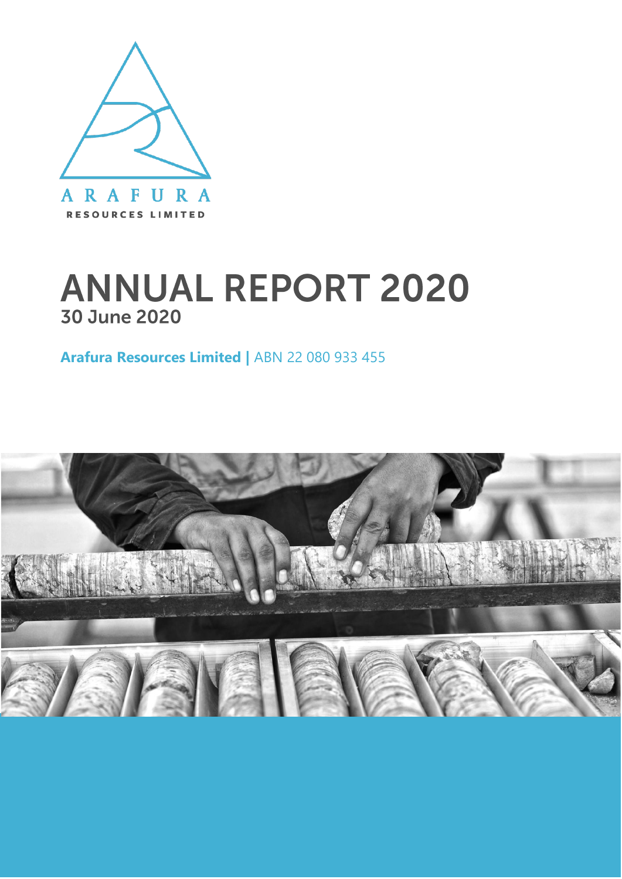ARAFURA

RESOURCES LIMITED

# ANNUAL REPORT 2020

## 30 June 2020

**Arafura Resources Limited |** ABN 22 080 933 455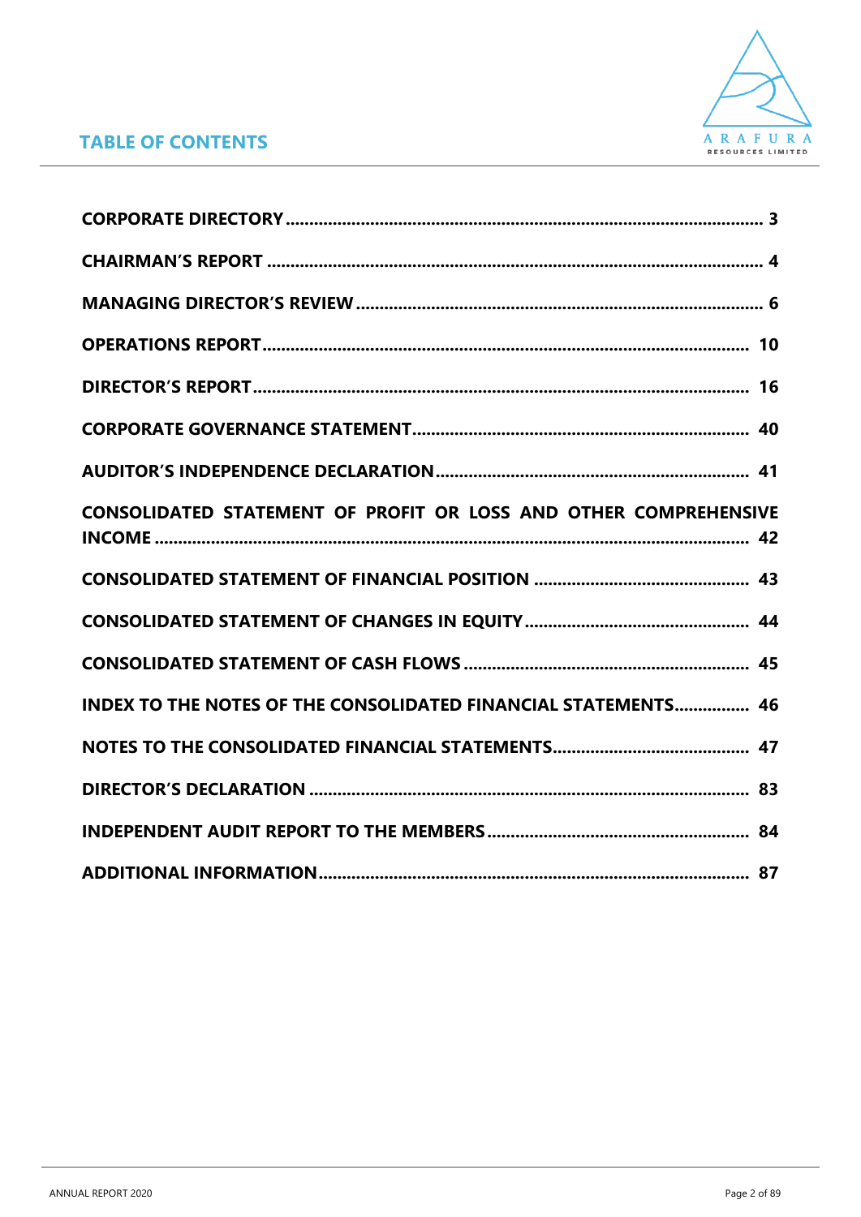## TABLE OF CONTENTS

| | |
|---|---|
| **CORPORATE DIRECTORY** | **3** |
| **CHAIRMAN'S REPORT** | **4** |
| **MANAGING DIRECTOR'S REVIEW** | **6** |
| **OPERATIONS REPORT** | **10** |
| **DIRECTOR'S REPORT** | **16** |
| **CORPORATE GOVERNANCE STATEMENT** | **40** |
| **AUDITOR'S INDEPENDENCE DECLARATION** | **41** |
| **CONSOLIDATED STATEMENT OF PROFIT OR LOSS AND OTHER COMPREHENSIVE INCOME** | **42** |
| **CONSOLIDATED STATEMENT OF FINANCIAL POSITION** | **43** |
| **CONSOLIDATED STATEMENT OF CHANGES IN EQUITY** | **44** |
| **CONSOLIDATED STATEMENT OF CASH FLOWS** | **45** |
| **INDEX TO THE NOTES OF THE CONSOLIDATED FINANCIAL STATEMENTS** | **46** |
| **NOTES TO THE CONSOLIDATED FINANCIAL STATEMENTS** | **47** |
| **DIRECTOR'S DECLARATION** | **83** |
| **INDEPENDENT AUDIT REPORT TO THE MEMBERS** | **84** |
| **ADDITIONAL INFORMATION** | **87** |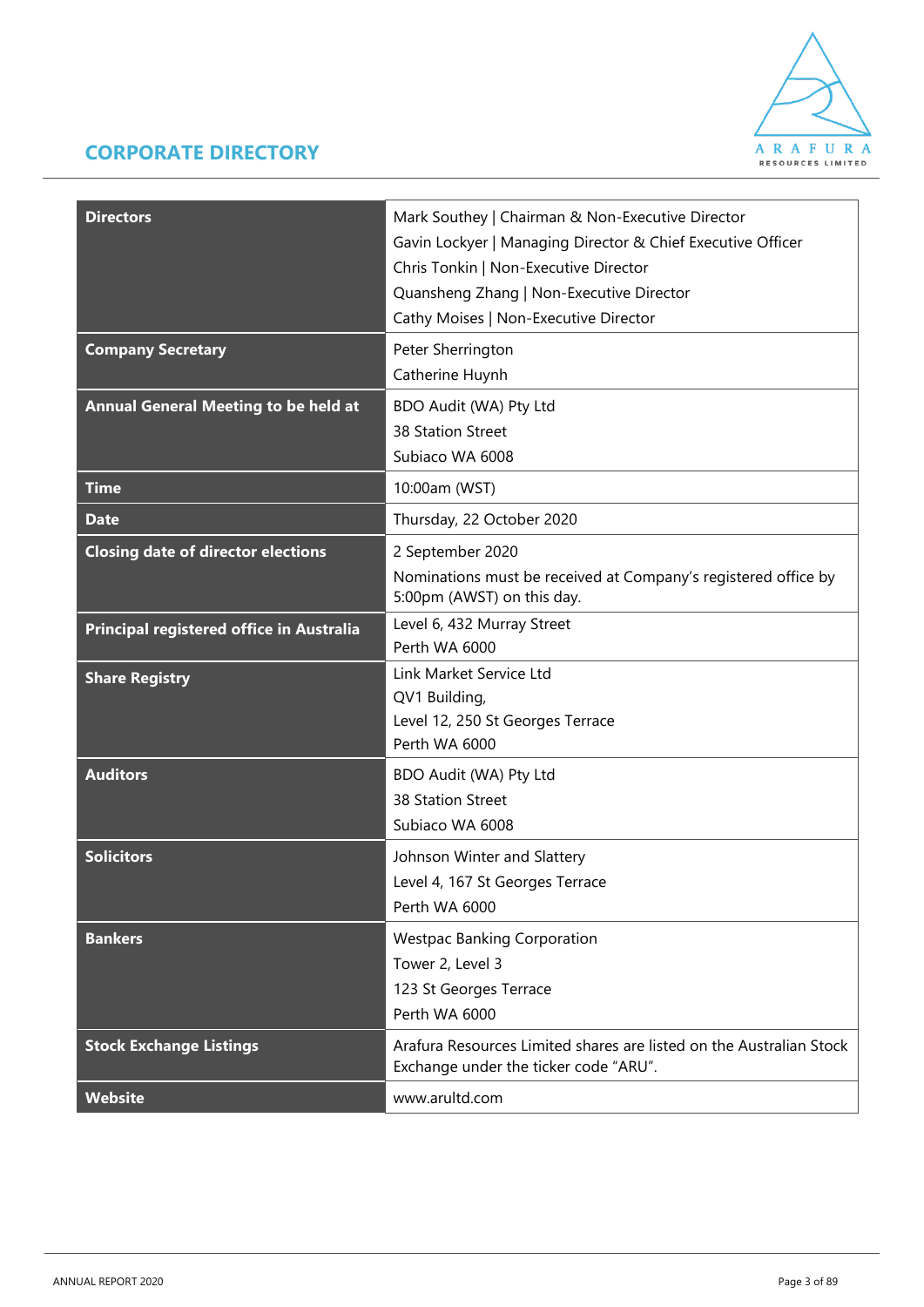# CORPORATE DIRECTORY

| | |
|---|---|
| **Directors** | Mark Southey \| Chairman & Non-Executive Director<br>Gavin Lockyer \| Managing Director & Chief Executive Officer<br>Chris Tonkin \| Non-Executive Director<br>Quansheng Zhang \| Non-Executive Director<br>Cathy Moises \| Non-Executive Director |
| **Company Secretary** | Peter Sherrington<br>Catherine Huynh |
| **Annual General Meeting to be held at** | BDO Audit (WA) Pty Ltd<br>38 Station Street<br>Subiaco WA 6008 |
| **Time** | 10:00am (WST) |
| **Date** | Thursday, 22 October 2020 |
| **Closing date of director elections** | 2 September 2020<br>Nominations must be received at Company's registered office by 5:00pm (AWST) on this day. |
| **Principal registered office in Australia** | Level 6, 432 Murray Street<br>Perth WA 6000 |
| **Share Registry** | Link Market Service Ltd<br>QV1 Building,<br>Level 12, 250 St Georges Terrace<br>Perth WA 6000 |
| **Auditors** | BDO Audit (WA) Pty Ltd<br>38 Station Street<br>Subiaco WA 6008 |
| **Solicitors** | Johnson Winter and Slattery<br>Level 4, 167 St Georges Terrace<br>Perth WA 6000 |
| **Bankers** | Westpac Banking Corporation<br>Tower 2, Level 3<br>123 St Georges Terrace<br>Perth WA 6000 |
| **Stock Exchange Listings** | Arafura Resources Limited shares are listed on the Australian Stock Exchange under the ticker code "ARU". |
| **Website** | www.arultd.com |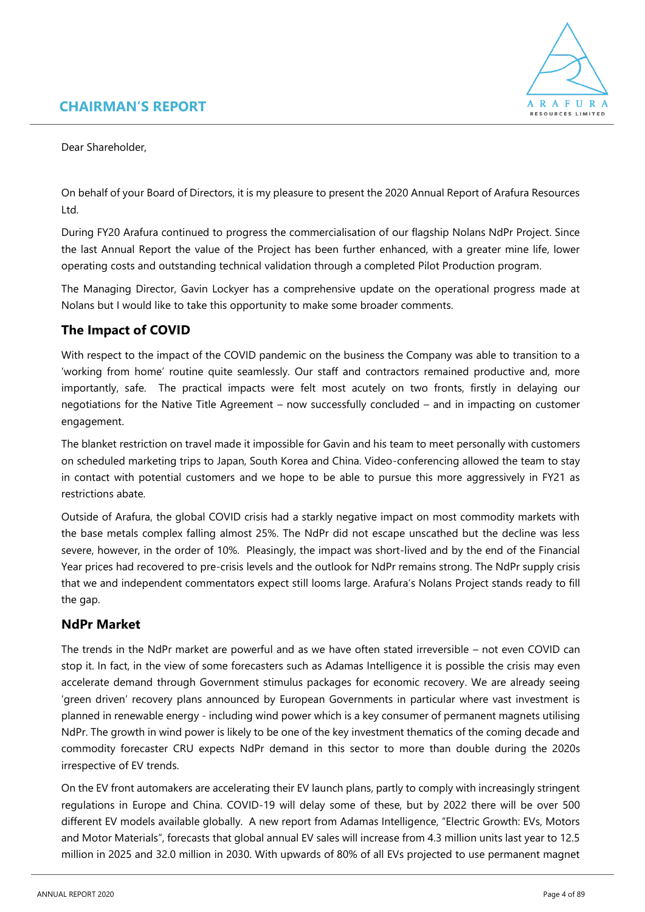# CHAIRMAN'S REPORT

Dear Shareholder,

On behalf of your Board of Directors, it is my pleasure to present the 2020 Annual Report of Arafura Resources Ltd.

During FY20 Arafura continued to progress the commercialisation of our flagship Nolans NdPr Project. Since the last Annual Report the value of the Project has been further enhanced, with a greater mine life, lower operating costs and outstanding technical validation through a completed Pilot Production program.

The Managing Director, Gavin Lockyer has a comprehensive update on the operational progress made at Nolans but I would like to take this opportunity to make some broader comments.

## The Impact of COVID

With respect to the impact of the COVID pandemic on the business the Company was able to transition to a 'working from home' routine quite seamlessly. Our staff and contractors remained productive and, more importantly, safe. The practical impacts were felt most acutely on two fronts, firstly in delaying our negotiations for the Native Title Agreement – now successfully concluded – and in impacting on customer engagement.

The blanket restriction on travel made it impossible for Gavin and his team to meet personally with customers on scheduled marketing trips to Japan, South Korea and China. Video-conferencing allowed the team to stay in contact with potential customers and we hope to be able to pursue this more aggressively in FY21 as restrictions abate.

Outside of Arafura, the global COVID crisis had a starkly negative impact on most commodity markets with the base metals complex falling almost 25%. The NdPr did not escape unscathed but the decline was less severe, however, in the order of 10%. Pleasingly, the impact was short-lived and by the end of the Financial Year prices had recovered to pre-crisis levels and the outlook for NdPr remains strong. The NdPr supply crisis that we and independent commentators expect still looms large. Arafura's Nolans Project stands ready to fill the gap.

## NdPr Market

The trends in the NdPr market are powerful and as we have often stated irreversible – not even COVID can stop it. In fact, in the view of some forecasters such as Adamas Intelligence it is possible the crisis may even accelerate demand through Government stimulus packages for economic recovery. We are already seeing 'green driven' recovery plans announced by European Governments in particular where vast investment is planned in renewable energy - including wind power which is a key consumer of permanent magnets utilising NdPr. The growth in wind power is likely to be one of the key investment thematics of the coming decade and commodity forecaster CRU expects NdPr demand in this sector to more than double during the 2020s irrespective of EV trends.

On the EV front automakers are accelerating their EV launch plans, partly to comply with increasingly stringent regulations in Europe and China. COVID-19 will delay some of these, but by 2022 there will be over 500 different EV models available globally. A new report from Adamas Intelligence, "Electric Growth: EVs, Motors and Motor Materials", forecasts that global annual EV sales will increase from 4.3 million units last year to 12.5 million in 2025 and 32.0 million in 2030. With upwards of 80% of all EVs projected to use permanent magnet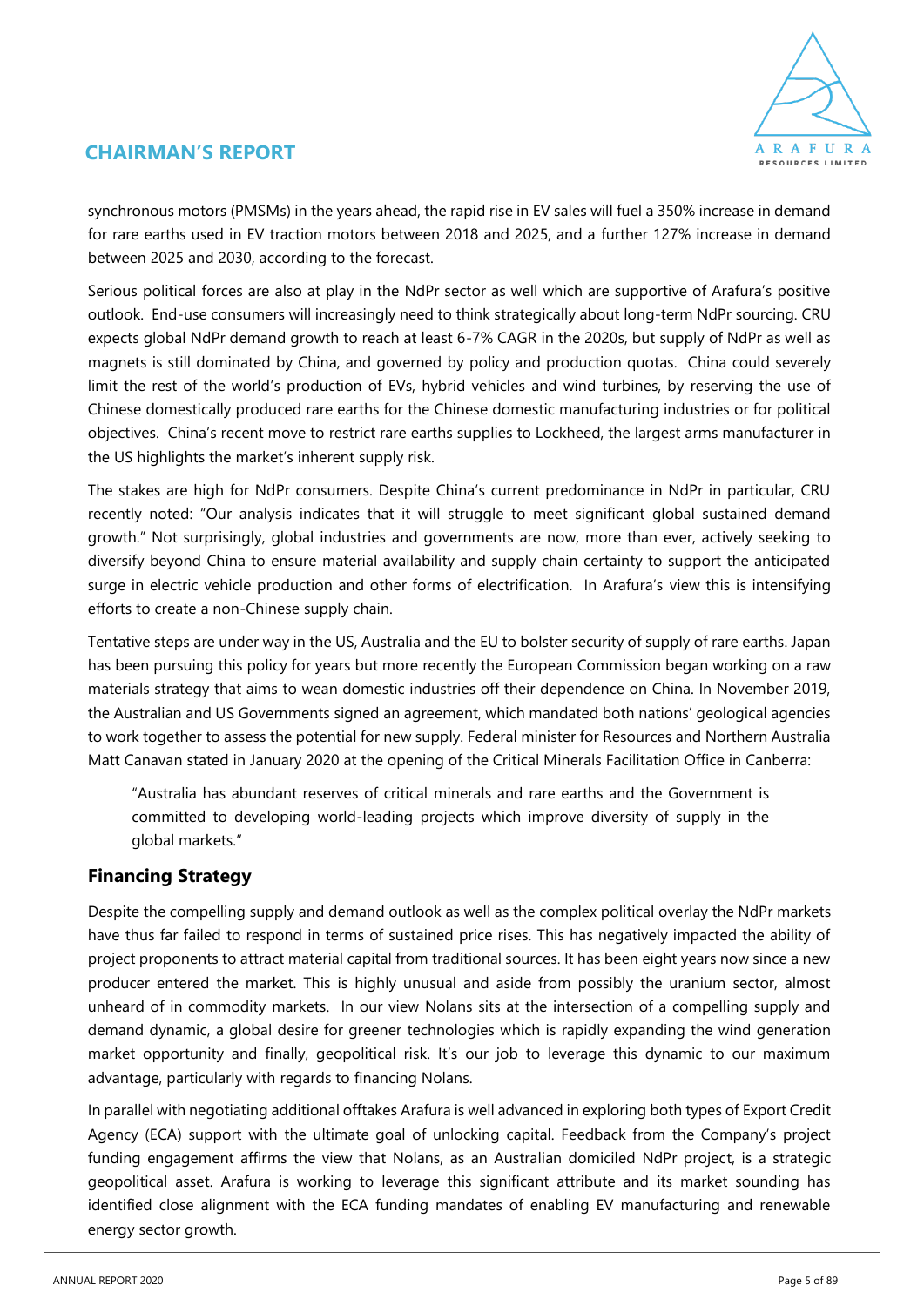synchronous motors (PMSMs) in the years ahead, the rapid rise in EV sales will fuel a 350% increase in demand for rare earths used in EV traction motors between 2018 and 2025, and a further 127% increase in demand between 2025 and 2030, according to the forecast.

Serious political forces are also at play in the NdPr sector as well which are supportive of Arafura's positive outlook. End-use consumers will increasingly need to think strategically about long-term NdPr sourcing. CRU expects global NdPr demand growth to reach at least 6-7% CAGR in the 2020s, but supply of NdPr as well as magnets is still dominated by China, and governed by policy and production quotas. China could severely limit the rest of the world's production of EVs, hybrid vehicles and wind turbines, by reserving the use of Chinese domestically produced rare earths for the Chinese domestic manufacturing industries or for political objectives. China's recent move to restrict rare earths supplies to Lockheed, the largest arms manufacturer in the US highlights the market's inherent supply risk.

The stakes are high for NdPr consumers. Despite China's current predominance in NdPr in particular, CRU recently noted: "Our analysis indicates that it will struggle to meet significant global sustained demand growth." Not surprisingly, global industries and governments are now, more than ever, actively seeking to diversify beyond China to ensure material availability and supply chain certainty to support the anticipated surge in electric vehicle production and other forms of electrification. In Arafura's view this is intensifying efforts to create a non-Chinese supply chain.

Tentative steps are under way in the US, Australia and the EU to bolster security of supply of rare earths. Japan has been pursuing this policy for years but more recently the European Commission began working on a raw materials strategy that aims to wean domestic industries off their dependence on China. In November 2019, the Australian and US Governments signed an agreement, which mandated both nations' geological agencies to work together to assess the potential for new supply. Federal minister for Resources and Northern Australia Matt Canavan stated in January 2020 at the opening of the Critical Minerals Facilitation Office in Canberra:

> "Australia has abundant reserves of critical minerals and rare earths and the Government is committed to developing world-leading projects which improve diversity of supply in the global markets."

## Financing Strategy

Despite the compelling supply and demand outlook as well as the complex political overlay the NdPr markets have thus far failed to respond in terms of sustained price rises. This has negatively impacted the ability of project proponents to attract material capital from traditional sources. It has been eight years now since a new producer entered the market. This is highly unusual and aside from possibly the uranium sector, almost unheard of in commodity markets. In our view Nolans sits at the intersection of a compelling supply and demand dynamic, a global desire for greener technologies which is rapidly expanding the wind generation market opportunity and finally, geopolitical risk. It's our job to leverage this dynamic to our maximum advantage, particularly with regards to financing Nolans.

In parallel with negotiating additional offtakes Arafura is well advanced in exploring both types of Export Credit Agency (ECA) support with the ultimate goal of unlocking capital. Feedback from the Company's project funding engagement affirms the view that Nolans, as an Australian domiciled NdPr project, is a strategic geopolitical asset. Arafura is working to leverage this significant attribute and its market sounding has identified close alignment with the ECA funding mandates of enabling EV manufacturing and renewable energy sector growth.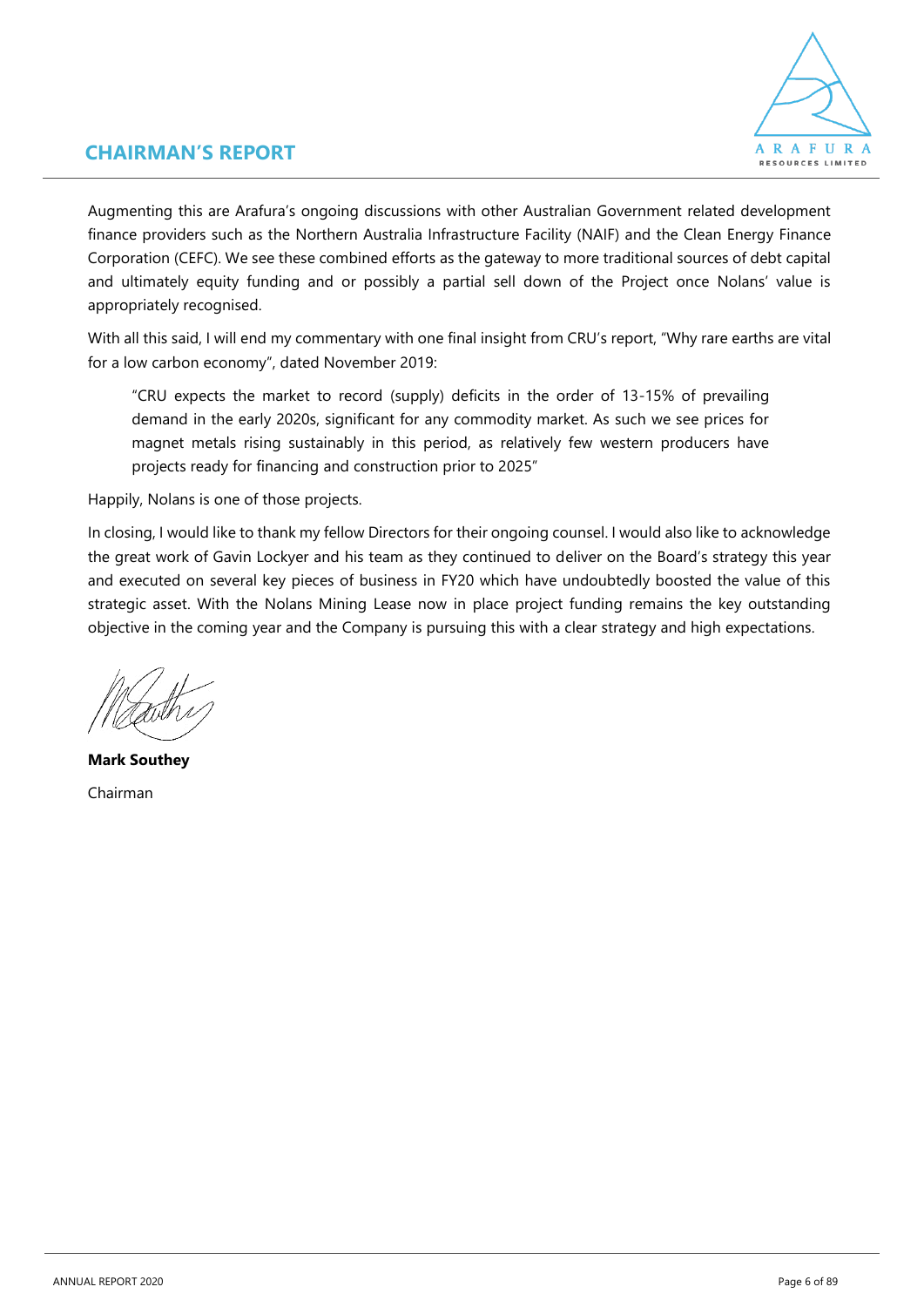## CHAIRMAN'S REPORT

Augmenting this are Arafura's ongoing discussions with other Australian Government related development finance providers such as the Northern Australia Infrastructure Facility (NAIF) and the Clean Energy Finance Corporation (CEFC). We see these combined efforts as the gateway to more traditional sources of debt capital and ultimately equity funding and or possibly a partial sell down of the Project once Nolans' value is appropriately recognised.

With all this said, I will end my commentary with one final insight from CRU's report, "Why rare earths are vital for a low carbon economy", dated November 2019:

> "CRU expects the market to record (supply) deficits in the order of 13-15% of prevailing demand in the early 2020s, significant for any commodity market. As such we see prices for magnet metals rising sustainably in this period, as relatively few western producers have projects ready for financing and construction prior to 2025"

Happily, Nolans is one of those projects.

In closing, I would like to thank my fellow Directors for their ongoing counsel. I would also like to acknowledge the great work of Gavin Lockyer and his team as they continued to deliver on the Board's strategy this year and executed on several key pieces of business in FY20 which have undoubtedly boosted the value of this strategic asset. With the Nolans Mining Lease now in place project funding remains the key outstanding objective in the coming year and the Company is pursuing this with a clear strategy and high expectations.

**Mark Southey**

Chairman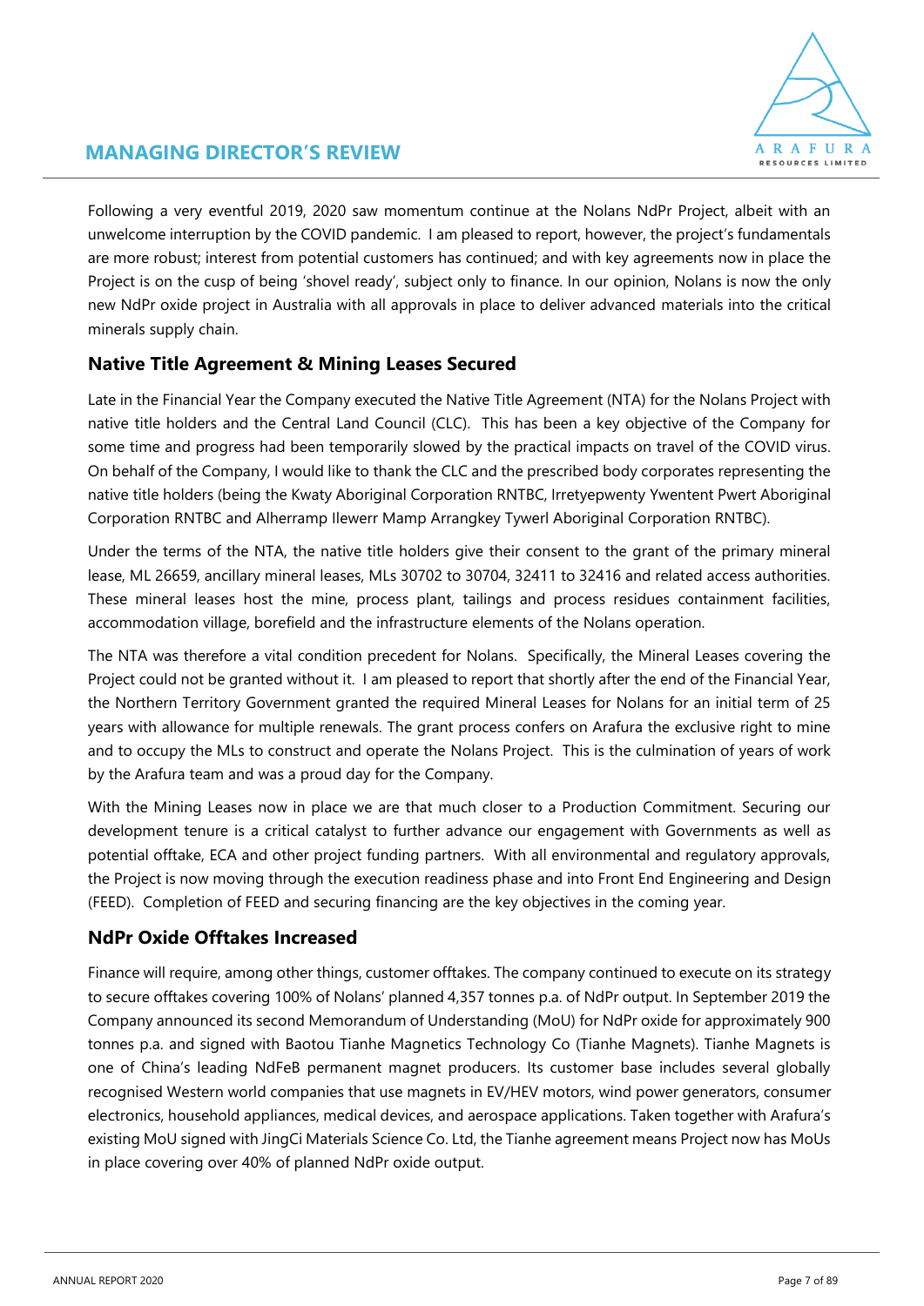# MANAGING DIRECTOR'S REVIEW

Following a very eventful 2019, 2020 saw momentum continue at the Nolans NdPr Project, albeit with an unwelcome interruption by the COVID pandemic. I am pleased to report, however, the project's fundamentals are more robust; interest from potential customers has continued; and with key agreements now in place the Project is on the cusp of being 'shovel ready', subject only to finance. In our opinion, Nolans is now the only new NdPr oxide project in Australia with all approvals in place to deliver advanced materials into the critical minerals supply chain.

## Native Title Agreement & Mining Leases Secured

Late in the Financial Year the Company executed the Native Title Agreement (NTA) for the Nolans Project with native title holders and the Central Land Council (CLC). This has been a key objective of the Company for some time and progress had been temporarily slowed by the practical impacts on travel of the COVID virus. On behalf of the Company, I would like to thank the CLC and the prescribed body corporates representing the native title holders (being the Kwaty Aboriginal Corporation RNTBC, Irretyepwenty Ywentent Pwert Aboriginal Corporation RNTBC and Alherramp Ilewerr Mamp Arrangkey Tywerl Aboriginal Corporation RNTBC).

Under the terms of the NTA, the native title holders give their consent to the grant of the primary mineral lease, ML 26659, ancillary mineral leases, MLs 30702 to 30704, 32411 to 32416 and related access authorities. These mineral leases host the mine, process plant, tailings and process residues containment facilities, accommodation village, borefield and the infrastructure elements of the Nolans operation.

The NTA was therefore a vital condition precedent for Nolans. Specifically, the Mineral Leases covering the Project could not be granted without it. I am pleased to report that shortly after the end of the Financial Year, the Northern Territory Government granted the required Mineral Leases for Nolans for an initial term of 25 years with allowance for multiple renewals. The grant process confers on Arafura the exclusive right to mine and to occupy the MLs to construct and operate the Nolans Project. This is the culmination of years of work by the Arafura team and was a proud day for the Company.

With the Mining Leases now in place we are that much closer to a Production Commitment. Securing our development tenure is a critical catalyst to further advance our engagement with Governments as well as potential offtake, ECA and other project funding partners. With all environmental and regulatory approvals, the Project is now moving through the execution readiness phase and into Front End Engineering and Design (FEED). Completion of FEED and securing financing are the key objectives in the coming year.

## NdPr Oxide Offtakes Increased

Finance will require, among other things, customer offtakes. The company continued to execute on its strategy to secure offtakes covering 100% of Nolans' planned 4,357 tonnes p.a. of NdPr output. In September 2019 the Company announced its second Memorandum of Understanding (MoU) for NdPr oxide for approximately 900 tonnes p.a. and signed with Baotou Tianhe Magnetics Technology Co (Tianhe Magnets). Tianhe Magnets is one of China's leading NdFeB permanent magnet producers. Its customer base includes several globally recognised Western world companies that use magnets in EV/HEV motors, wind power generators, consumer electronics, household appliances, medical devices, and aerospace applications. Taken together with Arafura's existing MoU signed with JingCi Materials Science Co. Ltd, the Tianhe agreement means Project now has MoUs in place covering over 40% of planned NdPr oxide output.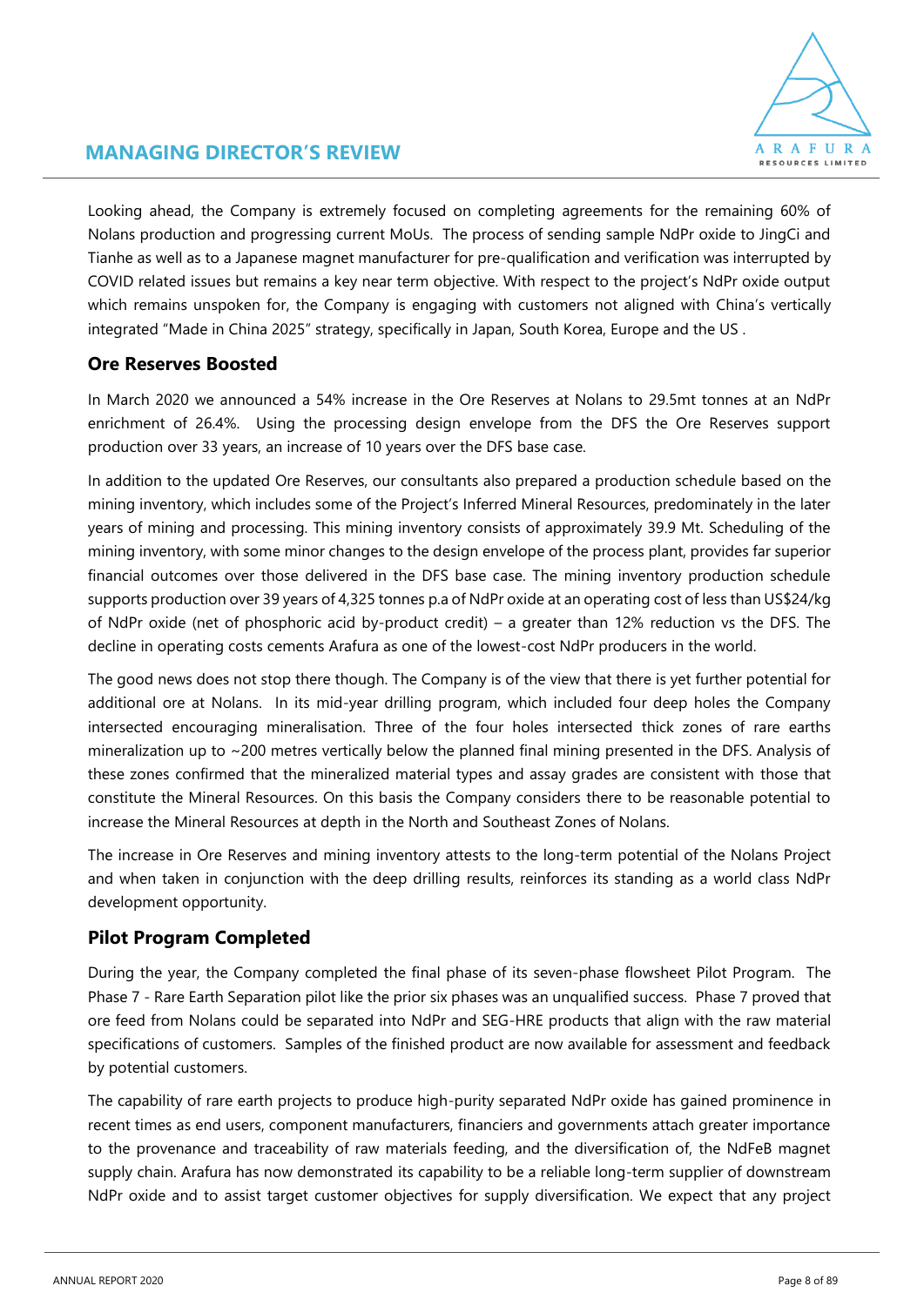Looking ahead, the Company is extremely focused on completing agreements for the remaining 60% of Nolans production and progressing current MoUs. The process of sending sample NdPr oxide to JingCi and Tianhe as well as to a Japanese magnet manufacturer for pre-qualification and verification was interrupted by COVID related issues but remains a key near term objective. With respect to the project's NdPr oxide output which remains unspoken for, the Company is engaging with customers not aligned with China's vertically integrated "Made in China 2025" strategy, specifically in Japan, South Korea, Europe and the US .

## Ore Reserves Boosted

In March 2020 we announced a 54% increase in the Ore Reserves at Nolans to 29.5mt tonnes at an NdPr enrichment of 26.4%. Using the processing design envelope from the DFS the Ore Reserves support production over 33 years, an increase of 10 years over the DFS base case.

In addition to the updated Ore Reserves, our consultants also prepared a production schedule based on the mining inventory, which includes some of the Project's Inferred Mineral Resources, predominately in the later years of mining and processing. This mining inventory consists of approximately 39.9 Mt. Scheduling of the mining inventory, with some minor changes to the design envelope of the process plant, provides far superior financial outcomes over those delivered in the DFS base case. The mining inventory production schedule supports production over 39 years of 4,325 tonnes p.a of NdPr oxide at an operating cost of less than US$24/kg of NdPr oxide (net of phosphoric acid by-product credit) – a greater than 12% reduction vs the DFS. The decline in operating costs cements Arafura as one of the lowest-cost NdPr producers in the world.

The good news does not stop there though. The Company is of the view that there is yet further potential for additional ore at Nolans. In its mid-year drilling program, which included four deep holes the Company intersected encouraging mineralisation. Three of the four holes intersected thick zones of rare earths mineralization up to ~200 metres vertically below the planned final mining presented in the DFS. Analysis of these zones confirmed that the mineralized material types and assay grades are consistent with those that constitute the Mineral Resources. On this basis the Company considers there to be reasonable potential to increase the Mineral Resources at depth in the North and Southeast Zones of Nolans.

The increase in Ore Reserves and mining inventory attests to the long-term potential of the Nolans Project and when taken in conjunction with the deep drilling results, reinforces its standing as a world class NdPr development opportunity.

## Pilot Program Completed

During the year, the Company completed the final phase of its seven-phase flowsheet Pilot Program. The Phase 7 - Rare Earth Separation pilot like the prior six phases was an unqualified success. Phase 7 proved that ore feed from Nolans could be separated into NdPr and SEG-HRE products that align with the raw material specifications of customers. Samples of the finished product are now available for assessment and feedback by potential customers.

The capability of rare earth projects to produce high-purity separated NdPr oxide has gained prominence in recent times as end users, component manufacturers, financiers and governments attach greater importance to the provenance and traceability of raw materials feeding, and the diversification of, the NdFeB magnet supply chain. Arafura has now demonstrated its capability to be a reliable long-term supplier of downstream NdPr oxide and to assist target customer objectives for supply diversification. We expect that any project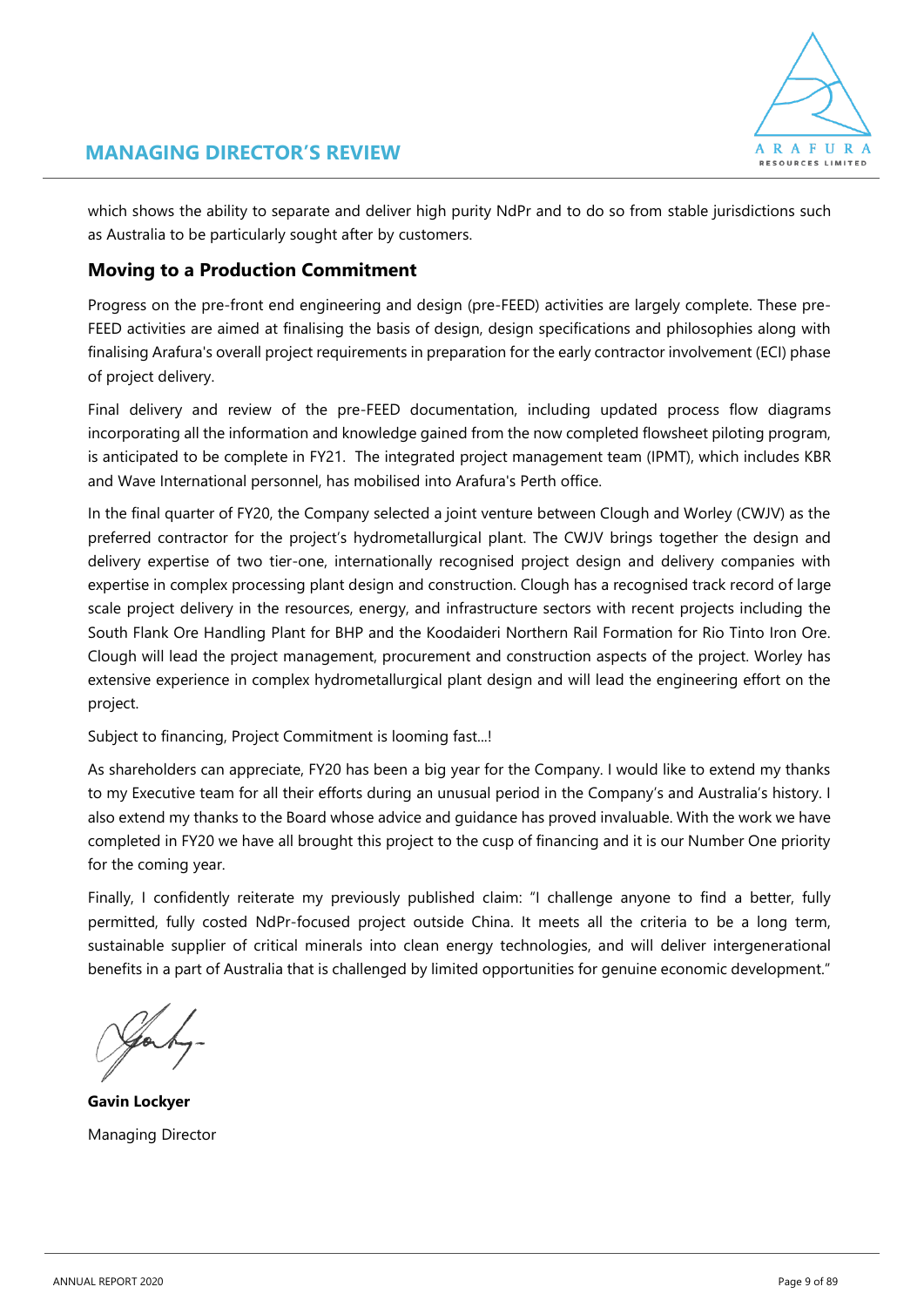which shows the ability to separate and deliver high purity NdPr and to do so from stable jurisdictions such as Australia to be particularly sought after by customers.

## Moving to a Production Commitment

Progress on the pre-front end engineering and design (pre-FEED) activities are largely complete. These pre-FEED activities are aimed at finalising the basis of design, design specifications and philosophies along with finalising Arafura's overall project requirements in preparation for the early contractor involvement (ECI) phase of project delivery.

Final delivery and review of the pre-FEED documentation, including updated process flow diagrams incorporating all the information and knowledge gained from the now completed flowsheet piloting program, is anticipated to be complete in FY21. The integrated project management team (IPMT), which includes KBR and Wave International personnel, has mobilised into Arafura's Perth office.

In the final quarter of FY20, the Company selected a joint venture between Clough and Worley (CWJV) as the preferred contractor for the project's hydrometallurgical plant. The CWJV brings together the design and delivery expertise of two tier-one, internationally recognised project design and delivery companies with expertise in complex processing plant design and construction. Clough has a recognised track record of large scale project delivery in the resources, energy, and infrastructure sectors with recent projects including the South Flank Ore Handling Plant for BHP and the Koodaideri Northern Rail Formation for Rio Tinto Iron Ore. Clough will lead the project management, procurement and construction aspects of the project. Worley has extensive experience in complex hydrometallurgical plant design and will lead the engineering effort on the project.

Subject to financing, Project Commitment is looming fast...!

As shareholders can appreciate, FY20 has been a big year for the Company. I would like to extend my thanks to my Executive team for all their efforts during an unusual period in the Company's and Australia's history. I also extend my thanks to the Board whose advice and guidance has proved invaluable. With the work we have completed in FY20 we have all brought this project to the cusp of financing and it is our Number One priority for the coming year.

Finally, I confidently reiterate my previously published claim: "I challenge anyone to find a better, fully permitted, fully costed NdPr-focused project outside China. It meets all the criteria to be a long term, sustainable supplier of critical minerals into clean energy technologies, and will deliver intergenerational benefits in a part of Australia that is challenged by limited opportunities for genuine economic development."

**Gavin Lockyer**
Managing Director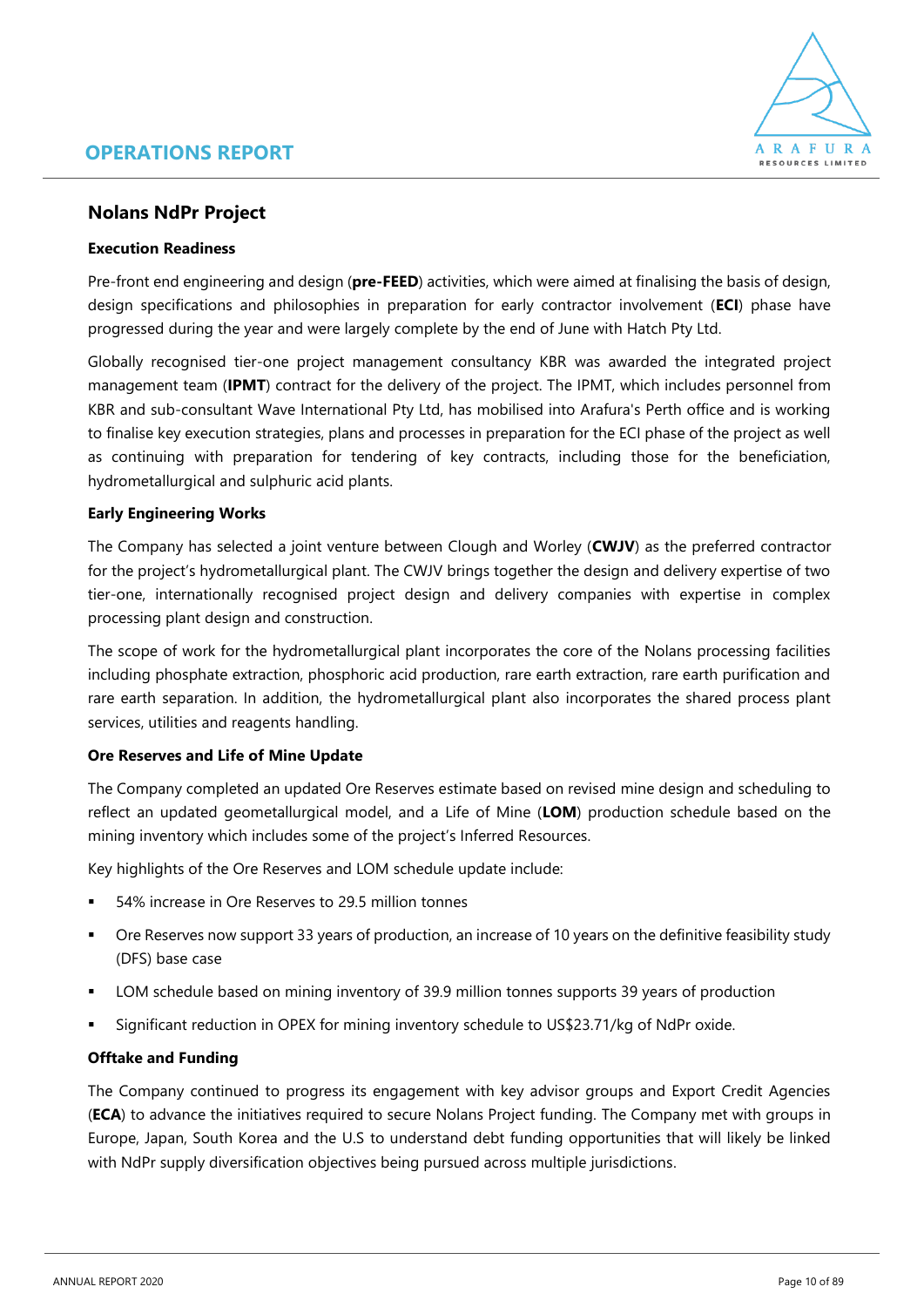# OPERATIONS REPORT

## Nolans NdPr Project

### Execution Readiness

Pre-front end engineering and design (**pre-FEED**) activities, which were aimed at finalising the basis of design, design specifications and philosophies in preparation for early contractor involvement (**ECI**) phase have progressed during the year and were largely complete by the end of June with Hatch Pty Ltd.

Globally recognised tier-one project management consultancy KBR was awarded the integrated project management team (**IPMT**) contract for the delivery of the project. The IPMT, which includes personnel from KBR and sub-consultant Wave International Pty Ltd, has mobilised into Arafura's Perth office and is working to finalise key execution strategies, plans and processes in preparation for the ECI phase of the project as well as continuing with preparation for tendering of key contracts, including those for the beneficiation, hydrometallurgical and sulphuric acid plants.

### Early Engineering Works

The Company has selected a joint venture between Clough and Worley (**CWJV**) as the preferred contractor for the project's hydrometallurgical plant. The CWJV brings together the design and delivery expertise of two tier-one, internationally recognised project design and delivery companies with expertise in complex processing plant design and construction.

The scope of work for the hydrometallurgical plant incorporates the core of the Nolans processing facilities including phosphate extraction, phosphoric acid production, rare earth extraction, rare earth purification and rare earth separation. In addition, the hydrometallurgical plant also incorporates the shared process plant services, utilities and reagents handling.

### Ore Reserves and Life of Mine Update

The Company completed an updated Ore Reserves estimate based on revised mine design and scheduling to reflect an updated geometallurgical model, and a Life of Mine (**LOM**) production schedule based on the mining inventory which includes some of the project's Inferred Resources.

Key highlights of the Ore Reserves and LOM schedule update include:

- 54% increase in Ore Reserves to 29.5 million tonnes
- Ore Reserves now support 33 years of production, an increase of 10 years on the definitive feasibility study (DFS) base case
- LOM schedule based on mining inventory of 39.9 million tonnes supports 39 years of production
- Significant reduction in OPEX for mining inventory schedule to US$23.71/kg of NdPr oxide.

### Offtake and Funding

The Company continued to progress its engagement with key advisor groups and Export Credit Agencies (**ECA**) to advance the initiatives required to secure Nolans Project funding. The Company met with groups in Europe, Japan, South Korea and the U.S to understand debt funding opportunities that will likely be linked with NdPr supply diversification objectives being pursued across multiple jurisdictions.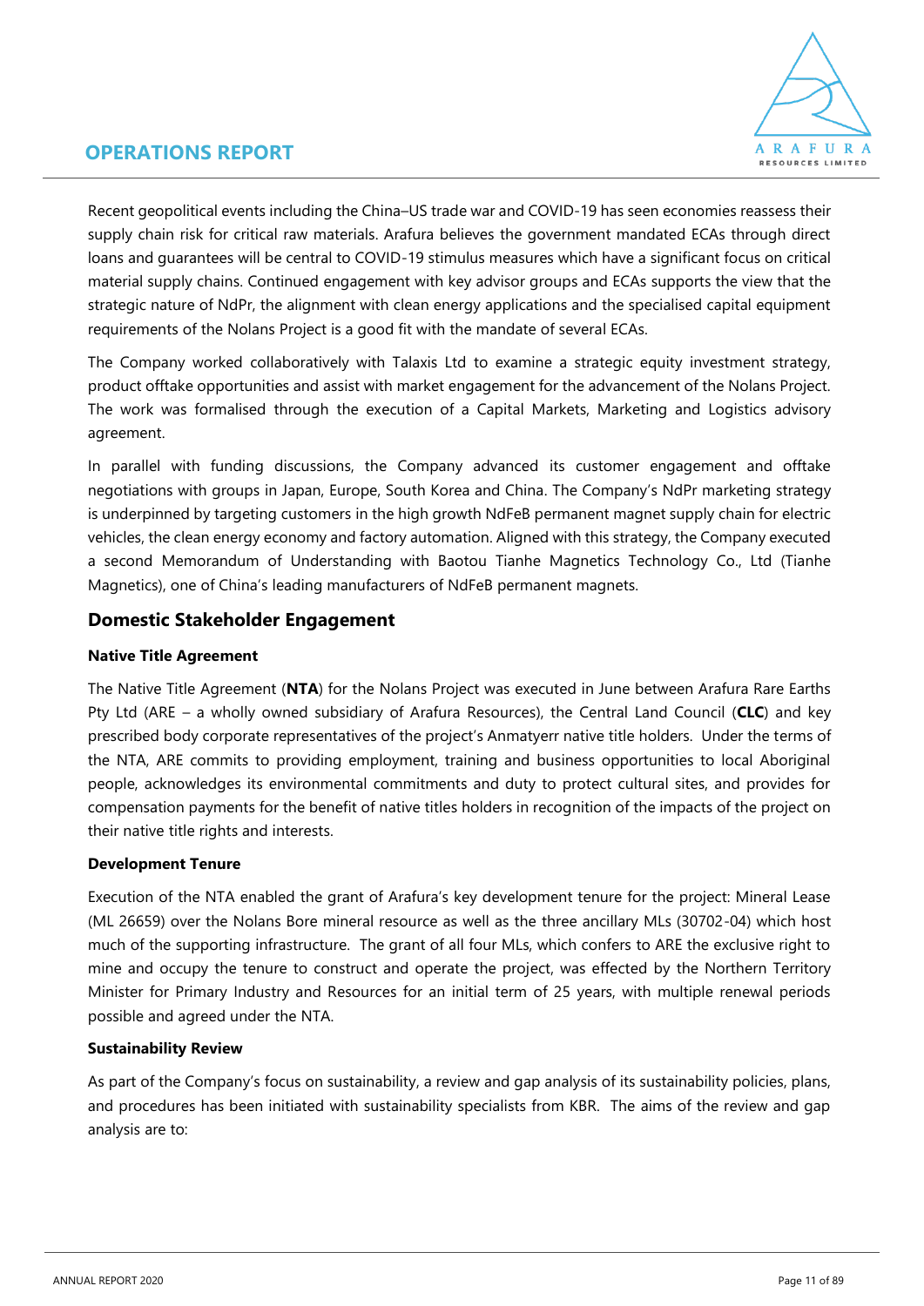Recent geopolitical events including the China–US trade war and COVID-19 has seen economies reassess their supply chain risk for critical raw materials. Arafura believes the government mandated ECAs through direct loans and guarantees will be central to COVID-19 stimulus measures which have a significant focus on critical material supply chains. Continued engagement with key advisor groups and ECAs supports the view that the strategic nature of NdPr, the alignment with clean energy applications and the specialised capital equipment requirements of the Nolans Project is a good fit with the mandate of several ECAs.

The Company worked collaboratively with Talaxis Ltd to examine a strategic equity investment strategy, product offtake opportunities and assist with market engagement for the advancement of the Nolans Project. The work was formalised through the execution of a Capital Markets, Marketing and Logistics advisory agreement.

In parallel with funding discussions, the Company advanced its customer engagement and offtake negotiations with groups in Japan, Europe, South Korea and China. The Company's NdPr marketing strategy is underpinned by targeting customers in the high growth NdFeB permanent magnet supply chain for electric vehicles, the clean energy economy and factory automation. Aligned with this strategy, the Company executed a second Memorandum of Understanding with Baotou Tianhe Magnetics Technology Co., Ltd (Tianhe Magnetics), one of China's leading manufacturers of NdFeB permanent magnets.

## Domestic Stakeholder Engagement

### Native Title Agreement

The Native Title Agreement (**NTA**) for the Nolans Project was executed in June between Arafura Rare Earths Pty Ltd (ARE – a wholly owned subsidiary of Arafura Resources), the Central Land Council (**CLC**) and key prescribed body corporate representatives of the project's Anmatyerr native title holders. Under the terms of the NTA, ARE commits to providing employment, training and business opportunities to local Aboriginal people, acknowledges its environmental commitments and duty to protect cultural sites, and provides for compensation payments for the benefit of native titles holders in recognition of the impacts of the project on their native title rights and interests.

### Development Tenure

Execution of the NTA enabled the grant of Arafura's key development tenure for the project: Mineral Lease (ML 26659) over the Nolans Bore mineral resource as well as the three ancillary MLs (30702-04) which host much of the supporting infrastructure. The grant of all four MLs, which confers to ARE the exclusive right to mine and occupy the tenure to construct and operate the project, was effected by the Northern Territory Minister for Primary Industry and Resources for an initial term of 25 years, with multiple renewal periods possible and agreed under the NTA.

### Sustainability Review

As part of the Company's focus on sustainability, a review and gap analysis of its sustainability policies, plans, and procedures has been initiated with sustainability specialists from KBR. The aims of the review and gap analysis are to: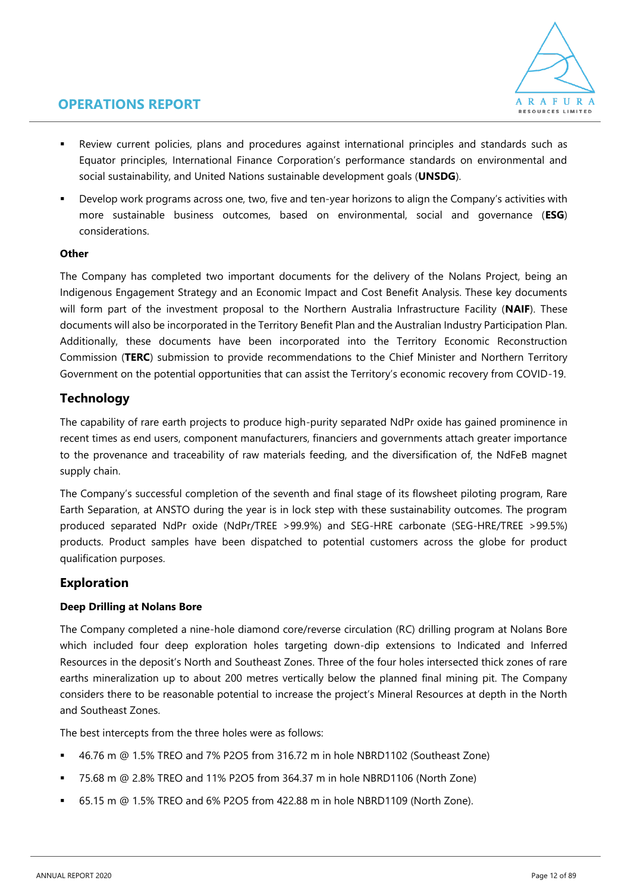- Review current policies, plans and procedures against international principles and standards such as Equator principles, International Finance Corporation's performance standards on environmental and social sustainability, and United Nations sustainable development goals (**UNSDG**).
- Develop work programs across one, two, five and ten-year horizons to align the Company's activities with more sustainable business outcomes, based on environmental, social and governance (**ESG**) considerations.

**Other**

The Company has completed two important documents for the delivery of the Nolans Project, being an Indigenous Engagement Strategy and an Economic Impact and Cost Benefit Analysis. These key documents will form part of the investment proposal to the Northern Australia Infrastructure Facility (**NAIF**). These documents will also be incorporated in the Territory Benefit Plan and the Australian Industry Participation Plan. Additionally, these documents have been incorporated into the Territory Economic Reconstruction Commission (**TERC**) submission to provide recommendations to the Chief Minister and Northern Territory Government on the potential opportunities that can assist the Territory's economic recovery from COVID-19.

## Technology

The capability of rare earth projects to produce high-purity separated NdPr oxide has gained prominence in recent times as end users, component manufacturers, financiers and governments attach greater importance to the provenance and traceability of raw materials feeding, and the diversification of, the NdFeB magnet supply chain.

The Company's successful completion of the seventh and final stage of its flowsheet piloting program, Rare Earth Separation, at ANSTO during the year is in lock step with these sustainability outcomes. The program produced separated NdPr oxide (NdPr/TREE >99.9%) and SEG-HRE carbonate (SEG-HRE/TREE >99.5%) products. Product samples have been dispatched to potential customers across the globe for product qualification purposes.

## Exploration

**Deep Drilling at Nolans Bore**

The Company completed a nine-hole diamond core/reverse circulation (RC) drilling program at Nolans Bore which included four deep exploration holes targeting down-dip extensions to Indicated and Inferred Resources in the deposit's North and Southeast Zones. Three of the four holes intersected thick zones of rare earths mineralization up to about 200 metres vertically below the planned final mining pit. The Company considers there to be reasonable potential to increase the project's Mineral Resources at depth in the North and Southeast Zones.

The best intercepts from the three holes were as follows:

- 46.76 m @ 1.5% TREO and 7% $P_2O_5$ from 316.72 m in hole NBRD1102 (Southeast Zone)
- 75.68 m @ 2.8% TREO and 11% $P_2O_5$ from 364.37 m in hole NBRD1106 (North Zone)
- 65.15 m @ 1.5% TREO and 6% $P_2O_5$ from 422.88 m in hole NBRD1109 (North Zone).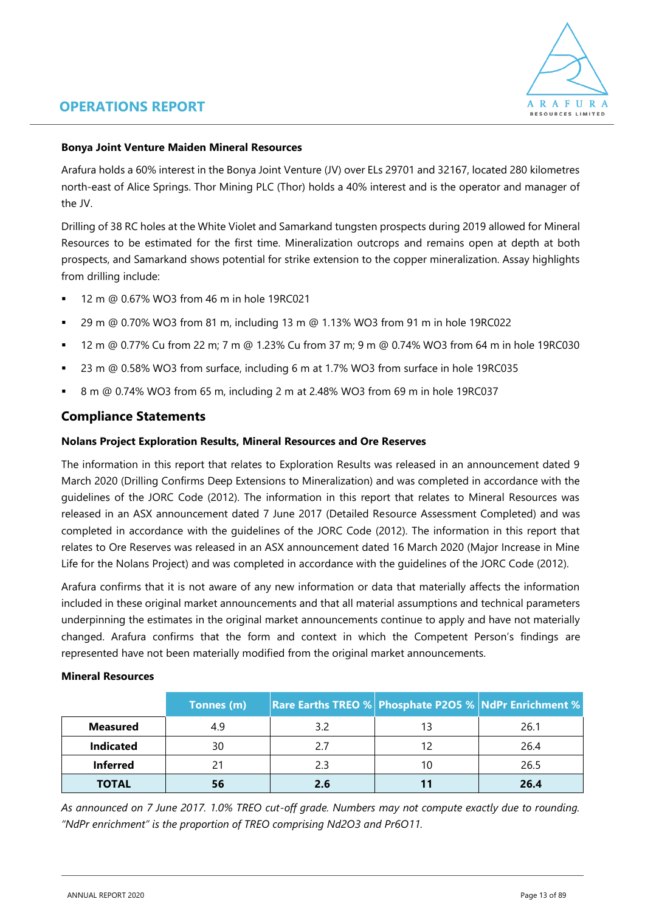#### Bonya Joint Venture Maiden Mineral Resources

Arafura holds a 60% interest in the Bonya Joint Venture (JV) over ELs 29701 and 32167, located 280 kilometres north-east of Alice Springs. Thor Mining PLC (Thor) holds a 40% interest and is the operator and manager of the JV.

Drilling of 38 RC holes at the White Violet and Samarkand tungsten prospects during 2019 allowed for Mineral Resources to be estimated for the first time. Mineralization outcrops and remains open at depth at both prospects, and Samarkand shows potential for strike extension to the copper mineralization. Assay highlights from drilling include:

- 12 m @ 0.67% $WO_3$ from 46 m in hole 19RC021
- 29 m @ 0.70% $WO_3$ from 81 m, including 13 m @ 1.13% $WO_3$ from 91 m in hole 19RC022
- 12 m @ 0.77% Cu from 22 m; 7 m @ 1.23% Cu from 37 m; 9 m @ 0.74% $WO_3$ from 64 m in hole 19RC030
- 23 m @ 0.58% $WO_3$ from surface, including 6 m at 1.7% $WO_3$ from surface in hole 19RC035
- 8 m @ 0.74% $WO_3$ from 65 m, including 2 m at 2.48% $WO_3$ from 69 m in hole 19RC037

## Compliance Statements

#### Nolans Project Exploration Results, Mineral Resources and Ore Reserves

The information in this report that relates to Exploration Results was released in an announcement dated 9 March 2020 (Drilling Confirms Deep Extensions to Mineralization) and was completed in accordance with the guidelines of the JORC Code (2012). The information in this report that relates to Mineral Resources was released in an ASX announcement dated 7 June 2017 (Detailed Resource Assessment Completed) and was completed in accordance with the guidelines of the JORC Code (2012). The information in this report that relates to Ore Reserves was released in an ASX announcement dated 16 March 2020 (Major Increase in Mine Life for the Nolans Project) and was completed in accordance with the guidelines of the JORC Code (2012).

Arafura confirms that it is not aware of any new information or data that materially affects the information included in these original market announcements and that all material assumptions and technical parameters underpinning the estimates in the original market announcements continue to apply and have not materially changed. Arafura confirms that the form and context in which the Competent Person's findings are represented have not been materially modified from the original market announcements.

#### Mineral Resources

| | Tonnes (m) | Rare Earths TREO % | Phosphate $P_2O_5$ % | NdPr Enrichment % |
|---|---|---|---|---|
| **Measured** | 4.9 | 3.2 | 13 | 26.1 |
| **Indicated** | 30 | 2.7 | 12 | 26.4 |
| **Inferred** | 21 | 2.3 | 10 | 26.5 |
| **TOTAL** | **56** | **2.6** | **11** | **26.4** |

*As announced on 7 June 2017. 1.0% TREO cut-off grade. Numbers may not compute exactly due to rounding. "NdPr enrichment" is the proportion of TREO comprising $Nd_2O_3$ and $Pr_6O_{11}$.*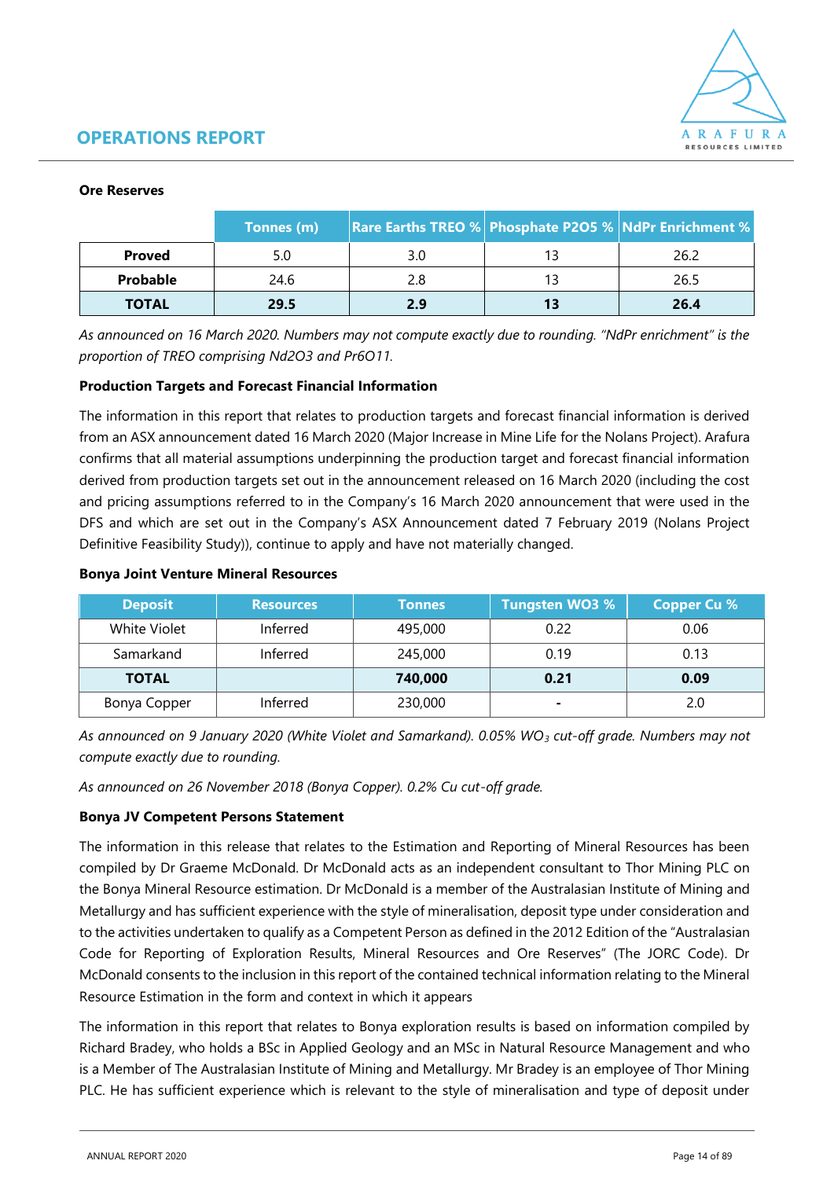## OPERATIONS REPORT

**Ore Reserves**

| | Tonnes (m) | Rare Earths TREO % | Phosphate P2O5 % | NdPr Enrichment % |
|---|---|---|---|---|
| **Proved** | 5.0 | 3.0 | 13 | 26.2 |
| **Probable** | 24.6 | 2.8 | 13 | 26.5 |
| **TOTAL** | **29.5** | **2.9** | **13** | **26.4** |

*As announced on 16 March 2020. Numbers may not compute exactly due to rounding. "NdPr enrichment" is the proportion of TREO comprising Nd2O3 and Pr6O11.*

**Production Targets and Forecast Financial Information**

The information in this report that relates to production targets and forecast financial information is derived from an ASX announcement dated 16 March 2020 (Major Increase in Mine Life for the Nolans Project). Arafura confirms that all material assumptions underpinning the production target and forecast financial information derived from production targets set out in the announcement released on 16 March 2020 (including the cost and pricing assumptions referred to in the Company's 16 March 2020 announcement that were used in the DFS and which are set out in the Company's ASX Announcement dated 7 February 2019 (Nolans Project Definitive Feasibility Study)), continue to apply and have not materially changed.

**Bonya Joint Venture Mineral Resources**

| Deposit | Resources | Tonnes | Tungsten WO3 % | Copper Cu % |
|---|---|---|---|---|
| White Violet | Inferred | 495,000 | 0.22 | 0.06 |
| Samarkand | Inferred | 245,000 | 0.19 | 0.13 |
| **TOTAL** | | **740,000** | **0.21** | **0.09** |
| Bonya Copper | Inferred | 230,000 | - | 2.0 |

*As announced on 9 January 2020 (White Violet and Samarkand). 0.05% $WO_3$ cut-off grade. Numbers may not compute exactly due to rounding.*

*As announced on 26 November 2018 (Bonya Copper). 0.2% Cu cut-off grade.*

**Bonya JV Competent Persons Statement**

The information in this release that relates to the Estimation and Reporting of Mineral Resources has been compiled by Dr Graeme McDonald. Dr McDonald acts as an independent consultant to Thor Mining PLC on the Bonya Mineral Resource estimation. Dr McDonald is a member of the Australasian Institute of Mining and Metallurgy and has sufficient experience with the style of mineralisation, deposit type under consideration and to the activities undertaken to qualify as a Competent Person as defined in the 2012 Edition of the "Australasian Code for Reporting of Exploration Results, Mineral Resources and Ore Reserves" (The JORC Code). Dr McDonald consents to the inclusion in this report of the contained technical information relating to the Mineral Resource Estimation in the form and context in which it appears

The information in this report that relates to Bonya exploration results is based on information compiled by Richard Bradey, who holds a BSc in Applied Geology and an MSc in Natural Resource Management and who is a Member of The Australasian Institute of Mining and Metallurgy. Mr Bradey is an employee of Thor Mining PLC. He has sufficient experience which is relevant to the style of mineralisation and type of deposit under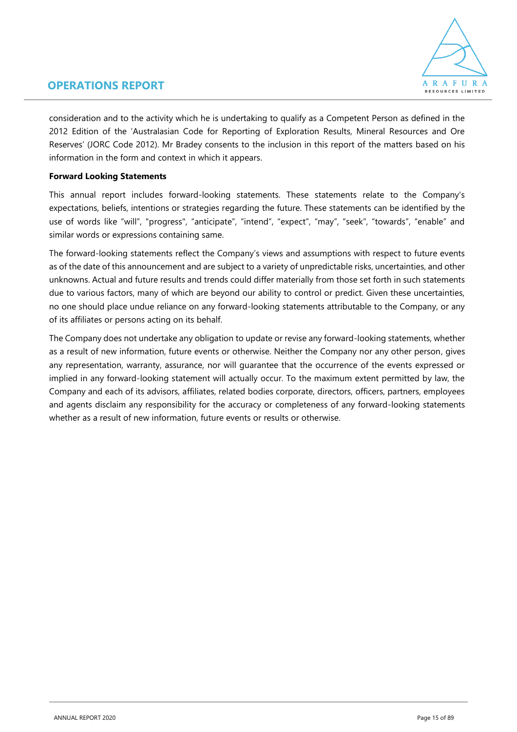consideration and to the activity which he is undertaking to qualify as a Competent Person as defined in the 2012 Edition of the 'Australasian Code for Reporting of Exploration Results, Mineral Resources and Ore Reserves' (JORC Code 2012). Mr Bradey consents to the inclusion in this report of the matters based on his information in the form and context in which it appears.

**Forward Looking Statements**

This annual report includes forward-looking statements. These statements relate to the Company's expectations, beliefs, intentions or strategies regarding the future. These statements can be identified by the use of words like "will", "progress", "anticipate", "intend", "expect", "may", "seek", "towards", "enable" and similar words or expressions containing same.

The forward-looking statements reflect the Company's views and assumptions with respect to future events as of the date of this announcement and are subject to a variety of unpredictable risks, uncertainties, and other unknowns. Actual and future results and trends could differ materially from those set forth in such statements due to various factors, many of which are beyond our ability to control or predict. Given these uncertainties, no one should place undue reliance on any forward-looking statements attributable to the Company, or any of its affiliates or persons acting on its behalf.

The Company does not undertake any obligation to update or revise any forward-looking statements, whether as a result of new information, future events or otherwise. Neither the Company nor any other person, gives any representation, warranty, assurance, nor will guarantee that the occurrence of the events expressed or implied in any forward-looking statement will actually occur. To the maximum extent permitted by law, the Company and each of its advisors, affiliates, related bodies corporate, directors, officers, partners, employees and agents disclaim any responsibility for the accuracy or completeness of any forward-looking statements whether as a result of new information, future events or results or otherwise.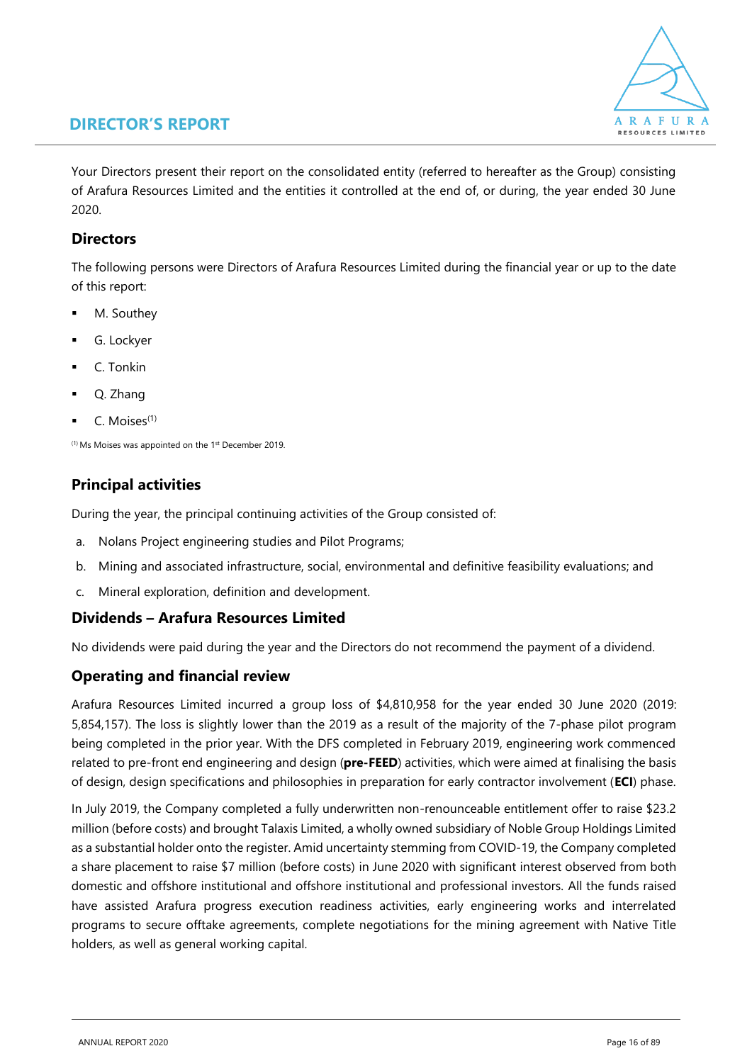# DIRECTOR'S REPORT

Your Directors present their report on the consolidated entity (referred to hereafter as the Group) consisting of Arafura Resources Limited and the entities it controlled at the end of, or during, the year ended 30 June 2020.

## Directors

The following persons were Directors of Arafura Resources Limited during the financial year or up to the date of this report:

- M. Southey
- G. Lockyer
- C. Tonkin
- Q. Zhang
- C. Moises(1)

(1) Ms Moises was appointed on the 1st December 2019.

## Principal activities

During the year, the principal continuing activities of the Group consisted of:

a. Nolans Project engineering studies and Pilot Programs;
b. Mining and associated infrastructure, social, environmental and definitive feasibility evaluations; and
c. Mineral exploration, definition and development.

## Dividends – Arafura Resources Limited

No dividends were paid during the year and the Directors do not recommend the payment of a dividend.

## Operating and financial review

Arafura Resources Limited incurred a group loss of $4,810,958 for the year ended 30 June 2020 (2019: 5,854,157). The loss is slightly lower than the 2019 as a result of the majority of the 7-phase pilot program being completed in the prior year. With the DFS completed in February 2019, engineering work commenced related to pre-front end engineering and design (**pre-FEED**) activities, which were aimed at finalising the basis of design, design specifications and philosophies in preparation for early contractor involvement (**ECI**) phase.

In July 2019, the Company completed a fully underwritten non-renounceable entitlement offer to raise $23.2 million (before costs) and brought Talaxis Limited, a wholly owned subsidiary of Noble Group Holdings Limited as a substantial holder onto the register. Amid uncertainty stemming from COVID-19, the Company completed a share placement to raise $7 million (before costs) in June 2020 with significant interest observed from both domestic and offshore institutional and offshore institutional and professional investors. All the funds raised have assisted Arafura progress execution readiness activities, early engineering works and interrelated programs to secure offtake agreements, complete negotiations for the mining agreement with Native Title holders, as well as general working capital.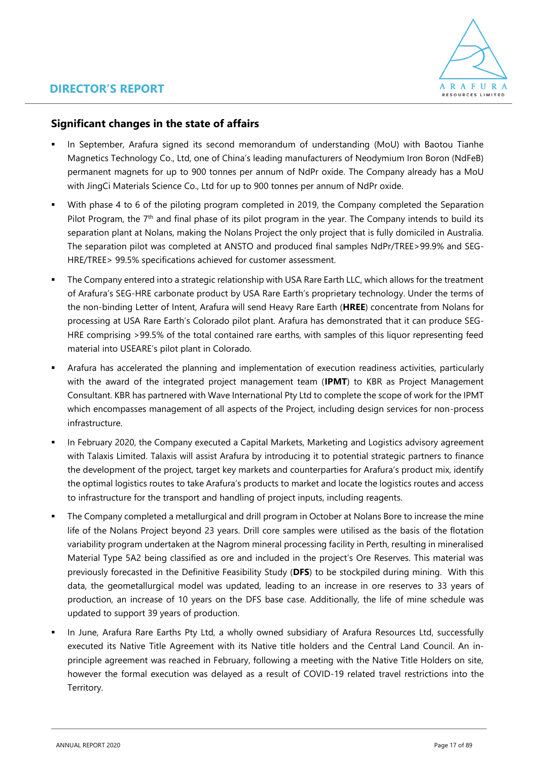## Significant changes in the state of affairs

- In September, Arafura signed its second memorandum of understanding (MoU) with Baotou Tianhe Magnetics Technology Co., Ltd, one of China's leading manufacturers of Neodymium Iron Boron (NdFeB) permanent magnets for up to 900 tonnes per annum of NdPr oxide. The Company already has a MoU with JingCi Materials Science Co., Ltd for up to 900 tonnes per annum of NdPr oxide.
- With phase 4 to 6 of the piloting program completed in 2019, the Company completed the Separation Pilot Program, the 7th and final phase of its pilot program in the year. The Company intends to build its separation plant at Nolans, making the Nolans Project the only project that is fully domiciled in Australia. The separation pilot was completed at ANSTO and produced final samples NdPr/TREE>99.9% and SEG-HRE/TREE> 99.5% specifications achieved for customer assessment.
- The Company entered into a strategic relationship with USA Rare Earth LLC, which allows for the treatment of Arafura's SEG-HRE carbonate product by USA Rare Earth's proprietary technology. Under the terms of the non-binding Letter of Intent, Arafura will send Heavy Rare Earth (**HREE**) concentrate from Nolans for processing at USA Rare Earth's Colorado pilot plant. Arafura has demonstrated that it can produce SEG-HRE comprising >99.5% of the total contained rare earths, with samples of this liquor representing feed material into USEARE's pilot plant in Colorado.
- Arafura has accelerated the planning and implementation of execution readiness activities, particularly with the award of the integrated project management team (**IPMT**) to KBR as Project Management Consultant. KBR has partnered with Wave International Pty Ltd to complete the scope of work for the IPMT which encompasses management of all aspects of the Project, including design services for non-process infrastructure.
- In February 2020, the Company executed a Capital Markets, Marketing and Logistics advisory agreement with Talaxis Limited. Talaxis will assist Arafura by introducing it to potential strategic partners to finance the development of the project, target key markets and counterparties for Arafura's product mix, identify the optimal logistics routes to take Arafura's products to market and locate the logistics routes and access to infrastructure for the transport and handling of project inputs, including reagents.
- The Company completed a metallurgical and drill program in October at Nolans Bore to increase the mine life of the Nolans Project beyond 23 years. Drill core samples were utilised as the basis of the flotation variability program undertaken at the Nagrom mineral processing facility in Perth, resulting in mineralised Material Type 5A2 being classified as ore and included in the project's Ore Reserves. This material was previously forecasted in the Definitive Feasibility Study (**DFS**) to be stockpiled during mining. With this data, the geometallurgical model was updated, leading to an increase in ore reserves to 33 years of production, an increase of 10 years on the DFS base case. Additionally, the life of mine schedule was updated to support 39 years of production.
- In June, Arafura Rare Earths Pty Ltd, a wholly owned subsidiary of Arafura Resources Ltd, successfully executed its Native Title Agreement with its Native title holders and the Central Land Council. An in-principle agreement was reached in February, following a meeting with the Native Title Holders on site, however the formal execution was delayed as a result of COVID-19 related travel restrictions into the Territory.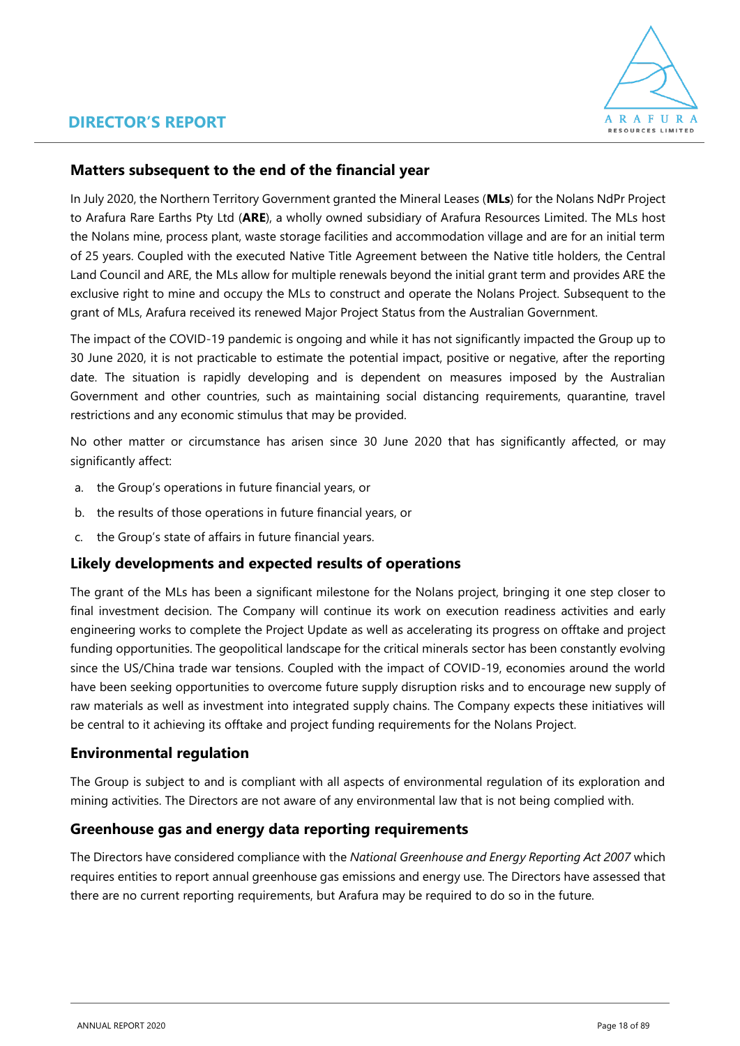## Matters subsequent to the end of the financial year

In July 2020, the Northern Territory Government granted the Mineral Leases (**MLs**) for the Nolans NdPr Project to Arafura Rare Earths Pty Ltd (**ARE**), a wholly owned subsidiary of Arafura Resources Limited. The MLs host the Nolans mine, process plant, waste storage facilities and accommodation village and are for an initial term of 25 years. Coupled with the executed Native Title Agreement between the Native title holders, the Central Land Council and ARE, the MLs allow for multiple renewals beyond the initial grant term and provides ARE the exclusive right to mine and occupy the MLs to construct and operate the Nolans Project. Subsequent to the grant of MLs, Arafura received its renewed Major Project Status from the Australian Government.

The impact of the COVID-19 pandemic is ongoing and while it has not significantly impacted the Group up to 30 June 2020, it is not practicable to estimate the potential impact, positive or negative, after the reporting date. The situation is rapidly developing and is dependent on measures imposed by the Australian Government and other countries, such as maintaining social distancing requirements, quarantine, travel restrictions and any economic stimulus that may be provided.

No other matter or circumstance has arisen since 30 June 2020 that has significantly affected, or may significantly affect:

a. the Group's operations in future financial years, or
b. the results of those operations in future financial years, or
c. the Group's state of affairs in future financial years.

## Likely developments and expected results of operations

The grant of the MLs has been a significant milestone for the Nolans project, bringing it one step closer to final investment decision. The Company will continue its work on execution readiness activities and early engineering works to complete the Project Update as well as accelerating its progress on offtake and project funding opportunities. The geopolitical landscape for the critical minerals sector has been constantly evolving since the US/China trade war tensions. Coupled with the impact of COVID-19, economies around the world have been seeking opportunities to overcome future supply disruption risks and to encourage new supply of raw materials as well as investment into integrated supply chains. The Company expects these initiatives will be central to it achieving its offtake and project funding requirements for the Nolans Project.

## Environmental regulation

The Group is subject to and is compliant with all aspects of environmental regulation of its exploration and mining activities. The Directors are not aware of any environmental law that is not being complied with.

## Greenhouse gas and energy data reporting requirements

The Directors have considered compliance with the *National Greenhouse and Energy Reporting Act 2007* which requires entities to report annual greenhouse gas emissions and energy use. The Directors have assessed that there are no current reporting requirements, but Arafura may be required to do so in the future.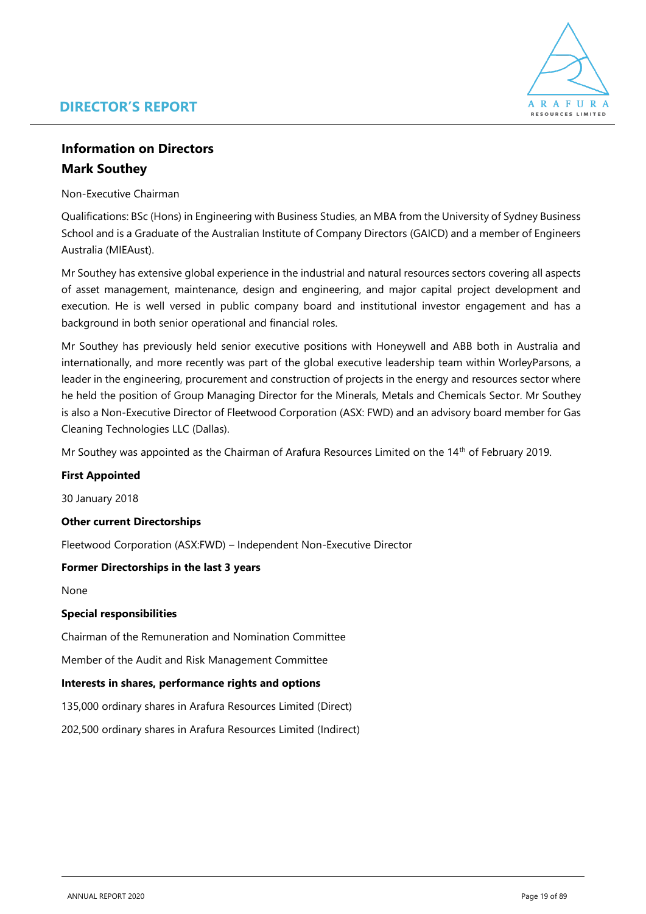## Information on Directors

## Mark Southey

Non-Executive Chairman

Qualifications: BSc (Hons) in Engineering with Business Studies, an MBA from the University of Sydney Business School and is a Graduate of the Australian Institute of Company Directors (GAICD) and a member of Engineers Australia (MIEAust).

Mr Southey has extensive global experience in the industrial and natural resources sectors covering all aspects of asset management, maintenance, design and engineering, and major capital project development and execution. He is well versed in public company board and institutional investor engagement and has a background in both senior operational and financial roles.

Mr Southey has previously held senior executive positions with Honeywell and ABB both in Australia and internationally, and more recently was part of the global executive leadership team within WorleyParsons, a leader in the engineering, procurement and construction of projects in the energy and resources sector where he held the position of Group Managing Director for the Minerals, Metals and Chemicals Sector. Mr Southey is also a Non-Executive Director of Fleetwood Corporation (ASX: FWD) and an advisory board member for Gas Cleaning Technologies LLC (Dallas).

Mr Southey was appointed as the Chairman of Arafura Resources Limited on the 14th of February 2019.

**First Appointed**

30 January 2018

**Other current Directorships**

Fleetwood Corporation (ASX:FWD) – Independent Non-Executive Director

**Former Directorships in the last 3 years**

None

**Special responsibilities**

Chairman of the Remuneration and Nomination Committee

Member of the Audit and Risk Management Committee

**Interests in shares, performance rights and options**

135,000 ordinary shares in Arafura Resources Limited (Direct)

202,500 ordinary shares in Arafura Resources Limited (Indirect)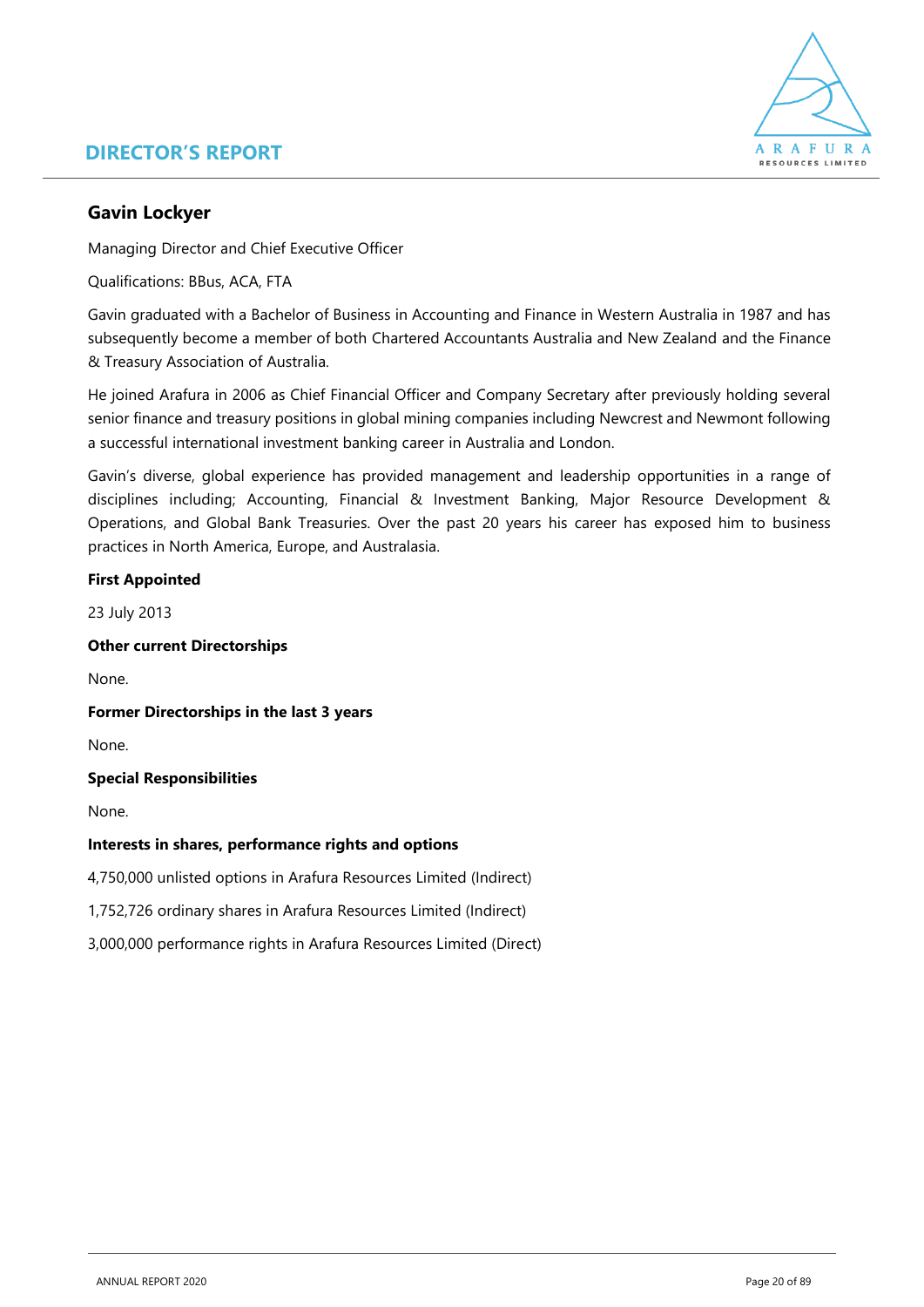## Gavin Lockyer

Managing Director and Chief Executive Officer

Qualifications: BBus, ACA, FTA

Gavin graduated with a Bachelor of Business in Accounting and Finance in Western Australia in 1987 and has subsequently become a member of both Chartered Accountants Australia and New Zealand and the Finance & Treasury Association of Australia.

He joined Arafura in 2006 as Chief Financial Officer and Company Secretary after previously holding several senior finance and treasury positions in global mining companies including Newcrest and Newmont following a successful international investment banking career in Australia and London.

Gavin's diverse, global experience has provided management and leadership opportunities in a range of disciplines including; Accounting, Financial & Investment Banking, Major Resource Development & Operations, and Global Bank Treasuries. Over the past 20 years his career has exposed him to business practices in North America, Europe, and Australasia.

**First Appointed**

23 July 2013

**Other current Directorships**

None.

**Former Directorships in the last 3 years**

None.

**Special Responsibilities**

None.

**Interests in shares, performance rights and options**

4,750,000 unlisted options in Arafura Resources Limited (Indirect)

1,752,726 ordinary shares in Arafura Resources Limited (Indirect)

3,000,000 performance rights in Arafura Resources Limited (Direct)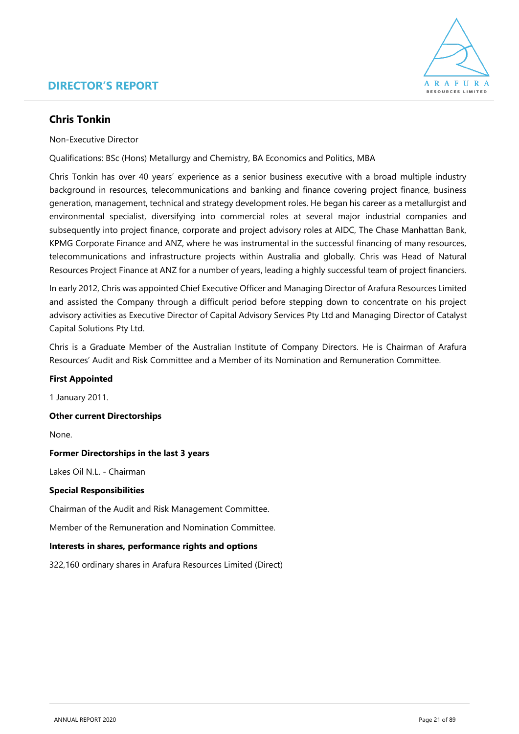## Chris Tonkin

Non-Executive Director

Qualifications: BSc (Hons) Metallurgy and Chemistry, BA Economics and Politics, MBA

Chris Tonkin has over 40 years' experience as a senior business executive with a broad multiple industry background in resources, telecommunications and banking and finance covering project finance, business generation, management, technical and strategy development roles. He began his career as a metallurgist and environmental specialist, diversifying into commercial roles at several major industrial companies and subsequently into project finance, corporate and project advisory roles at AIDC, The Chase Manhattan Bank, KPMG Corporate Finance and ANZ, where he was instrumental in the successful financing of many resources, telecommunications and infrastructure projects within Australia and globally. Chris was Head of Natural Resources Project Finance at ANZ for a number of years, leading a highly successful team of project financiers.

In early 2012, Chris was appointed Chief Executive Officer and Managing Director of Arafura Resources Limited and assisted the Company through a difficult period before stepping down to concentrate on his project advisory activities as Executive Director of Capital Advisory Services Pty Ltd and Managing Director of Catalyst Capital Solutions Pty Ltd.

Chris is a Graduate Member of the Australian Institute of Company Directors. He is Chairman of Arafura Resources' Audit and Risk Committee and a Member of its Nomination and Remuneration Committee.

**First Appointed**

1 January 2011.

**Other current Directorships**

None.

**Former Directorships in the last 3 years**

Lakes Oil N.L. - Chairman

**Special Responsibilities**

Chairman of the Audit and Risk Management Committee.

Member of the Remuneration and Nomination Committee.

**Interests in shares, performance rights and options**

322,160 ordinary shares in Arafura Resources Limited (Direct)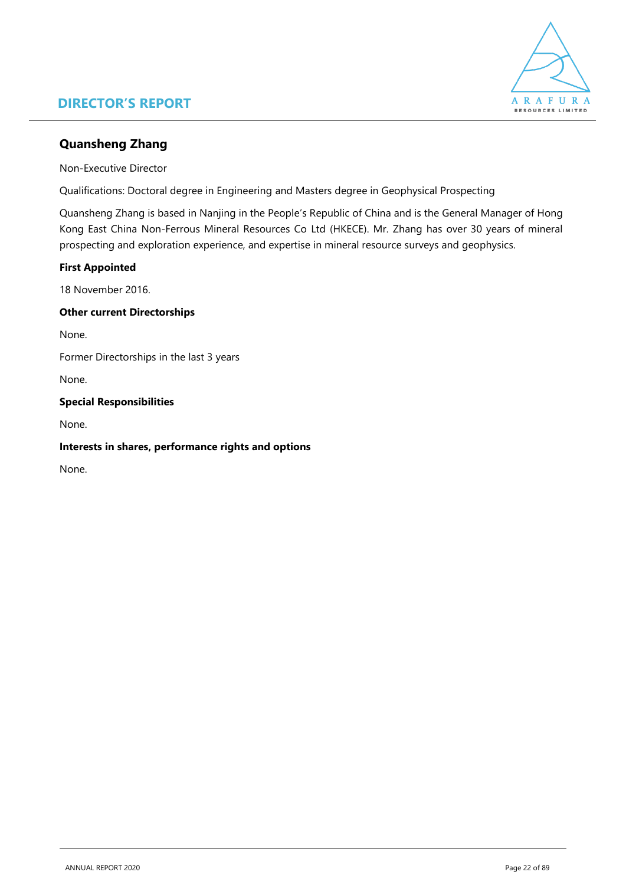## Quansheng Zhang

Non-Executive Director

Qualifications: Doctoral degree in Engineering and Masters degree in Geophysical Prospecting

Quansheng Zhang is based in Nanjing in the People's Republic of China and is the General Manager of Hong Kong East China Non-Ferrous Mineral Resources Co Ltd (HKECE). Mr. Zhang has over 30 years of mineral prospecting and exploration experience, and expertise in mineral resource surveys and geophysics.

**First Appointed**

18 November 2016.

**Other current Directorships**

None.

Former Directorships in the last 3 years

None.

**Special Responsibilities**

None.

**Interests in shares, performance rights and options**

None.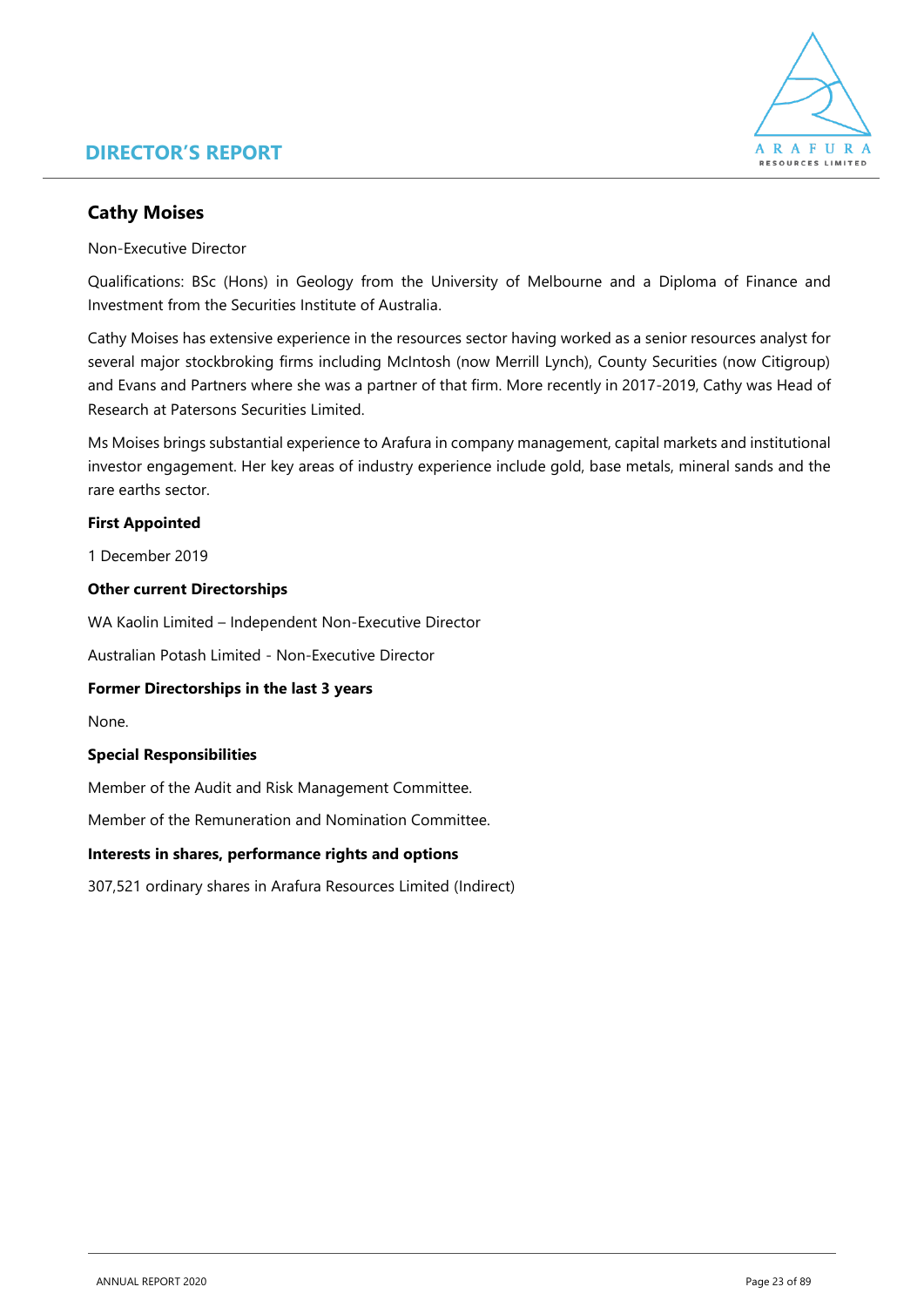## Cathy Moises

Non-Executive Director

Qualifications: BSc (Hons) in Geology from the University of Melbourne and a Diploma of Finance and Investment from the Securities Institute of Australia.

Cathy Moises has extensive experience in the resources sector having worked as a senior resources analyst for several major stockbroking firms including McIntosh (now Merrill Lynch), County Securities (now Citigroup) and Evans and Partners where she was a partner of that firm. More recently in 2017-2019, Cathy was Head of Research at Patersons Securities Limited.

Ms Moises brings substantial experience to Arafura in company management, capital markets and institutional investor engagement. Her key areas of industry experience include gold, base metals, mineral sands and the rare earths sector.

**First Appointed**

1 December 2019

**Other current Directorships**

WA Kaolin Limited – Independent Non-Executive Director

Australian Potash Limited - Non-Executive Director

**Former Directorships in the last 3 years**

None.

**Special Responsibilities**

Member of the Audit and Risk Management Committee.

Member of the Remuneration and Nomination Committee.

**Interests in shares, performance rights and options**

307,521 ordinary shares in Arafura Resources Limited (Indirect)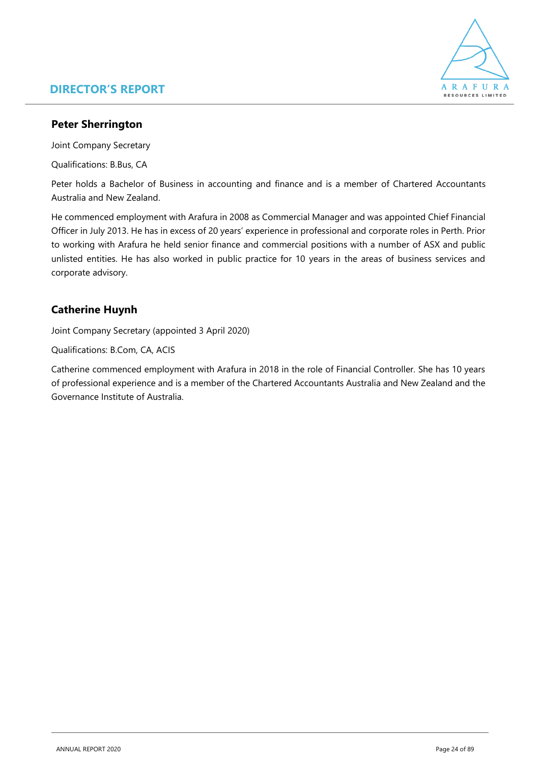## Peter Sherrington

Joint Company Secretary

Qualifications: B.Bus, CA

Peter holds a Bachelor of Business in accounting and finance and is a member of Chartered Accountants Australia and New Zealand.

He commenced employment with Arafura in 2008 as Commercial Manager and was appointed Chief Financial Officer in July 2013. He has in excess of 20 years' experience in professional and corporate roles in Perth. Prior to working with Arafura he held senior finance and commercial positions with a number of ASX and public unlisted entities. He has also worked in public practice for 10 years in the areas of business services and corporate advisory.

## Catherine Huynh

Joint Company Secretary (appointed 3 April 2020)

Qualifications: B.Com, CA, ACIS

Catherine commenced employment with Arafura in 2018 in the role of Financial Controller. She has 10 years of professional experience and is a member of the Chartered Accountants Australia and New Zealand and the Governance Institute of Australia.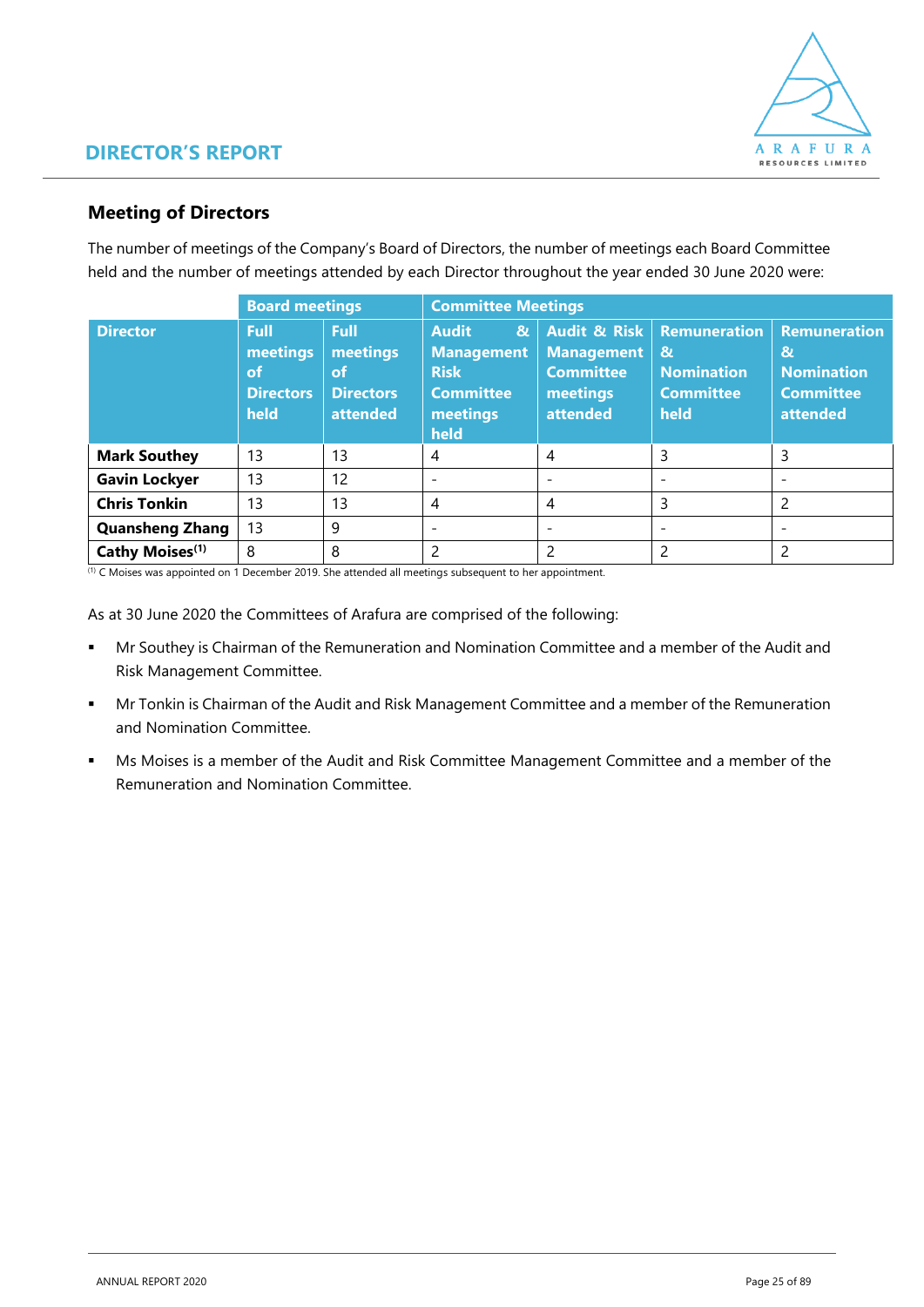## Meeting of Directors

The number of meetings of the Company's Board of Directors, the number of meetings each Board Committee held and the number of meetings attended by each Director throughout the year ended 30 June 2020 were:

| | Board meetings | | Committee Meetings | | | |
|---|---|---|---|---|---|---|
| **Director** | **Full meetings of Directors held** | **Full meetings of Directors attended** | **Audit & Management Risk Committee meetings held** | **Audit & Risk Management Committee meetings attended** | **Remuneration & Nomination Committee held** | **Remuneration & Nomination Committee attended** |
| **Mark Southey** | 13 | 13 | 4 | 4 | 3 | 3 |
| **Gavin Lockyer** | 13 | 12 | - | - | - | - |
| **Chris Tonkin** | 13 | 13 | 4 | 4 | 3 | 2 |
| **Quansheng Zhang** | 13 | 9 | - | - | - | - |
| **Cathy Moises[(1)]** | 8 | 8 | 2 | 2 | 2 | 2 |

[(1)] C Moises was appointed on 1 December 2019. She attended all meetings subsequent to her appointment.

As at 30 June 2020 the Committees of Arafura are comprised of the following:

- Mr Southey is Chairman of the Remuneration and Nomination Committee and a member of the Audit and Risk Management Committee.
- Mr Tonkin is Chairman of the Audit and Risk Management Committee and a member of the Remuneration and Nomination Committee.
- Ms Moises is a member of the Audit and Risk Committee Management Committee and a member of the Remuneration and Nomination Committee.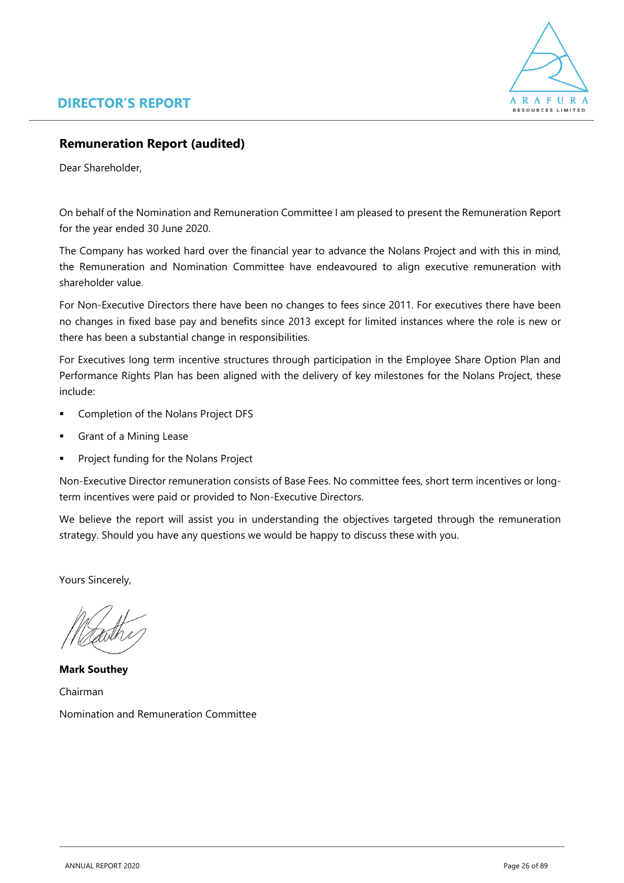## Remuneration Report (audited)

Dear Shareholder,

On behalf of the Nomination and Remuneration Committee I am pleased to present the Remuneration Report for the year ended 30 June 2020.

The Company has worked hard over the financial year to advance the Nolans Project and with this in mind, the Remuneration and Nomination Committee have endeavoured to align executive remuneration with shareholder value.

For Non-Executive Directors there have been no changes to fees since 2011. For executives there have been no changes in fixed base pay and benefits since 2013 except for limited instances where the role is new or there has been a substantial change in responsibilities.

For Executives long term incentive structures through participation in the Employee Share Option Plan and Performance Rights Plan has been aligned with the delivery of key milestones for the Nolans Project, these include:

- Completion of the Nolans Project DFS
- Grant of a Mining Lease
- Project funding for the Nolans Project

Non-Executive Director remuneration consists of Base Fees. No committee fees, short term incentives or long-term incentives were paid or provided to Non-Executive Directors.

We believe the report will assist you in understanding the objectives targeted through the remuneration strategy. Should you have any questions we would be happy to discuss these with you.

Yours Sincerely,

**Mark Southey**

Chairman

Nomination and Remuneration Committee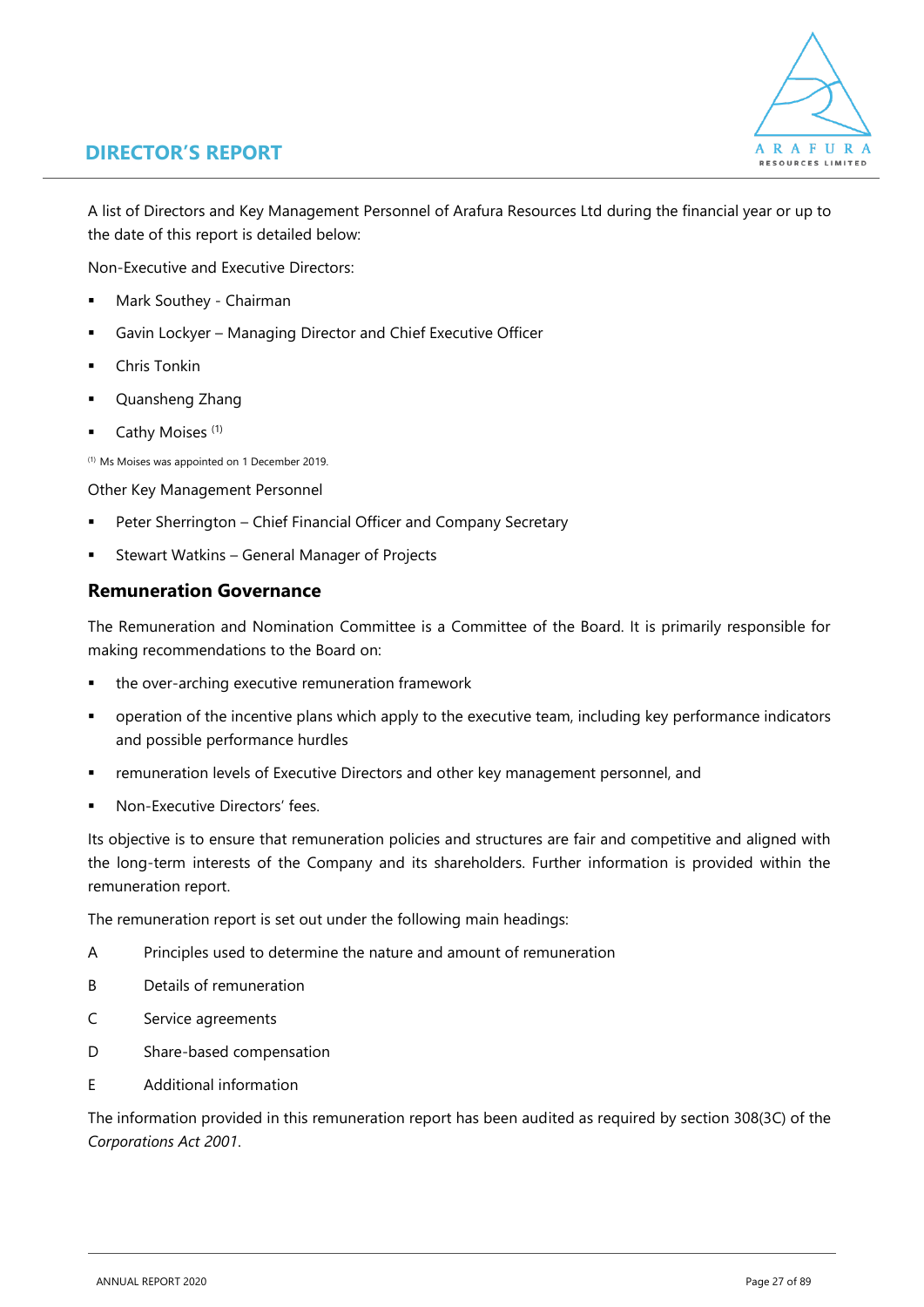# DIRECTOR'S REPORT

A list of Directors and Key Management Personnel of Arafura Resources Ltd during the financial year or up to the date of this report is detailed below:

Non-Executive and Executive Directors:

- Mark Southey - Chairman
- Gavin Lockyer – Managing Director and Chief Executive Officer
- Chris Tonkin
- Quansheng Zhang
- Cathy Moises [(1)]

[(1)] Ms Moises was appointed on 1 December 2019.

Other Key Management Personnel

- Peter Sherrington – Chief Financial Officer and Company Secretary
- Stewart Watkins – General Manager of Projects

## Remuneration Governance

The Remuneration and Nomination Committee is a Committee of the Board. It is primarily responsible for making recommendations to the Board on:

- the over-arching executive remuneration framework
- operation of the incentive plans which apply to the executive team, including key performance indicators and possible performance hurdles
- remuneration levels of Executive Directors and other key management personnel, and
- Non-Executive Directors' fees.

Its objective is to ensure that remuneration policies and structures are fair and competitive and aligned with the long-term interests of the Company and its shareholders. Further information is provided within the remuneration report.

The remuneration report is set out under the following main headings:

A Principles used to determine the nature and amount of remuneration

B Details of remuneration

C Service agreements

D Share-based compensation

E Additional information

The information provided in this remuneration report has been audited as required by section 308(3C) of the *Corporations Act 2001*.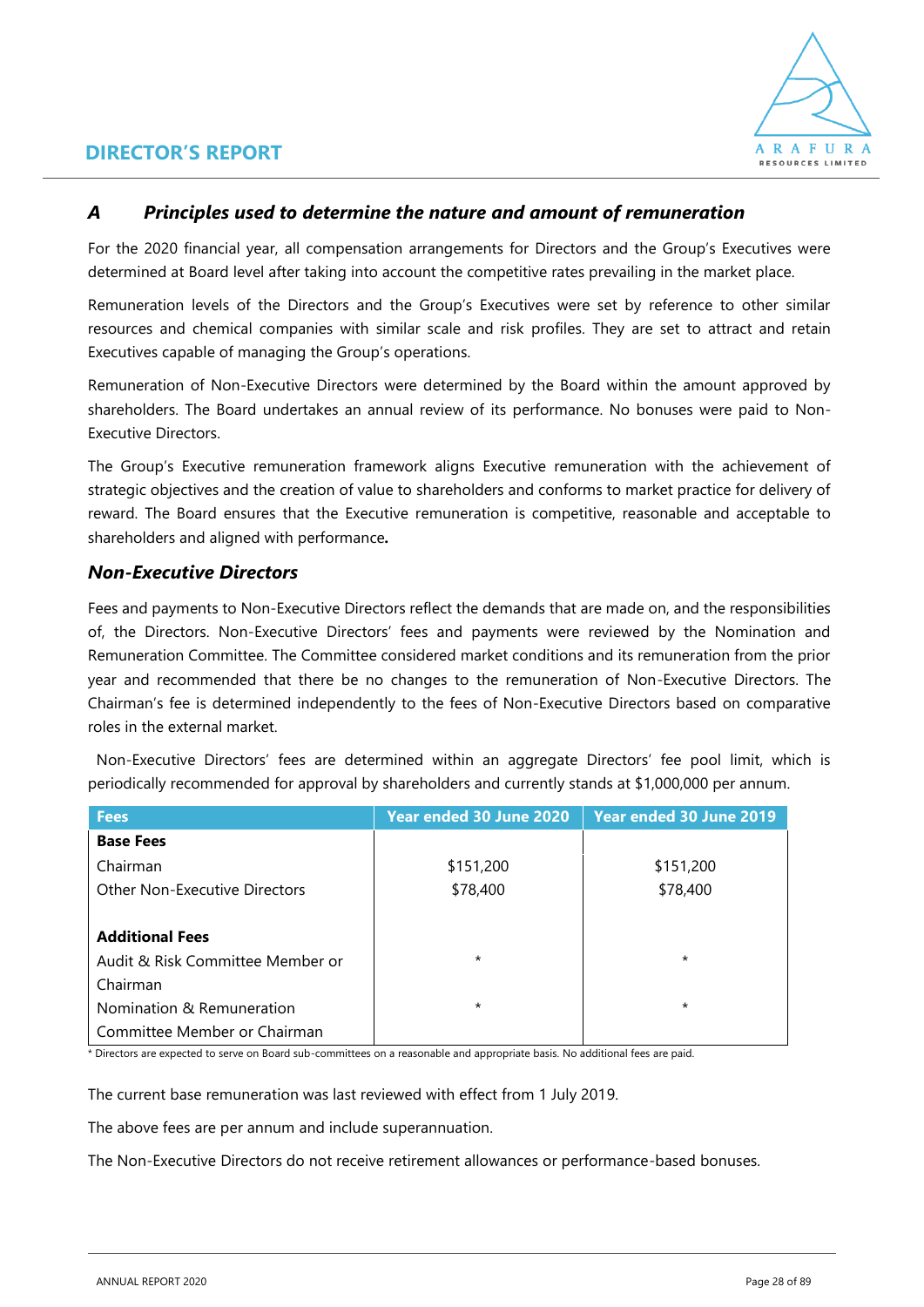## *A Principles used to determine the nature and amount of remuneration*

For the 2020 financial year, all compensation arrangements for Directors and the Group's Executives were determined at Board level after taking into account the competitive rates prevailing in the market place.

Remuneration levels of the Directors and the Group's Executives were set by reference to other similar resources and chemical companies with similar scale and risk profiles. They are set to attract and retain Executives capable of managing the Group's operations.

Remuneration of Non-Executive Directors were determined by the Board within the amount approved by shareholders. The Board undertakes an annual review of its performance. No bonuses were paid to Non-Executive Directors.

The Group's Executive remuneration framework aligns Executive remuneration with the achievement of strategic objectives and the creation of value to shareholders and conforms to market practice for delivery of reward. The Board ensures that the Executive remuneration is competitive, reasonable and acceptable to shareholders and aligned with performance.

### *Non-Executive Directors*

Fees and payments to Non-Executive Directors reflect the demands that are made on, and the responsibilities of, the Directors. Non-Executive Directors' fees and payments were reviewed by the Nomination and Remuneration Committee. The Committee considered market conditions and its remuneration from the prior year and recommended that there be no changes to the remuneration of Non-Executive Directors. The Chairman's fee is determined independently to the fees of Non-Executive Directors based on comparative roles in the external market.

Non-Executive Directors' fees are determined within an aggregate Directors' fee pool limit, which is periodically recommended for approval by shareholders and currently stands at $1,000,000 per annum.

| Fees | Year ended 30 June 2020 | Year ended 30 June 2019 |
|---|---|---|
| **Base Fees** | | |
| Chairman | $151,200 | $151,200 |
| Other Non-Executive Directors | $78,400 | $78,400 |
| | | |
| **Additional Fees** | | |
| Audit & Risk Committee Member or Chairman | * | * |
| Nomination & Remuneration Committee Member or Chairman | * | * |

* Directors are expected to serve on Board sub-committees on a reasonable and appropriate basis. No additional fees are paid.

The current base remuneration was last reviewed with effect from 1 July 2019.

The above fees are per annum and include superannuation.

The Non-Executive Directors do not receive retirement allowances or performance-based bonuses.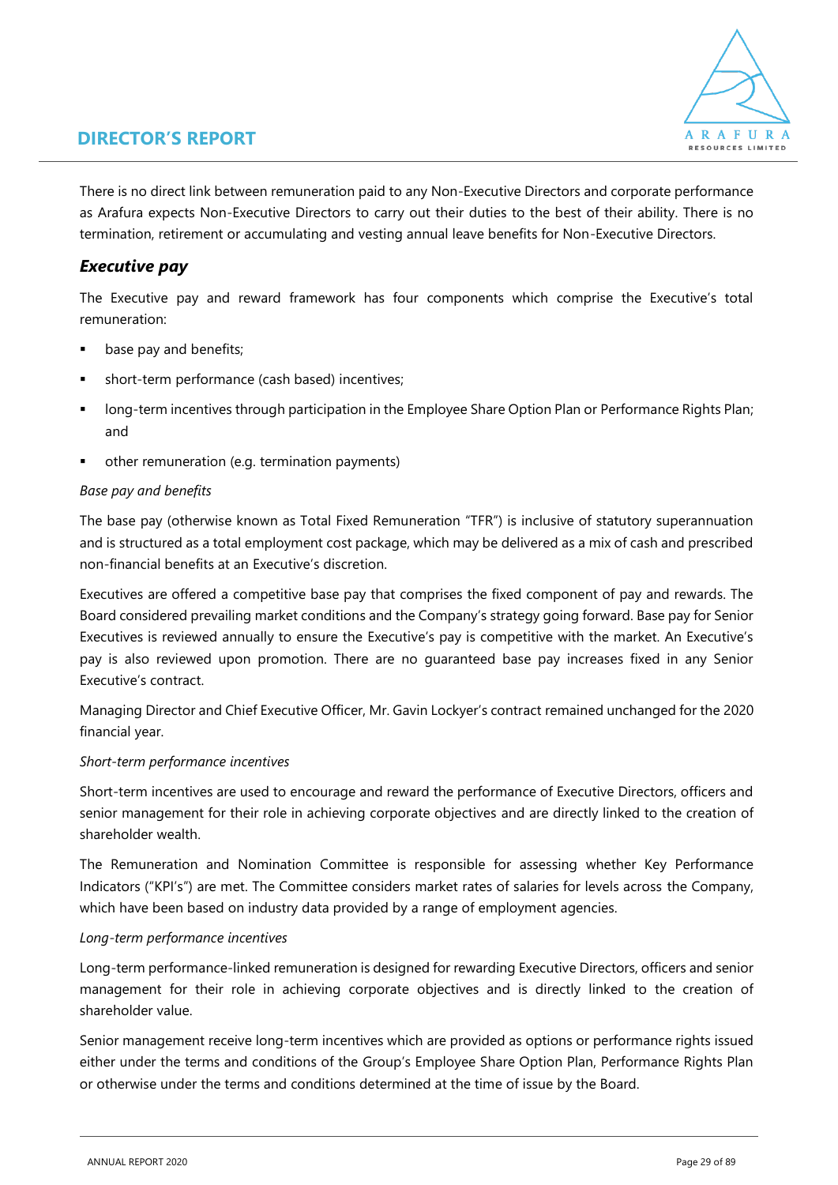There is no direct link between remuneration paid to any Non-Executive Directors and corporate performance as Arafura expects Non-Executive Directors to carry out their duties to the best of their ability. There is no termination, retirement or accumulating and vesting annual leave benefits for Non-Executive Directors.

## *Executive pay*

The Executive pay and reward framework has four components which comprise the Executive's total remuneration:

- base pay and benefits;
- short-term performance (cash based) incentives;
- long-term incentives through participation in the Employee Share Option Plan or Performance Rights Plan; and
- other remuneration (e.g. termination payments)

*Base pay and benefits*

The base pay (otherwise known as Total Fixed Remuneration "TFR") is inclusive of statutory superannuation and is structured as a total employment cost package, which may be delivered as a mix of cash and prescribed non-financial benefits at an Executive's discretion.

Executives are offered a competitive base pay that comprises the fixed component of pay and rewards. The Board considered prevailing market conditions and the Company's strategy going forward. Base pay for Senior Executives is reviewed annually to ensure the Executive's pay is competitive with the market. An Executive's pay is also reviewed upon promotion. There are no guaranteed base pay increases fixed in any Senior Executive's contract.

Managing Director and Chief Executive Officer, Mr. Gavin Lockyer's contract remained unchanged for the 2020 financial year.

*Short-term performance incentives*

Short-term incentives are used to encourage and reward the performance of Executive Directors, officers and senior management for their role in achieving corporate objectives and are directly linked to the creation of shareholder wealth.

The Remuneration and Nomination Committee is responsible for assessing whether Key Performance Indicators ("KPI's") are met. The Committee considers market rates of salaries for levels across the Company, which have been based on industry data provided by a range of employment agencies.

*Long-term performance incentives*

Long-term performance-linked remuneration is designed for rewarding Executive Directors, officers and senior management for their role in achieving corporate objectives and is directly linked to the creation of shareholder value.

Senior management receive long-term incentives which are provided as options or performance rights issued either under the terms and conditions of the Group's Employee Share Option Plan, Performance Rights Plan or otherwise under the terms and conditions determined at the time of issue by the Board.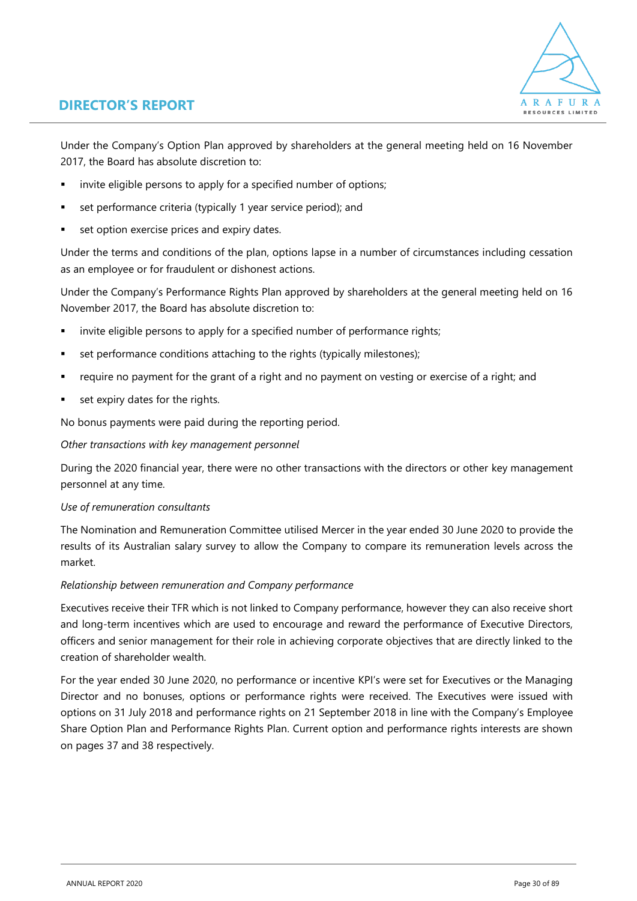Under the Company's Option Plan approved by shareholders at the general meeting held on 16 November 2017, the Board has absolute discretion to:

- invite eligible persons to apply for a specified number of options;
- set performance criteria (typically 1 year service period); and
- set option exercise prices and expiry dates.

Under the terms and conditions of the plan, options lapse in a number of circumstances including cessation as an employee or for fraudulent or dishonest actions.

Under the Company's Performance Rights Plan approved by shareholders at the general meeting held on 16 November 2017, the Board has absolute discretion to:

- invite eligible persons to apply for a specified number of performance rights;
- set performance conditions attaching to the rights (typically milestones);
- require no payment for the grant of a right and no payment on vesting or exercise of a right; and
- set expiry dates for the rights.

No bonus payments were paid during the reporting period.

*Other transactions with key management personnel*

During the 2020 financial year, there were no other transactions with the directors or other key management personnel at any time.

*Use of remuneration consultants*

The Nomination and Remuneration Committee utilised Mercer in the year ended 30 June 2020 to provide the results of its Australian salary survey to allow the Company to compare its remuneration levels across the market.

*Relationship between remuneration and Company performance*

Executives receive their TFR which is not linked to Company performance, however they can also receive short and long-term incentives which are used to encourage and reward the performance of Executive Directors, officers and senior management for their role in achieving corporate objectives that are directly linked to the creation of shareholder wealth.

For the year ended 30 June 2020, no performance or incentive KPI's were set for Executives or the Managing Director and no bonuses, options or performance rights were received. The Executives were issued with options on 31 July 2018 and performance rights on 21 September 2018 in line with the Company's Employee Share Option Plan and Performance Rights Plan. Current option and performance rights interests are shown on pages 37 and 38 respectively.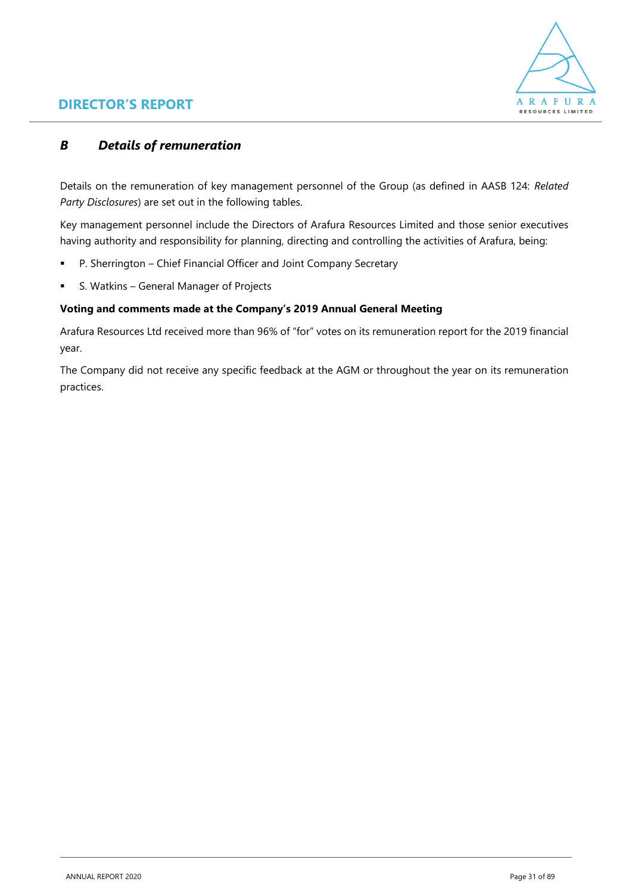## B Details of remuneration

Details on the remuneration of key management personnel of the Group (as defined in AASB 124: *Related Party Disclosures*) are set out in the following tables.

Key management personnel include the Directors of Arafura Resources Limited and those senior executives having authority and responsibility for planning, directing and controlling the activities of Arafura, being:

- P. Sherrington – Chief Financial Officer and Joint Company Secretary
- S. Watkins – General Manager of Projects

**Voting and comments made at the Company's 2019 Annual General Meeting**

Arafura Resources Ltd received more than 96% of "for" votes on its remuneration report for the 2019 financial year.

The Company did not receive any specific feedback at the AGM or throughout the year on its remuneration practices.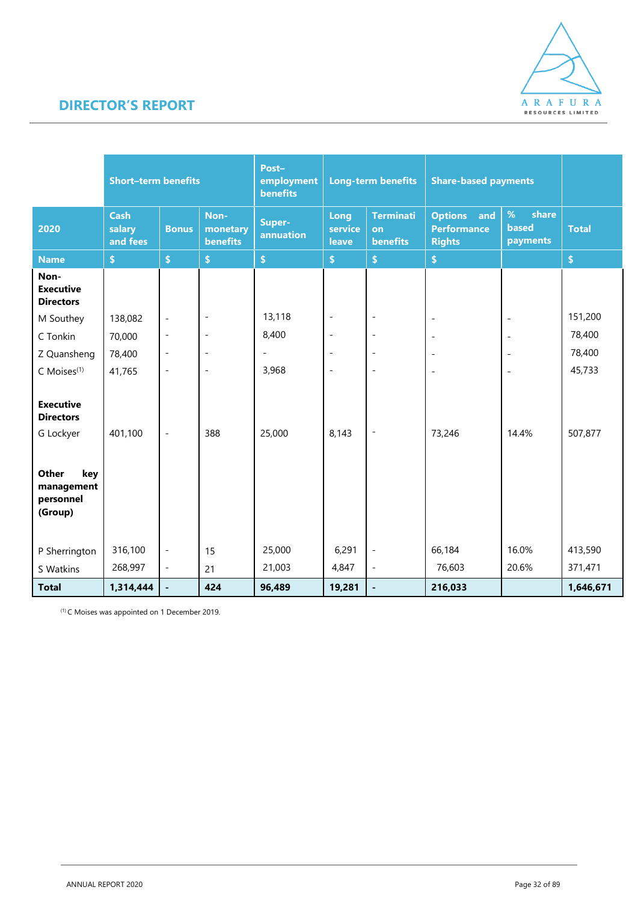## DIRECTOR'S REPORT

| | Short–term benefits | | | Post–employment benefits | Long-term benefits | | Share-based payments | | |
|---|---|---|---|---|---|---|---|---|---|
| **2020** | **Cash salary and fees** | **Bonus** | **Non-monetary benefits** | **Super-annuation** | **Long service leave** | **Termination benefits** | **Options and Performance Rights** | **% share based payments** | **Total** |
| **Name** | **$** | **$** | **$** | **$** | **$** | **$** | **$** | | **$** |
| **Non-Executive Directors** | | | | | | | | | |
| M Southey | 138,082 | - | - | 13,118 | - | - | - | - | 151,200 |
| C Tonkin | 70,000 | - | - | 8,400 | - | - | - | - | 78,400 |
| Z Quansheng | 78,400 | - | - | - | - | - | - | - | 78,400 |
| C Moises[(1)] | 41,765 | - | - | 3,968 | - | - | - | - | 45,733 |
| **Executive Directors** | | | | | | | | | |
| G Lockyer | 401,100 | - | 388 | 25,000 | 8,143 | - | 73,246 | 14.4% | 507,877 |
| **Other key management personnel (Group)** | | | | | | | | | |
| P Sherrington | 316,100 | - | 15 | 25,000 | 6,291 | - | 66,184 | 16.0% | 413,590 |
| S Watkins | 268,997 | - | 21 | 21,003 | 4,847 | - | 76,603 | 20.6% | 371,471 |
| **Total** | **1,314,444** | **-** | **424** | **96,489** | **19,281** | **-** | **216,033** | | **1,646,671** |

(1) C Moises was appointed on 1 December 2019.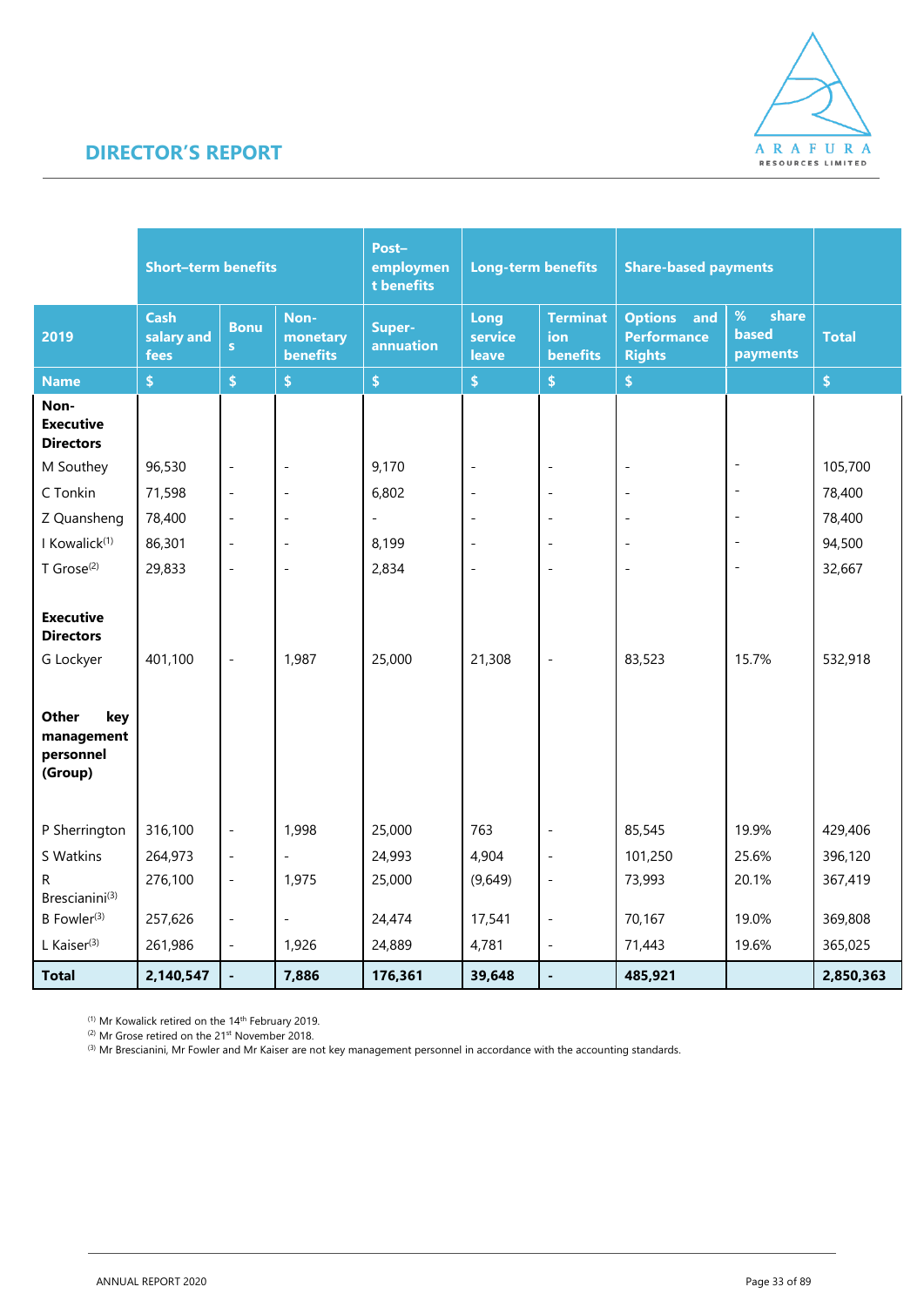## DIRECTOR'S REPORT

| | Short–term benefits | | | Post–employment benefits | Long-term benefits | | Share-based payments | | |
|---|---|---|---|---|---|---|---|---|---|
| **2019** | **Cash salary and fees** | **Bonus** | **Non-monetary benefits** | **Super-annuation** | **Long service leave** | **Termination benefits** | **Options and Performance Rights** | **% share based payments** | **Total** |
| **Name** | **$** | **$** | **$** | **$** | **$** | **$** | **$** | | **$** |
| **Non-Executive Directors** | | | | | | | | | |
| M Southey | 96,530 | - | - | 9,170 | - | - | - | - | 105,700 |
| C Tonkin | 71,598 | - | - | 6,802 | - | - | - | - | 78,400 |
| Z Quansheng | 78,400 | - | - | - | - | - | - | - | 78,400 |
| I Kowalick[1] | 86,301 | - | - | 8,199 | - | - | - | - | 94,500 |
| T Grose[2] | 29,833 | - | - | 2,834 | - | - | - | - | 32,667 |
| **Executive Directors** | | | | | | | | | |
| G Lockyer | 401,100 | - | 1,987 | 25,000 | 21,308 | - | 83,523 | 15.7% | 532,918 |
| **Other key management personnel (Group)** | | | | | | | | | |
| P Sherrington | 316,100 | - | 1,998 | 25,000 | 763 | - | 85,545 | 19.9% | 429,406 |
| S Watkins | 264,973 | - | - | 24,993 | 4,904 | - | 101,250 | 25.6% | 396,120 |
| R Brescianini[3] | 276,100 | - | 1,975 | 25,000 | (9,649) | - | 73,993 | 20.1% | 367,419 |
| B Fowler[3] | 257,626 | - | - | 24,474 | 17,541 | - | 70,167 | 19.0% | 369,808 |
| L Kaiser[3] | 261,986 | - | 1,926 | 24,889 | 4,781 | - | 71,443 | 19.6% | 365,025 |
| **Total** | **2,140,547** | **-** | **7,886** | **176,361** | **39,648** | **-** | **485,921** | | **2,850,363** |

[1] Mr Kowalick retired on the 14th February 2019.
[2] Mr Grose retired on the 21st November 2018.
[3] Mr Brescianini, Mr Fowler and Mr Kaiser are not key management personnel in accordance with the accounting standards.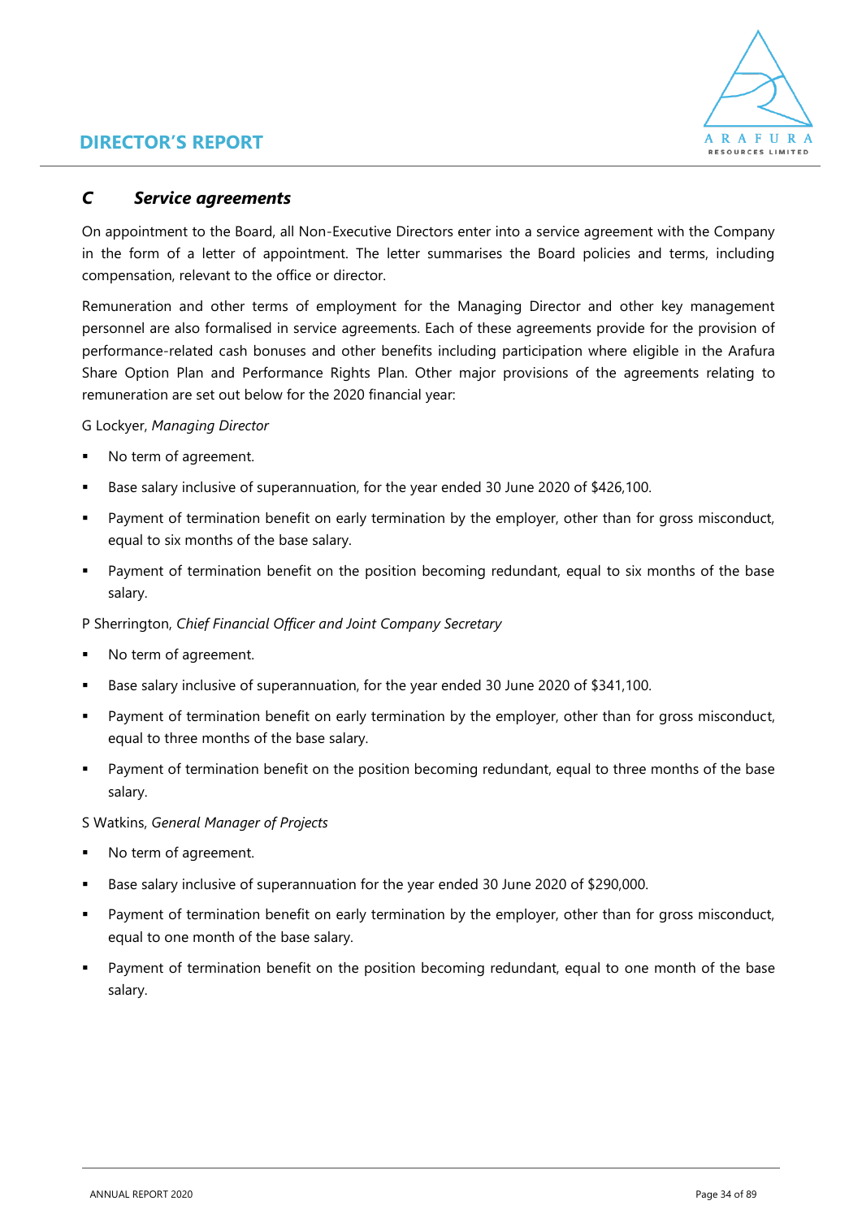## C Service agreements

On appointment to the Board, all Non-Executive Directors enter into a service agreement with the Company in the form of a letter of appointment. The letter summarises the Board policies and terms, including compensation, relevant to the office or director.

Remuneration and other terms of employment for the Managing Director and other key management personnel are also formalised in service agreements. Each of these agreements provide for the provision of performance-related cash bonuses and other benefits including participation where eligible in the Arafura Share Option Plan and Performance Rights Plan. Other major provisions of the agreements relating to remuneration are set out below for the 2020 financial year:

G Lockyer, *Managing Director*

- No term of agreement.
- Base salary inclusive of superannuation, for the year ended 30 June 2020 of $426,100.
- Payment of termination benefit on early termination by the employer, other than for gross misconduct, equal to six months of the base salary.
- Payment of termination benefit on the position becoming redundant, equal to six months of the base salary.

P Sherrington, *Chief Financial Officer and Joint Company Secretary*

- No term of agreement.
- Base salary inclusive of superannuation, for the year ended 30 June 2020 of $341,100.
- Payment of termination benefit on early termination by the employer, other than for gross misconduct, equal to three months of the base salary.
- Payment of termination benefit on the position becoming redundant, equal to three months of the base salary.

S Watkins, *General Manager of Projects*

- No term of agreement.
- Base salary inclusive of superannuation for the year ended 30 June 2020 of $290,000.
- Payment of termination benefit on early termination by the employer, other than for gross misconduct, equal to one month of the base salary.
- Payment of termination benefit on the position becoming redundant, equal to one month of the base salary.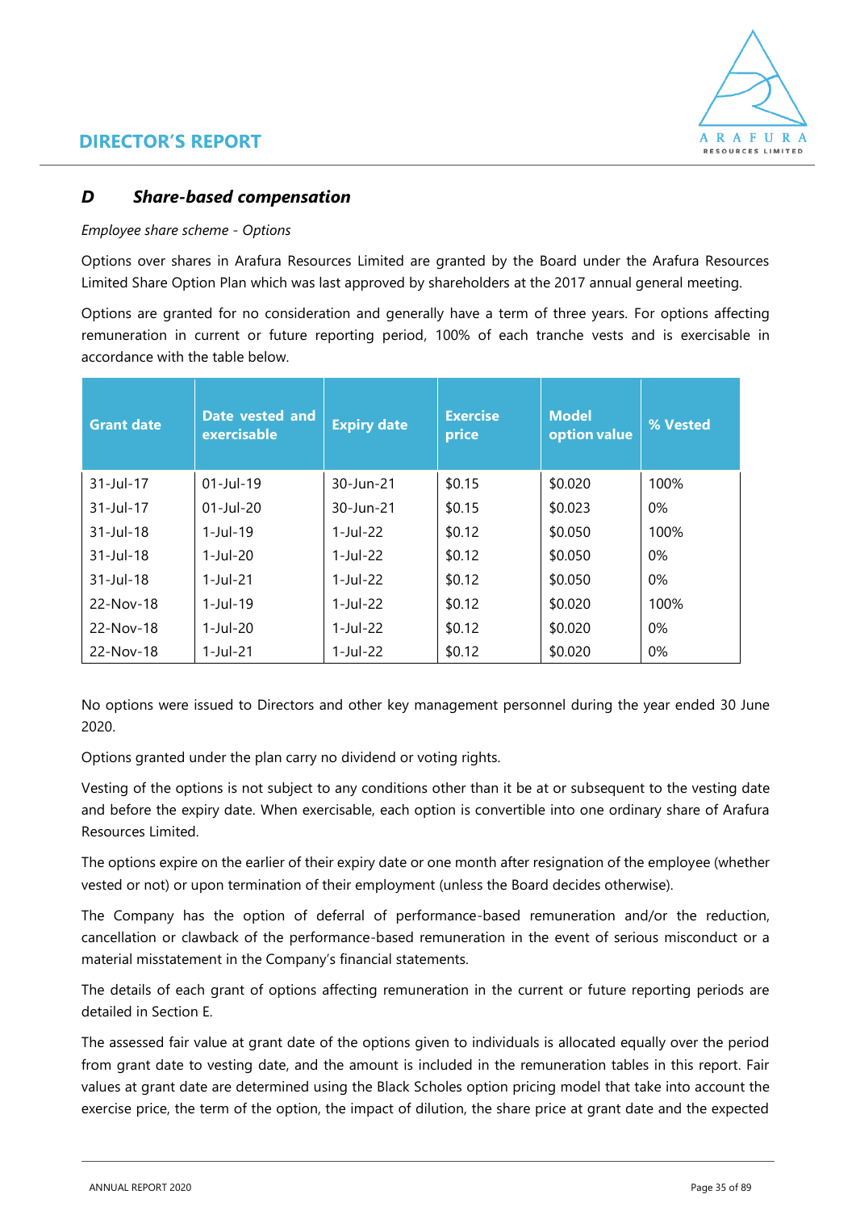## D Share-based compensation

*Employee share scheme - Options*

Options over shares in Arafura Resources Limited are granted by the Board under the Arafura Resources Limited Share Option Plan which was last approved by shareholders at the 2017 annual general meeting.

Options are granted for no consideration and generally have a term of three years. For options affecting remuneration in current or future reporting period, 100% of each tranche vests and is exercisable in accordance with the table below.

| Grant date | Date vested and exercisable | Expiry date | Exercise price | Model option value | % Vested |
|---|---|---|---|---|---|
| 31-Jul-17 | 01-Jul-19 | 30-Jun-21 | $0.15 | $0.020 | 100% |
| 31-Jul-17 | 01-Jul-20 | 30-Jun-21 | $0.15 | $0.023 | 0% |
| 31-Jul-18 | 1-Jul-19 | 1-Jul-22 | $0.12 | $0.050 | 100% |
| 31-Jul-18 | 1-Jul-20 | 1-Jul-22 | $0.12 | $0.050 | 0% |
| 31-Jul-18 | 1-Jul-21 | 1-Jul-22 | $0.12 | $0.050 | 0% |
| 22-Nov-18 | 1-Jul-19 | 1-Jul-22 | $0.12 | $0.020 | 100% |
| 22-Nov-18 | 1-Jul-20 | 1-Jul-22 | $0.12 | $0.020 | 0% |
| 22-Nov-18 | 1-Jul-21 | 1-Jul-22 | $0.12 | $0.020 | 0% |

No options were issued to Directors and other key management personnel during the year ended 30 June 2020.

Options granted under the plan carry no dividend or voting rights.

Vesting of the options is not subject to any conditions other than it be at or subsequent to the vesting date and before the expiry date. When exercisable, each option is convertible into one ordinary share of Arafura Resources Limited.

The options expire on the earlier of their expiry date or one month after resignation of the employee (whether vested or not) or upon termination of their employment (unless the Board decides otherwise).

The Company has the option of deferral of performance-based remuneration and/or the reduction, cancellation or clawback of the performance-based remuneration in the event of serious misconduct or a material misstatement in the Company's financial statements.

The details of each grant of options affecting remuneration in the current or future reporting periods are detailed in Section E.

The assessed fair value at grant date of the options given to individuals is allocated equally over the period from grant date to vesting date, and the amount is included in the remuneration tables in this report. Fair values at grant date are determined using the Black Scholes option pricing model that take into account the exercise price, the term of the option, the impact of dilution, the share price at grant date and the expected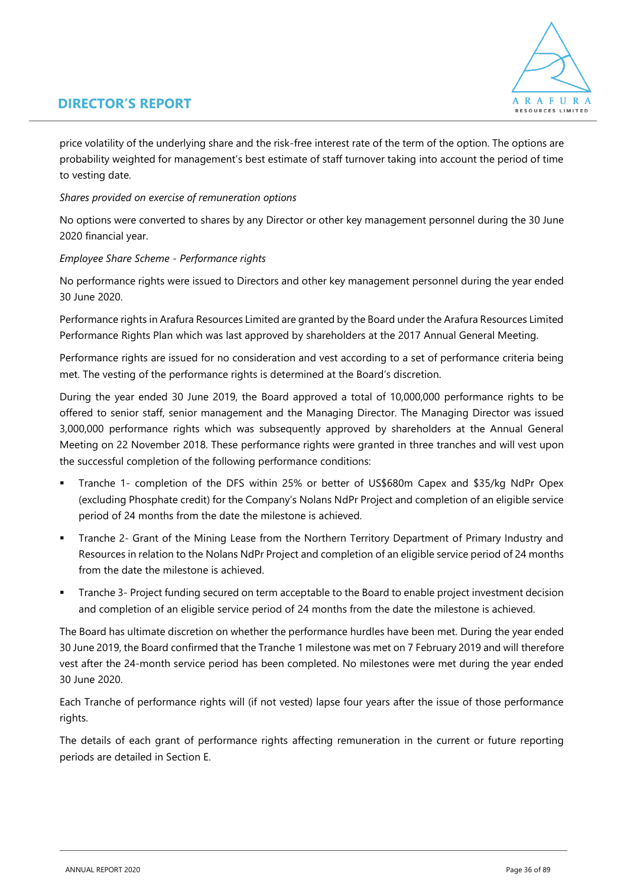price volatility of the underlying share and the risk-free interest rate of the term of the option. The options are probability weighted for management's best estimate of staff turnover taking into account the period of time to vesting date.

*Shares provided on exercise of remuneration options*

No options were converted to shares by any Director or other key management personnel during the 30 June 2020 financial year.

*Employee Share Scheme - Performance rights*

No performance rights were issued to Directors and other key management personnel during the year ended 30 June 2020.

Performance rights in Arafura Resources Limited are granted by the Board under the Arafura Resources Limited Performance Rights Plan which was last approved by shareholders at the 2017 Annual General Meeting.

Performance rights are issued for no consideration and vest according to a set of performance criteria being met. The vesting of the performance rights is determined at the Board's discretion.

During the year ended 30 June 2019, the Board approved a total of 10,000,000 performance rights to be offered to senior staff, senior management and the Managing Director. The Managing Director was issued 3,000,000 performance rights which was subsequently approved by shareholders at the Annual General Meeting on 22 November 2018. These performance rights were granted in three tranches and will vest upon the successful completion of the following performance conditions:

- Tranche 1- completion of the DFS within 25% or better of US$680m Capex and $35/kg NdPr Opex (excluding Phosphate credit) for the Company's Nolans NdPr Project and completion of an eligible service period of 24 months from the date the milestone is achieved.
- Tranche 2- Grant of the Mining Lease from the Northern Territory Department of Primary Industry and Resources in relation to the Nolans NdPr Project and completion of an eligible service period of 24 months from the date the milestone is achieved.
- Tranche 3- Project funding secured on term acceptable to the Board to enable project investment decision and completion of an eligible service period of 24 months from the date the milestone is achieved.

The Board has ultimate discretion on whether the performance hurdles have been met. During the year ended 30 June 2019, the Board confirmed that the Tranche 1 milestone was met on 7 February 2019 and will therefore vest after the 24-month service period has been completed. No milestones were met during the year ended 30 June 2020.

Each Tranche of performance rights will (if not vested) lapse four years after the issue of those performance rights.

The details of each grant of performance rights affecting remuneration in the current or future reporting periods are detailed in Section E.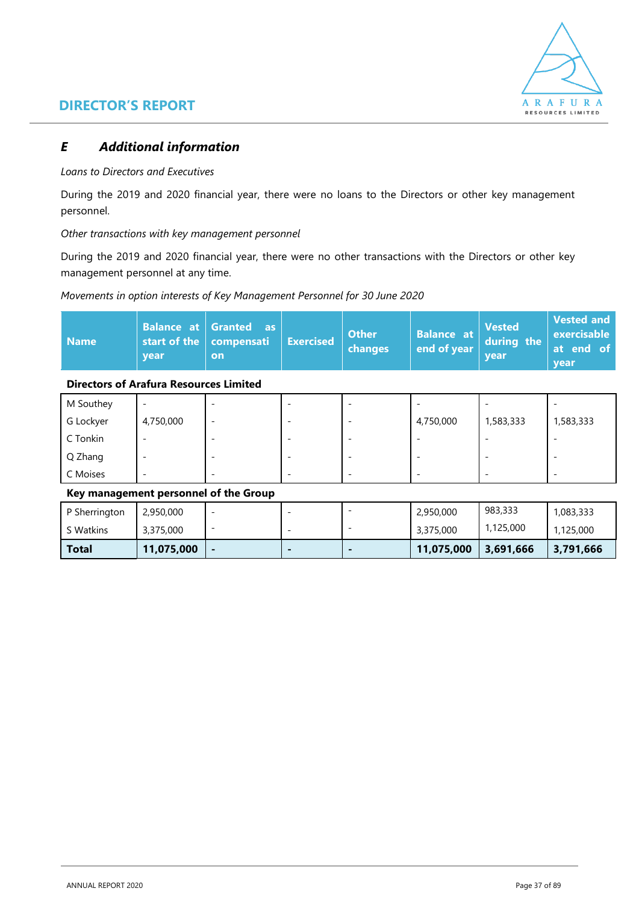## E Additional information

*Loans to Directors and Executives*

During the 2019 and 2020 financial year, there were no loans to the Directors or other key management personnel.

*Other transactions with key management personnel*

During the 2019 and 2020 financial year, there were no other transactions with the Directors or other key management personnel at any time.

*Movements in option interests of Key Management Personnel for 30 June 2020*

| Name | Balance at start of the year | Granted as compensation | Exercised | Other changes | Balance at end of year | Vested during the year | Vested and exercisable at end of year |
|---|---|---|---|---|---|---|---|
| **Directors of Arafura Resources Limited** | | | | | | | |
| M Southey | - | - | - | - | - | - | - |
| G Lockyer | 4,750,000 | - | - | - | 4,750,000 | 1,583,333 | 1,583,333 |
| C Tonkin | - | - | - | - | - | - | - |
| Q Zhang | - | - | - | - | - | - | - |
| C Moises | - | - | - | - | - | - | - |
| **Key management personnel of the Group** | | | | | | | |
| P Sherrington | 2,950,000 | - | - | - | 2,950,000 | 983,333 | 1,083,333 |
| S Watkins | 3,375,000 | - | - | - | 3,375,000 | 1,125,000 | 1,125,000 |
| **Total** | **11,075,000** | **-** | **-** | **-** | **11,075,000** | **3,691,666** | **3,791,666** |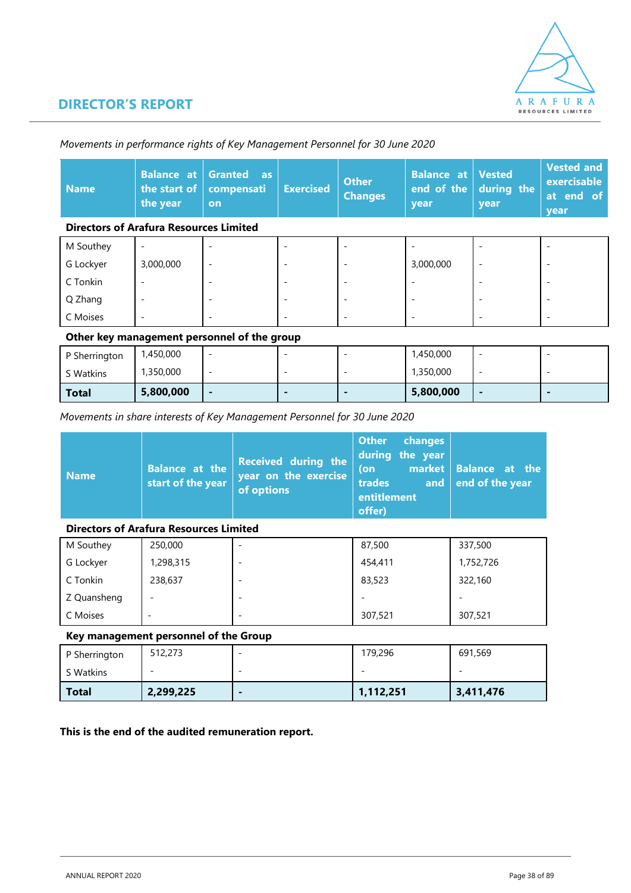# DIRECTOR'S REPORT

*Movements in performance rights of Key Management Personnel for 30 June 2020*

| Name | Balance at the start of the year | Granted as compensation | Exercised | Other Changes | Balance at end of the year | Vested during the year | Vested and exercisable at end of year |
|---|---|---|---|---|---|---|---|
| **Directors of Arafura Resources Limited** | | | | | | | |
| M Southey | - | - | - | - | - | - | - |
| G Lockyer | 3,000,000 | - | - | - | 3,000,000 | - | - |
| C Tonkin | - | - | - | - | - | - | - |
| Q Zhang | - | - | - | - | - | - | - |
| C Moises | - | - | - | - | - | - | - |
| **Other key management personnel of the group** | | | | | | | |
| P Sherrington | 1,450,000 | - | - | - | 1,450,000 | - | - |
| S Watkins | 1,350,000 | - | - | - | 1,350,000 | - | - |
| **Total** | **5,800,000** | **-** | **-** | **-** | **5,800,000** | **-** | **-** |

*Movements in share interests of Key Management Personnel for 30 June 2020*

| Name | Balance at the start of the year | Received during the year on the exercise of options | Other changes during the year (on market trades and entitlement offer) | Balance at the end of the year |
|---|---|---|---|---|
| **Directors of Arafura Resources Limited** | | | | |
| M Southey | 250,000 | - | 87,500 | 337,500 |
| G Lockyer | 1,298,315 | - | 454,411 | 1,752,726 |
| C Tonkin | 238,637 | - | 83,523 | 322,160 |
| Z Quansheng | - | - | - | - |
| C Moises | - | - | 307,521 | 307,521 |
| **Key management personnel of the Group** | | | | |
| P Sherrington | 512,273 | - | 179,296 | 691,569 |
| S Watkins | - | - | - | - |
| **Total** | **2,299,225** | **-** | **1,112,251** | **3,411,476** |

**This is the end of the audited remuneration report.**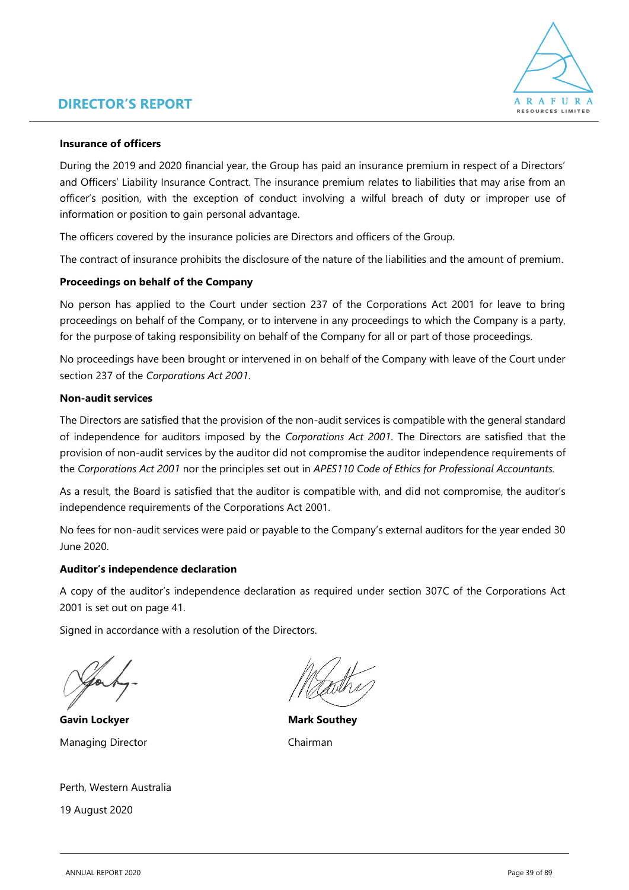# DIRECTOR'S REPORT

**Insurance of officers**

During the 2019 and 2020 financial year, the Group has paid an insurance premium in respect of a Directors' and Officers' Liability Insurance Contract. The insurance premium relates to liabilities that may arise from an officer's position, with the exception of conduct involving a wilful breach of duty or improper use of information or position to gain personal advantage.

The officers covered by the insurance policies are Directors and officers of the Group.

The contract of insurance prohibits the disclosure of the nature of the liabilities and the amount of premium.

**Proceedings on behalf of the Company**

No person has applied to the Court under section 237 of the Corporations Act 2001 for leave to bring proceedings on behalf of the Company, or to intervene in any proceedings to which the Company is a party, for the purpose of taking responsibility on behalf of the Company for all or part of those proceedings.

No proceedings have been brought or intervened in on behalf of the Company with leave of the Court under section 237 of the *Corporations Act 2001*.

**Non-audit services**

The Directors are satisfied that the provision of the non-audit services is compatible with the general standard of independence for auditors imposed by the *Corporations Act 2001*. The Directors are satisfied that the provision of non-audit services by the auditor did not compromise the auditor independence requirements of the *Corporations Act 2001* nor the principles set out in *APES110 Code of Ethics for Professional Accountants.*

As a result, the Board is satisfied that the auditor is compatible with, and did not compromise, the auditor's independence requirements of the Corporations Act 2001.

No fees for non-audit services were paid or payable to the Company's external auditors for the year ended 30 June 2020.

**Auditor's independence declaration**

A copy of the auditor's independence declaration as required under section 307C of the Corporations Act 2001 is set out on page 41.

Signed in accordance with a resolution of the Directors.

**Gavin Lockyer**
Managing Director

**Mark Southey**
Chairman

Perth, Western Australia

19 August 2020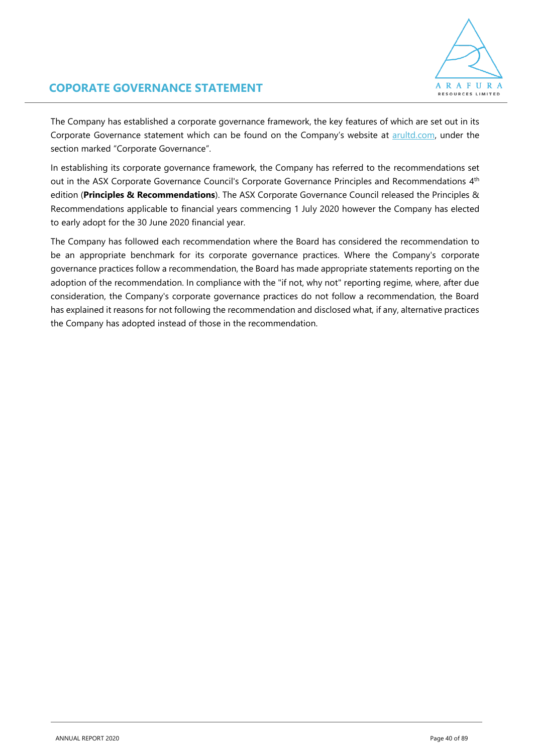# COPORATE GOVERNANCE STATEMENT

The Company has established a corporate governance framework, the key features of which are set out in its Corporate Governance statement which can be found on the Company's website at arultd.com, under the section marked "Corporate Governance".

In establishing its corporate governance framework, the Company has referred to the recommendations set out in the ASX Corporate Governance Council's Corporate Governance Principles and Recommendations 4th edition (**Principles & Recommendations**). The ASX Corporate Governance Council released the Principles & Recommendations applicable to financial years commencing 1 July 2020 however the Company has elected to early adopt for the 30 June 2020 financial year.

The Company has followed each recommendation where the Board has considered the recommendation to be an appropriate benchmark for its corporate governance practices. Where the Company's corporate governance practices follow a recommendation, the Board has made appropriate statements reporting on the adoption of the recommendation. In compliance with the "if not, why not" reporting regime, where, after due consideration, the Company's corporate governance practices do not follow a recommendation, the Board has explained it reasons for not following the recommendation and disclosed what, if any, alternative practices the Company has adopted instead of those in the recommendation.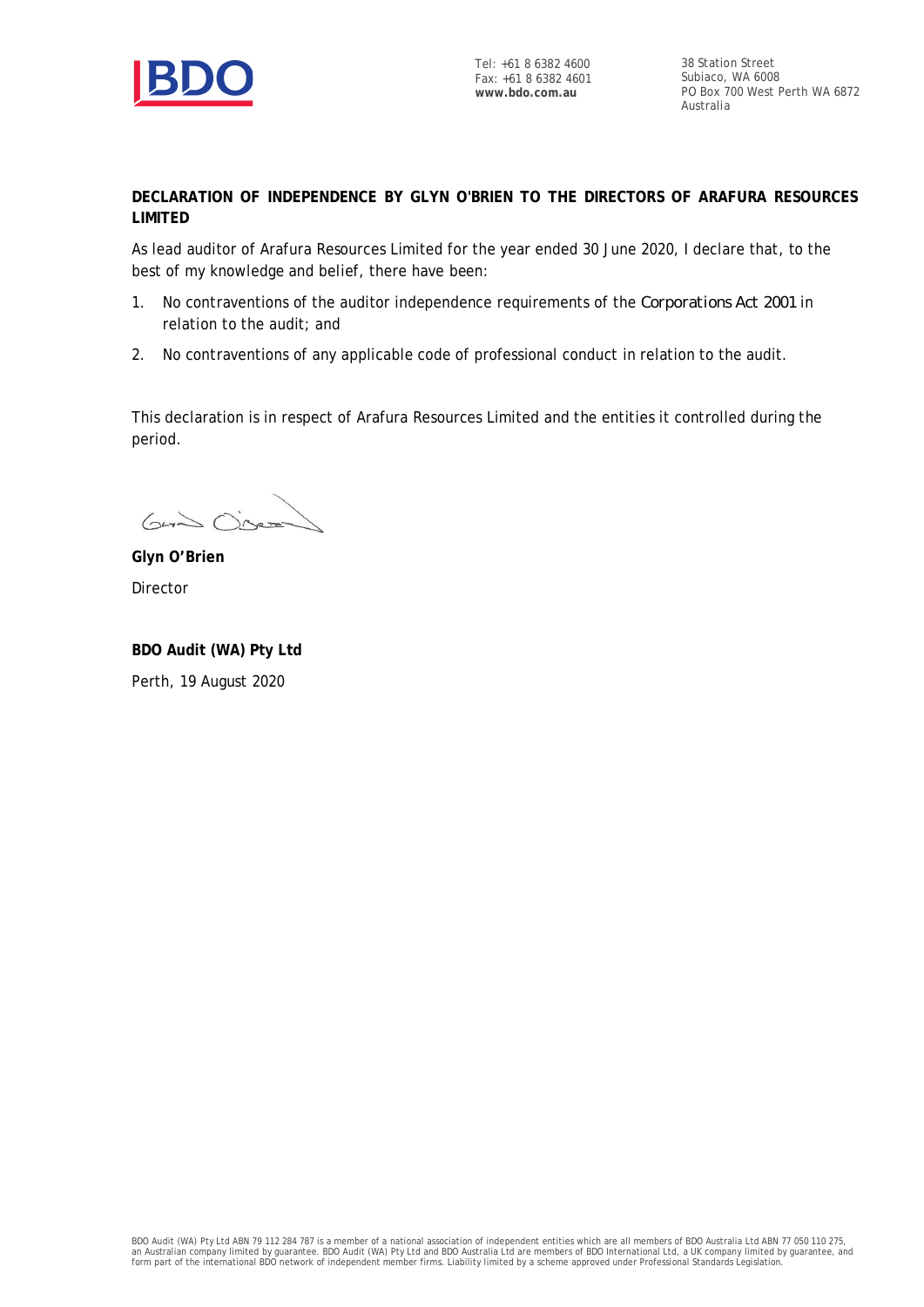Tel: +61 8 6382 4600
Fax: +61 8 6382 4601
**www.bdo.com.au**

38 Station Street
Subiaco, WA 6008
PO Box 700 West Perth WA 6872
Australia

**DECLARATION OF INDEPENDENCE BY GLYN O'BRIEN TO THE DIRECTORS OF ARAFURA RESOURCES LIMITED**

As lead auditor of Arafura Resources Limited for the year ended 30 June 2020, I declare that, to the best of my knowledge and belief, there have been:

1. No contraventions of the auditor independence requirements of the *Corporations Act 2001* in relation to the audit; and
2. No contraventions of any applicable code of professional conduct in relation to the audit.

This declaration is in respect of Arafura Resources Limited and the entities it controlled during the period.

**Glyn O'Brien**
Director

**BDO Audit (WA) Pty Ltd**
Perth, 19 August 2020

BDO Audit (WA) Pty Ltd ABN 79 112 284 787 is a member of a national association of independent entities which are all members of BDO Australia Ltd ABN 77 050 110 275, an Australian company limited by guarantee. BDO Audit (WA) Pty Ltd and BDO Australia Ltd are members of BDO International Ltd, a UK company limited by guarantee, and form part of the international BDO network of independent member firms. Liability limited by a scheme approved under Professional Standards Legislation.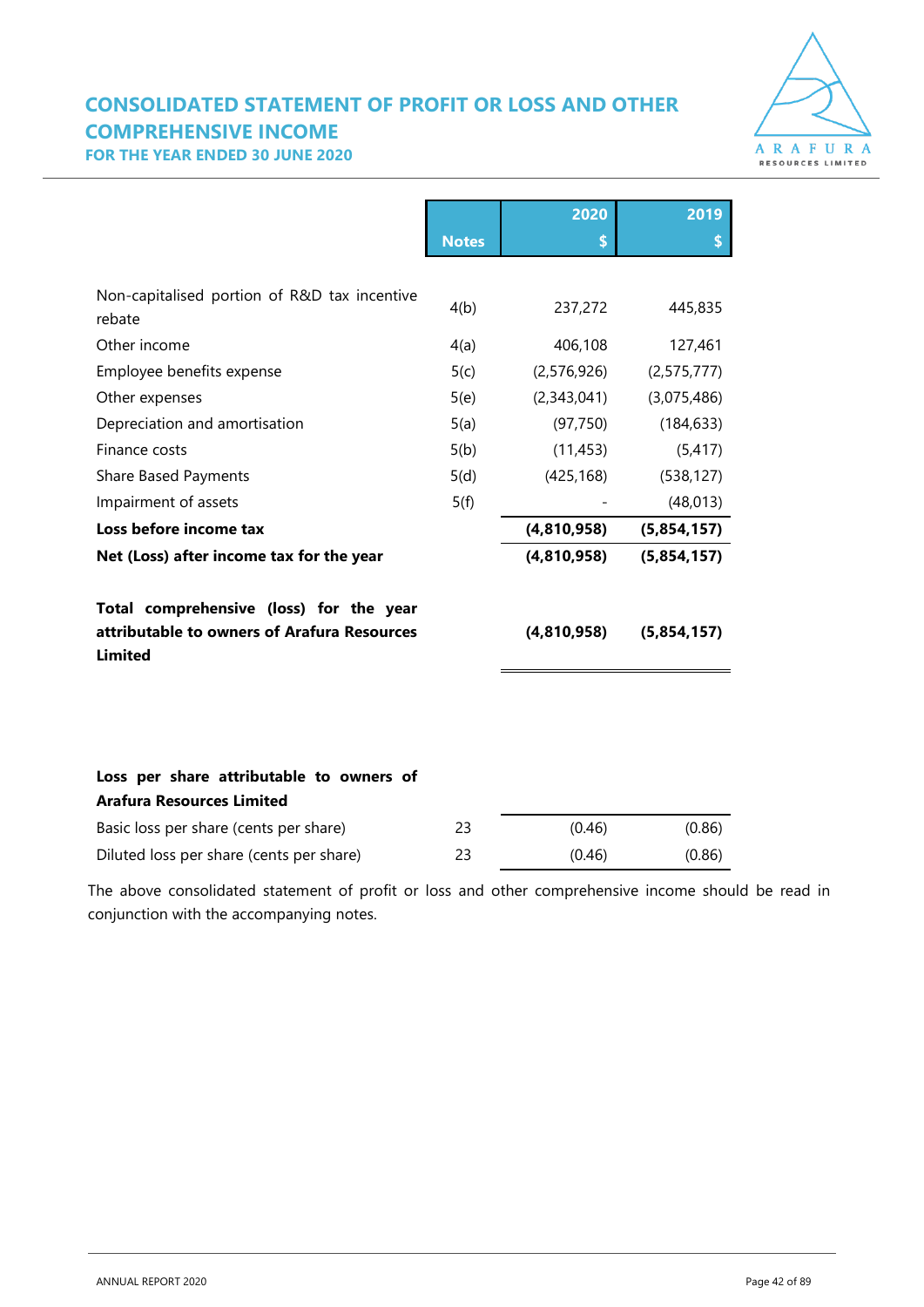# CONSOLIDATED STATEMENT OF PROFIT OR LOSS AND OTHER COMPREHENSIVE INCOME

**FOR THE YEAR ENDED 30 JUNE 2020**

| | Notes | 2020 $ | 2019 $ |
|---|---|---|---|
| Non-capitalised portion of R&D tax incentive rebate | 4(b) | 237,272 | 445,835 |
| Other income | 4(a) | 406,108 | 127,461 |
| Employee benefits expense | 5(c) | (2,576,926) | (2,575,777) |
| Other expenses | 5(e) | (2,343,041) | (3,075,486) |
| Depreciation and amortisation | 5(a) | (97,750) | (184,633) |
| Finance costs | 5(b) | (11,453) | (5,417) |
| Share Based Payments | 5(d) | (425,168) | (538,127) |
| Impairment of assets | 5(f) | - | (48,013) |
| **Loss before income tax** | | **(4,810,958)** | **(5,854,157)** |
| **Net (Loss) after income tax for the year** | | **(4,810,958)** | **(5,854,157)** |
| **Total comprehensive (loss) for the year attributable to owners of Arafura Resources Limited** | | **(4,810,958)** | **(5,854,157)** |
| **Loss per share attributable to owners of Arafura Resources Limited** | | | |
| Basic loss per share (cents per share) | 23 | (0.46) | (0.86) |
| Diluted loss per share (cents per share) | 23 | (0.46) | (0.86) |

The above consolidated statement of profit or loss and other comprehensive income should be read in conjunction with the accompanying notes.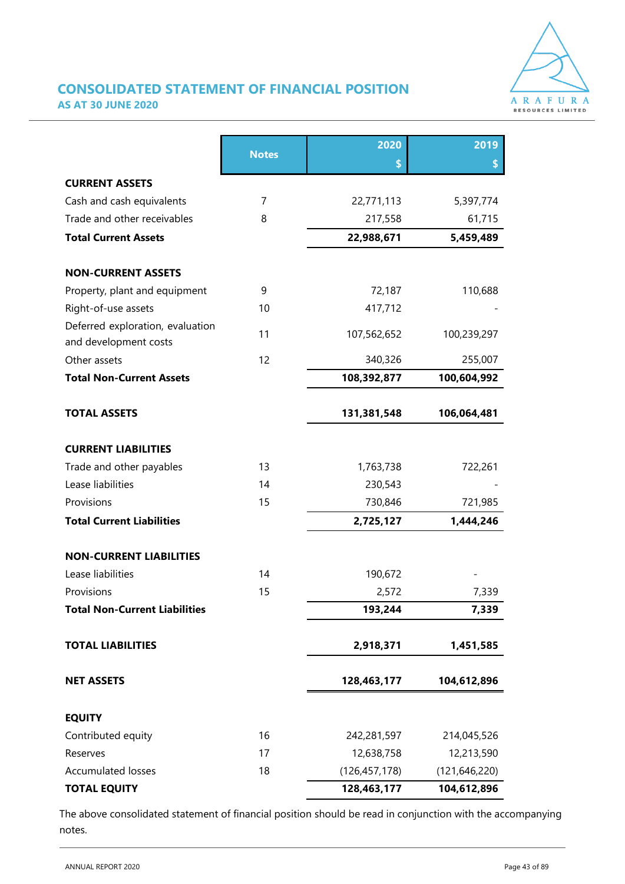# CONSOLIDATED STATEMENT OF FINANCIAL POSITION
## AS AT 30 JUNE 2020

| | Notes | 2020 $ | 2019 $ |
|---|---|---|---|
| **CURRENT ASSETS** | | | |
| Cash and cash equivalents | 7 | 22,771,113 | 5,397,774 |
| Trade and other receivables | 8 | 217,558 | 61,715 |
| **Total Current Assets** | | **22,988,671** | **5,459,489** |
| | | | |
| **NON-CURRENT ASSETS** | | | |
| Property, plant and equipment | 9 | 72,187 | 110,688 |
| Right-of-use assets | 10 | 417,712 | - |
| Deferred exploration, evaluation and development costs | 11 | 107,562,652 | 100,239,297 |
| Other assets | 12 | 340,326 | 255,007 |
| **Total Non-Current Assets** | | **108,392,877** | **100,604,992** |
| | | | |
| **TOTAL ASSETS** | | **131,381,548** | **106,064,481** |
| | | | |
| **CURRENT LIABILITIES** | | | |
| Trade and other payables | 13 | 1,763,738 | 722,261 |
| Lease liabilities | 14 | 230,543 | - |
| Provisions | 15 | 730,846 | 721,985 |
| **Total Current Liabilities** | | **2,725,127** | **1,444,246** |
| | | | |
| **NON-CURRENT LIABILITIES** | | | |
| Lease liabilities | 14 | 190,672 | - |
| Provisions | 15 | 2,572 | 7,339 |
| **Total Non-Current Liabilities** | | **193,244** | **7,339** |
| | | | |
| **TOTAL LIABILITIES** | | **2,918,371** | **1,451,585** |
| | | | |
| **NET ASSETS** | | **128,463,177** | **104,612,896** |
| | | | |
| **EQUITY** | | | |
| Contributed equity | 16 | 242,281,597 | 214,045,526 |
| Reserves | 17 | 12,638,758 | 12,213,590 |
| Accumulated losses | 18 | (126,457,178) | (121,646,220) |
| **TOTAL EQUITY** | | **128,463,177** | **104,612,896** |

The above consolidated statement of financial position should be read in conjunction with the accompanying notes.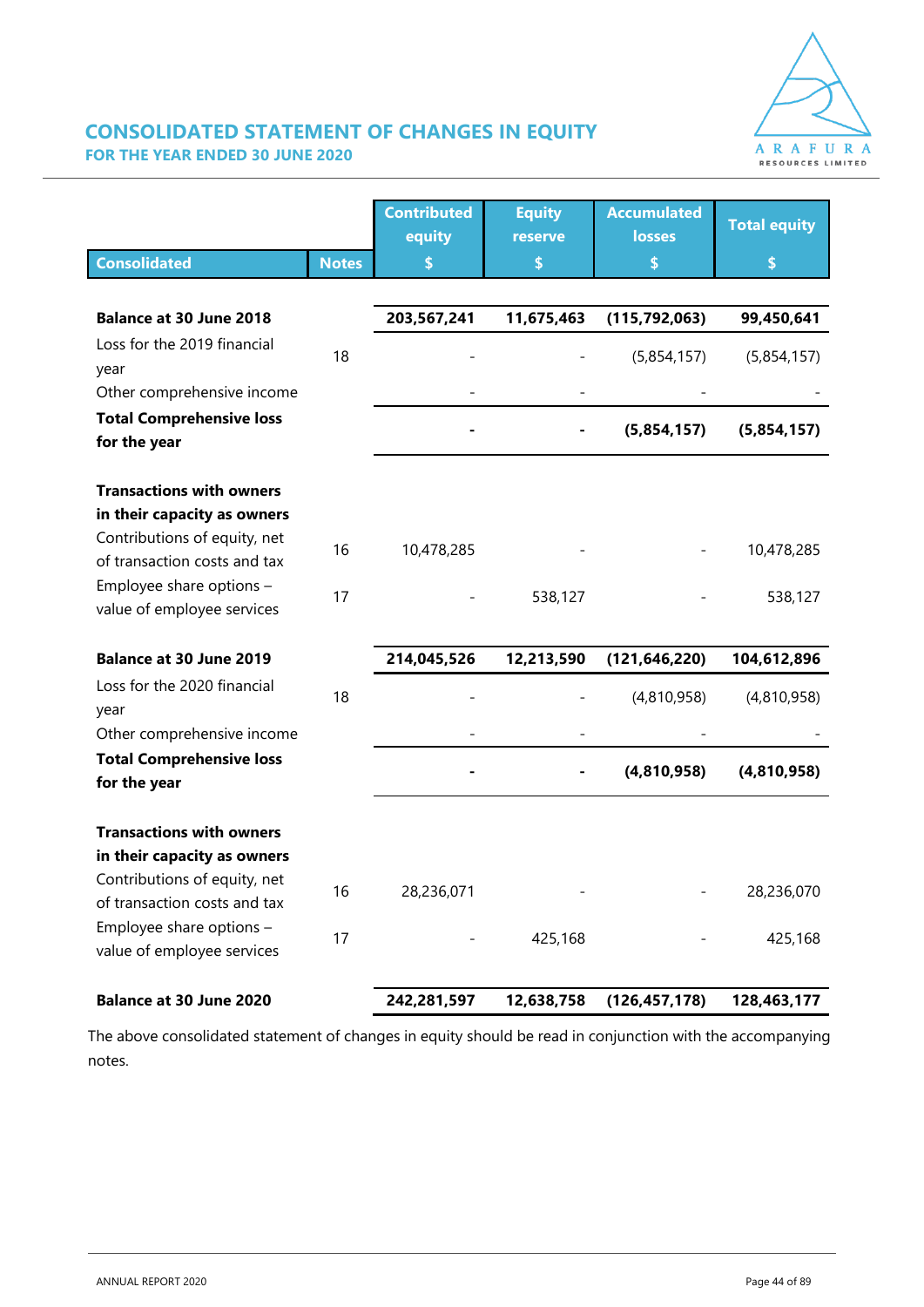## CONSOLIDATED STATEMENT OF CHANGES IN EQUITY

### FOR THE YEAR ENDED 30 JUNE 2020

| Consolidated | Notes | Contributed equity $ | Equity reserve $ | Accumulated losses $ | Total equity $ |
|---|---|---|---|---|---|
| **Balance at 30 June 2018** | | **203,567,241** | **11,675,463** | **(115,792,063)** | **99,450,641** |
| Loss for the 2019 financial year | 18 | - | - | (5,854,157) | (5,854,157) |
| Other comprehensive income | | - | - | - | - |
| **Total Comprehensive loss for the year** | | **-** | **-** | **(5,854,157)** | **(5,854,157)** |
| **Transactions with owners in their capacity as owners** | | | | | |
| Contributions of equity, net of transaction costs and tax | 16 | 10,478,285 | - | - | 10,478,285 |
| Employee share options – value of employee services | 17 | - | 538,127 | - | 538,127 |
| **Balance at 30 June 2019** | | **214,045,526** | **12,213,590** | **(121,646,220)** | **104,612,896** |
| Loss for the 2020 financial year | 18 | - | - | (4,810,958) | (4,810,958) |
| Other comprehensive income | | - | - | - | - |
| **Total Comprehensive loss for the year** | | **-** | **-** | **(4,810,958)** | **(4,810,958)** |
| **Transactions with owners in their capacity as owners** | | | | | |
| Contributions of equity, net of transaction costs and tax | 16 | 28,236,071 | - | - | 28,236,070 |
| Employee share options – value of employee services | 17 | - | 425,168 | - | 425,168 |
| **Balance at 30 June 2020** | | **242,281,597** | **12,638,758** | **(126,457,178)** | **128,463,177** |

The above consolidated statement of changes in equity should be read in conjunction with the accompanying notes.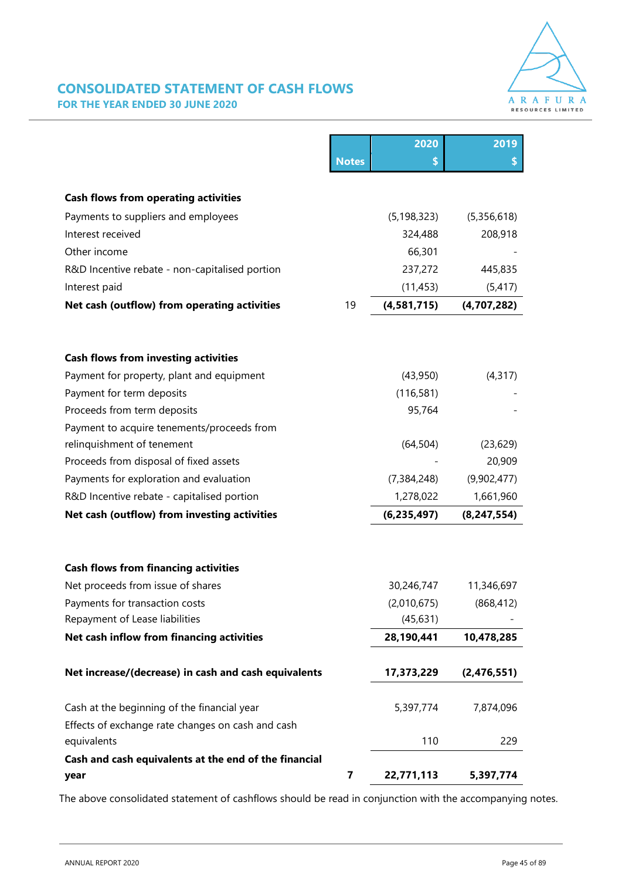## CONSOLIDATED STATEMENT OF CASH FLOWS

### FOR THE YEAR ENDED 30 JUNE 2020

| | Notes | 2020<br>$ | 2019<br>$ |
|---|---|---|---|
| **Cash flows from operating activities** | | | |
| Payments to suppliers and employees | | (5,198,323) | (5,356,618) |
| Interest received | | 324,488 | 208,918 |
| Other income | | 66,301 | - |
| R&D Incentive rebate - non-capitalised portion | | 237,272 | 445,835 |
| Interest paid | | (11,453) | (5,417) |
| **Net cash (outflow) from operating activities** | 19 | **(4,581,715)** | **(4,707,282)** |
| | | | |
| **Cash flows from investing activities** | | | |
| Payment for property, plant and equipment | | (43,950) | (4,317) |
| Payment for term deposits | | (116,581) | - |
| Proceeds from term deposits | | 95,764 | - |
| Payment to acquire tenements/proceeds from relinquishment of tenement | | (64,504) | (23,629) |
| Proceeds from disposal of fixed assets | | - | 20,909 |
| Payments for exploration and evaluation | | (7,384,248) | (9,902,477) |
| R&D Incentive rebate - capitalised portion | | 1,278,022 | 1,661,960 |
| **Net cash (outflow) from investing activities** | | **(6,235,497)** | **(8,247,554)** |
| | | | |
| **Cash flows from financing activities** | | | |
| Net proceeds from issue of shares | | 30,246,747 | 11,346,697 |
| Payments for transaction costs | | (2,010,675) | (868,412) |
| Repayment of Lease liabilities | | (45,631) | - |
| **Net cash inflow from financing activities** | | **28,190,441** | **10,478,285** |
| | | | |
| **Net increase/(decrease) in cash and cash equivalents** | | **17,373,229** | **(2,476,551)** |
| | | | |
| Cash at the beginning of the financial year | | 5,397,774 | 7,874,096 |
| Effects of exchange rate changes on cash and cash equivalents | | 110 | 229 |
| **Cash and cash equivalents at the end of the financial year** | **7** | **22,771,113** | **5,397,774** |

The above consolidated statement of cashflows should be read in conjunction with the accompanying notes.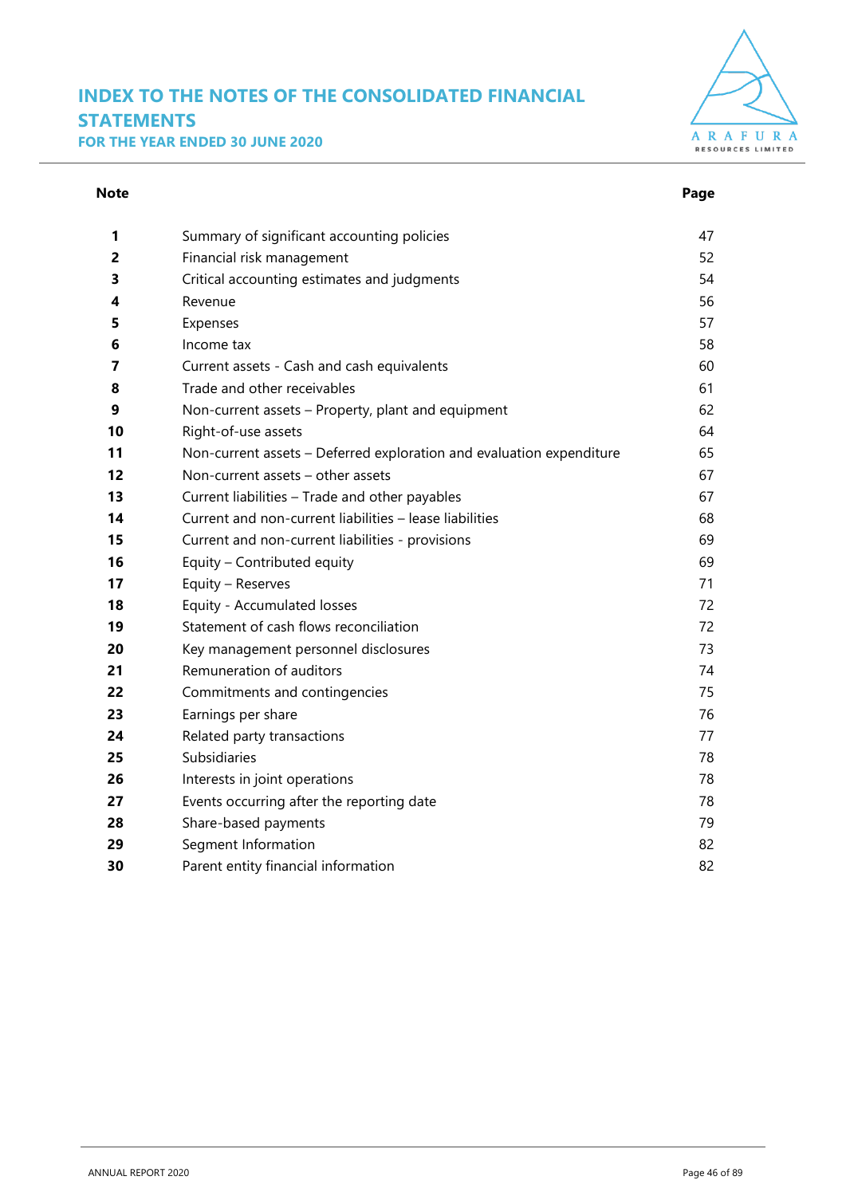# INDEX TO THE NOTES OF THE CONSOLIDATED FINANCIAL STATEMENTS

## FOR THE YEAR ENDED 30 JUNE 2020

| Note | | Page |
|---|---|---|
| **1** | Summary of significant accounting policies | 47 |
| **2** | Financial risk management | 52 |
| **3** | Critical accounting estimates and judgments | 54 |
| **4** | Revenue | 56 |
| **5** | Expenses | 57 |
| **6** | Income tax | 58 |
| **7** | Current assets - Cash and cash equivalents | 60 |
| **8** | Trade and other receivables | 61 |
| **9** | Non-current assets – Property, plant and equipment | 62 |
| **10** | Right-of-use assets | 64 |
| **11** | Non-current assets – Deferred exploration and evaluation expenditure | 65 |
| **12** | Non-current assets – other assets | 67 |
| **13** | Current liabilities – Trade and other payables | 67 |
| **14** | Current and non-current liabilities – lease liabilities | 68 |
| **15** | Current and non-current liabilities - provisions | 69 |
| **16** | Equity – Contributed equity | 69 |
| **17** | Equity – Reserves | 71 |
| **18** | Equity - Accumulated losses | 72 |
| **19** | Statement of cash flows reconciliation | 72 |
| **20** | Key management personnel disclosures | 73 |
| **21** | Remuneration of auditors | 74 |
| **22** | Commitments and contingencies | 75 |
| **23** | Earnings per share | 76 |
| **24** | Related party transactions | 77 |
| **25** | Subsidiaries | 78 |
| **26** | Interests in joint operations | 78 |
| **27** | Events occurring after the reporting date | 78 |
| **28** | Share-based payments | 79 |
| **29** | Segment Information | 82 |
| **30** | Parent entity financial information | 82 |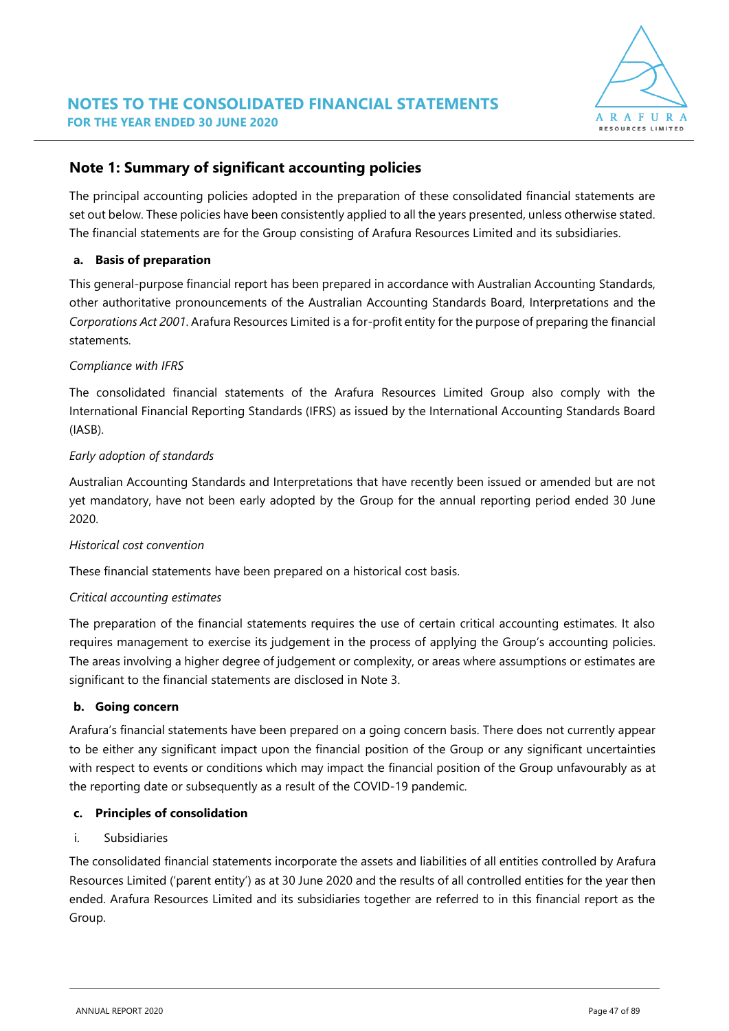## Note 1: Summary of significant accounting policies

The principal accounting policies adopted in the preparation of these consolidated financial statements are set out below. These policies have been consistently applied to all the years presented, unless otherwise stated. The financial statements are for the Group consisting of Arafura Resources Limited and its subsidiaries.

### a. Basis of preparation

This general-purpose financial report has been prepared in accordance with Australian Accounting Standards, other authoritative pronouncements of the Australian Accounting Standards Board, Interpretations and the *Corporations Act 2001*. Arafura Resources Limited is a for-profit entity for the purpose of preparing the financial statements.

*Compliance with IFRS*

The consolidated financial statements of the Arafura Resources Limited Group also comply with the International Financial Reporting Standards (IFRS) as issued by the International Accounting Standards Board (IASB).

*Early adoption of standards*

Australian Accounting Standards and Interpretations that have recently been issued or amended but are not yet mandatory, have not been early adopted by the Group for the annual reporting period ended 30 June 2020.

*Historical cost convention*

These financial statements have been prepared on a historical cost basis.

*Critical accounting estimates*

The preparation of the financial statements requires the use of certain critical accounting estimates. It also requires management to exercise its judgement in the process of applying the Group's accounting policies. The areas involving a higher degree of judgement or complexity, or areas where assumptions or estimates are significant to the financial statements are disclosed in Note 3.

### b. Going concern

Arafura's financial statements have been prepared on a going concern basis. There does not currently appear to be either any significant impact upon the financial position of the Group or any significant uncertainties with respect to events or conditions which may impact the financial position of the Group unfavourably as at the reporting date or subsequently as a result of the COVID-19 pandemic.

### c. Principles of consolidation

i. Subsidiaries

The consolidated financial statements incorporate the assets and liabilities of all entities controlled by Arafura Resources Limited ('parent entity') as at 30 June 2020 and the results of all controlled entities for the year then ended. Arafura Resources Limited and its subsidiaries together are referred to in this financial report as the Group.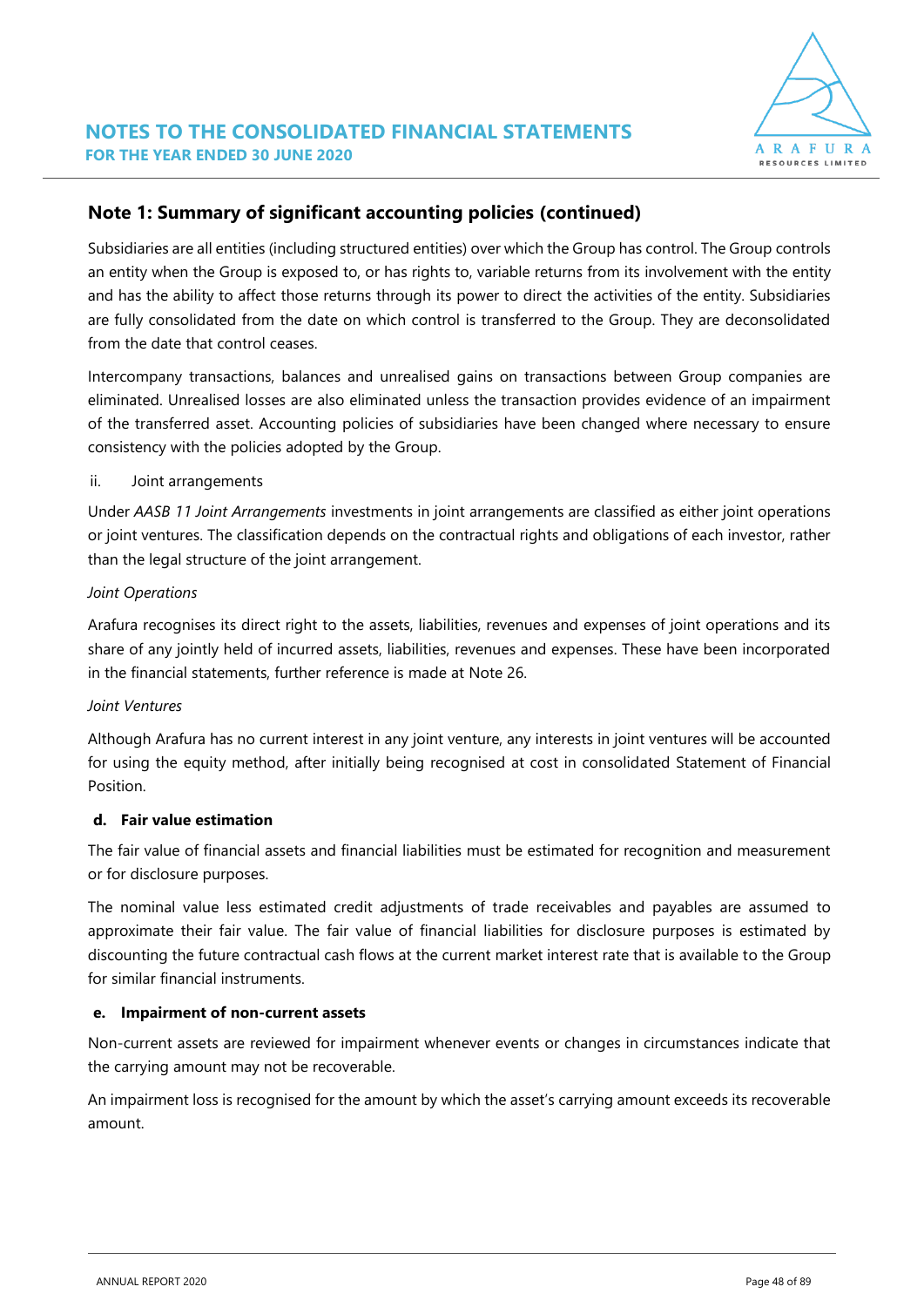## Note 1: Summary of significant accounting policies (continued)

Subsidiaries are all entities (including structured entities) over which the Group has control. The Group controls an entity when the Group is exposed to, or has rights to, variable returns from its involvement with the entity and has the ability to affect those returns through its power to direct the activities of the entity. Subsidiaries are fully consolidated from the date on which control is transferred to the Group. They are deconsolidated from the date that control ceases.

Intercompany transactions, balances and unrealised gains on transactions between Group companies are eliminated. Unrealised losses are also eliminated unless the transaction provides evidence of an impairment of the transferred asset. Accounting policies of subsidiaries have been changed where necessary to ensure consistency with the policies adopted by the Group.

ii. Joint arrangements

Under *AASB 11 Joint Arrangements* investments in joint arrangements are classified as either joint operations or joint ventures. The classification depends on the contractual rights and obligations of each investor, rather than the legal structure of the joint arrangement.

*Joint Operations*

Arafura recognises its direct right to the assets, liabilities, revenues and expenses of joint operations and its share of any jointly held of incurred assets, liabilities, revenues and expenses. These have been incorporated in the financial statements, further reference is made at Note 26.

*Joint Ventures*

Although Arafura has no current interest in any joint venture, any interests in joint ventures will be accounted for using the equity method, after initially being recognised at cost in consolidated Statement of Financial Position.

### d. Fair value estimation

The fair value of financial assets and financial liabilities must be estimated for recognition and measurement or for disclosure purposes.

The nominal value less estimated credit adjustments of trade receivables and payables are assumed to approximate their fair value. The fair value of financial liabilities for disclosure purposes is estimated by discounting the future contractual cash flows at the current market interest rate that is available to the Group for similar financial instruments.

### e. Impairment of non-current assets

Non-current assets are reviewed for impairment whenever events or changes in circumstances indicate that the carrying amount may not be recoverable.

An impairment loss is recognised for the amount by which the asset's carrying amount exceeds its recoverable amount.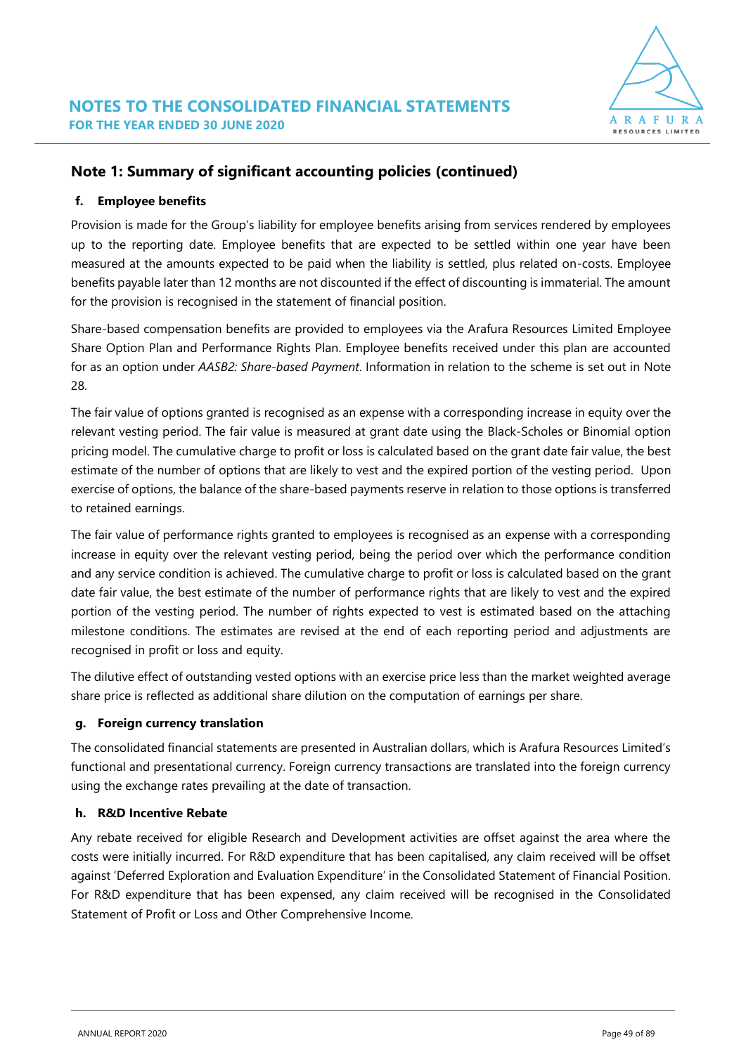## Note 1: Summary of significant accounting policies (continued)

### f. Employee benefits

Provision is made for the Group's liability for employee benefits arising from services rendered by employees up to the reporting date. Employee benefits that are expected to be settled within one year have been measured at the amounts expected to be paid when the liability is settled, plus related on-costs. Employee benefits payable later than 12 months are not discounted if the effect of discounting is immaterial. The amount for the provision is recognised in the statement of financial position.

Share-based compensation benefits are provided to employees via the Arafura Resources Limited Employee Share Option Plan and Performance Rights Plan. Employee benefits received under this plan are accounted for as an option under *AASB2: Share-based Payment*. Information in relation to the scheme is set out in Note 28.

The fair value of options granted is recognised as an expense with a corresponding increase in equity over the relevant vesting period. The fair value is measured at grant date using the Black-Scholes or Binomial option pricing model. The cumulative charge to profit or loss is calculated based on the grant date fair value, the best estimate of the number of options that are likely to vest and the expired portion of the vesting period. Upon exercise of options, the balance of the share-based payments reserve in relation to those options is transferred to retained earnings.

The fair value of performance rights granted to employees is recognised as an expense with a corresponding increase in equity over the relevant vesting period, being the period over which the performance condition and any service condition is achieved. The cumulative charge to profit or loss is calculated based on the grant date fair value, the best estimate of the number of performance rights that are likely to vest and the expired portion of the vesting period. The number of rights expected to vest is estimated based on the attaching milestone conditions. The estimates are revised at the end of each reporting period and adjustments are recognised in profit or loss and equity.

The dilutive effect of outstanding vested options with an exercise price less than the market weighted average share price is reflected as additional share dilution on the computation of earnings per share.

### g. Foreign currency translation

The consolidated financial statements are presented in Australian dollars, which is Arafura Resources Limited's functional and presentational currency. Foreign currency transactions are translated into the foreign currency using the exchange rates prevailing at the date of transaction.

### h. R&D Incentive Rebate

Any rebate received for eligible Research and Development activities are offset against the area where the costs were initially incurred. For R&D expenditure that has been capitalised, any claim received will be offset against 'Deferred Exploration and Evaluation Expenditure' in the Consolidated Statement of Financial Position. For R&D expenditure that has been expensed, any claim received will be recognised in the Consolidated Statement of Profit or Loss and Other Comprehensive Income.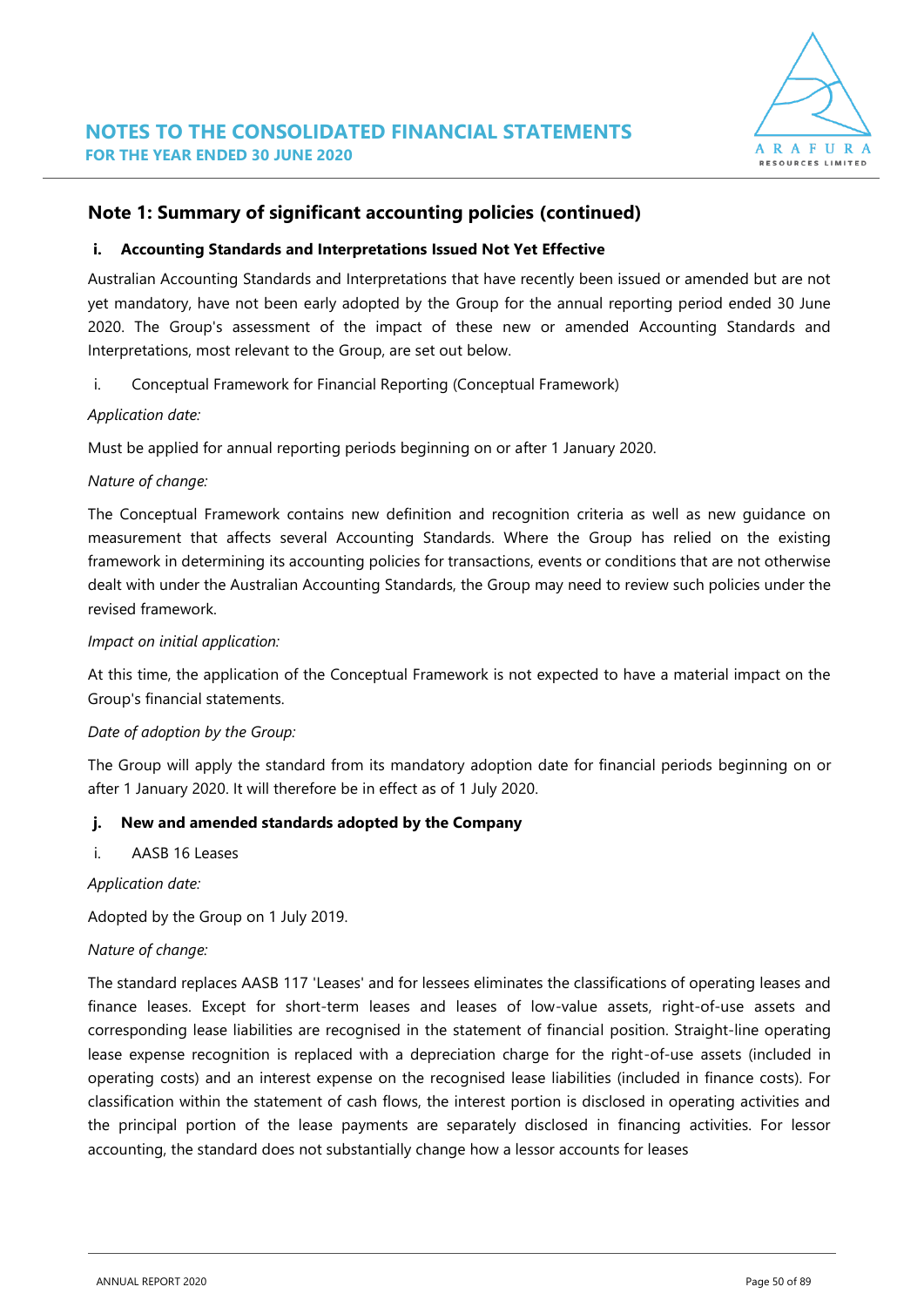## Note 1: Summary of significant accounting policies (continued)

### i. Accounting Standards and Interpretations Issued Not Yet Effective

Australian Accounting Standards and Interpretations that have recently been issued or amended but are not yet mandatory, have not been early adopted by the Group for the annual reporting period ended 30 June 2020. The Group's assessment of the impact of these new or amended Accounting Standards and Interpretations, most relevant to the Group, are set out below.

i. Conceptual Framework for Financial Reporting (Conceptual Framework)

*Application date:*

Must be applied for annual reporting periods beginning on or after 1 January 2020.

*Nature of change:*

The Conceptual Framework contains new definition and recognition criteria as well as new guidance on measurement that affects several Accounting Standards. Where the Group has relied on the existing framework in determining its accounting policies for transactions, events or conditions that are not otherwise dealt with under the Australian Accounting Standards, the Group may need to review such policies under the revised framework.

*Impact on initial application:*

At this time, the application of the Conceptual Framework is not expected to have a material impact on the Group's financial statements.

*Date of adoption by the Group:*

The Group will apply the standard from its mandatory adoption date for financial periods beginning on or after 1 January 2020. It will therefore be in effect as of 1 July 2020.

### j. New and amended standards adopted by the Company

i. AASB 16 Leases

*Application date:*

Adopted by the Group on 1 July 2019.

*Nature of change:*

The standard replaces AASB 117 'Leases' and for lessees eliminates the classifications of operating leases and finance leases. Except for short-term leases and leases of low-value assets, right-of-use assets and corresponding lease liabilities are recognised in the statement of financial position. Straight-line operating lease expense recognition is replaced with a depreciation charge for the right-of-use assets (included in operating costs) and an interest expense on the recognised lease liabilities (included in finance costs). For classification within the statement of cash flows, the interest portion is disclosed in operating activities and the principal portion of the lease payments are separately disclosed in financing activities. For lessor accounting, the standard does not substantially change how a lessor accounts for leases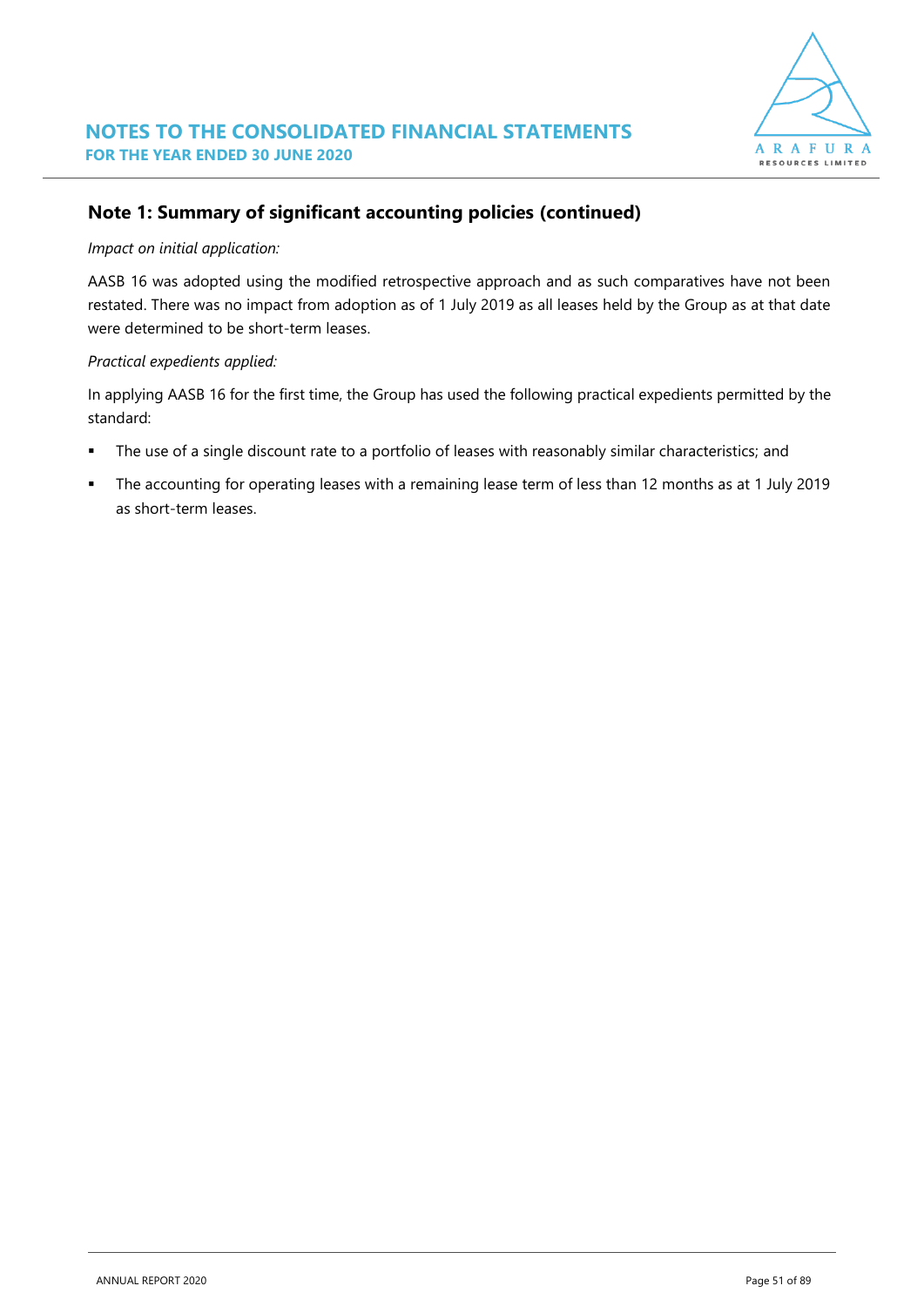## Note 1: Summary of significant accounting policies (continued)

*Impact on initial application:*

AASB 16 was adopted using the modified retrospective approach and as such comparatives have not been restated. There was no impact from adoption as of 1 July 2019 as all leases held by the Group as at that date were determined to be short-term leases.

*Practical expedients applied:*

In applying AASB 16 for the first time, the Group has used the following practical expedients permitted by the standard:

- The use of a single discount rate to a portfolio of leases with reasonably similar characteristics; and
- The accounting for operating leases with a remaining lease term of less than 12 months as at 1 July 2019 as short-term leases.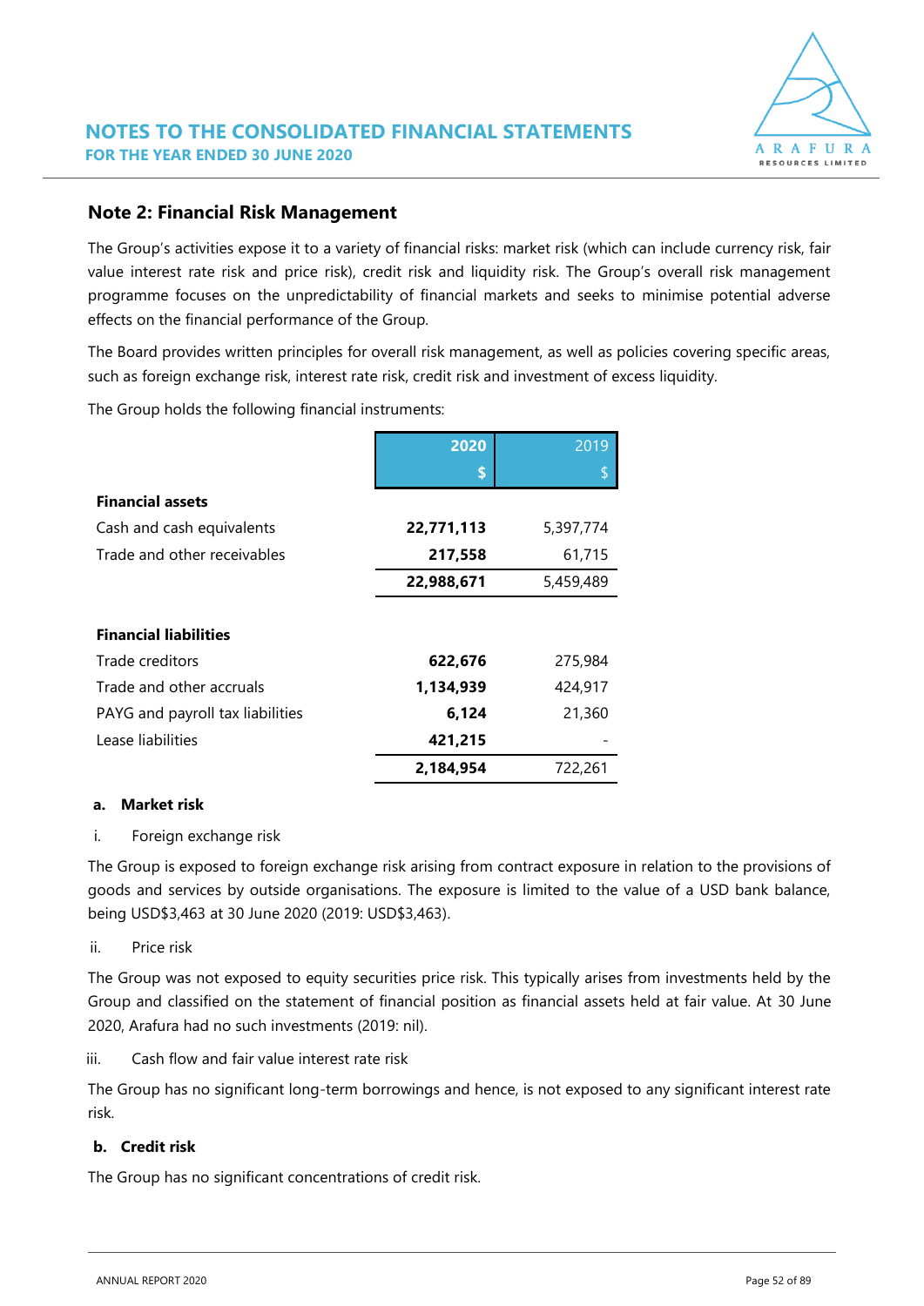## Note 2: Financial Risk Management

The Group's activities expose it to a variety of financial risks: market risk (which can include currency risk, fair value interest rate risk and price risk), credit risk and liquidity risk. The Group's overall risk management programme focuses on the unpredictability of financial markets and seeks to minimise potential adverse effects on the financial performance of the Group.

The Board provides written principles for overall risk management, as well as policies covering specific areas, such as foreign exchange risk, interest rate risk, credit risk and investment of excess liquidity.

The Group holds the following financial instruments:

| | **2020** | 2019 |
|---|---|---|
| | **$** | $ |
| **Financial assets** | | |
| Cash and cash equivalents | **22,771,113** | 5,397,774 |
| Trade and other receivables | **217,558** | 61,715 |
| | **22,988,671** | 5,459,489 |
| **Financial liabilities** | | |
| Trade creditors | **622,676** | 275,984 |
| Trade and other accruals | **1,134,939** | 424,917 |
| PAYG and payroll tax liabilities | **6,124** | 21,360 |
| Lease liabilities | **421,215** | - |
| | **2,184,954** | 722,261 |

### a. Market risk

i. Foreign exchange risk

The Group is exposed to foreign exchange risk arising from contract exposure in relation to the provisions of goods and services by outside organisations. The exposure is limited to the value of a USD bank balance, being USD$3,463 at 30 June 2020 (2019: USD$3,463).

ii. Price risk

The Group was not exposed to equity securities price risk. This typically arises from investments held by the Group and classified on the statement of financial position as financial assets held at fair value. At 30 June 2020, Arafura had no such investments (2019: nil).

iii. Cash flow and fair value interest rate risk

The Group has no significant long-term borrowings and hence, is not exposed to any significant interest rate risk.

### b. Credit risk

The Group has no significant concentrations of credit risk.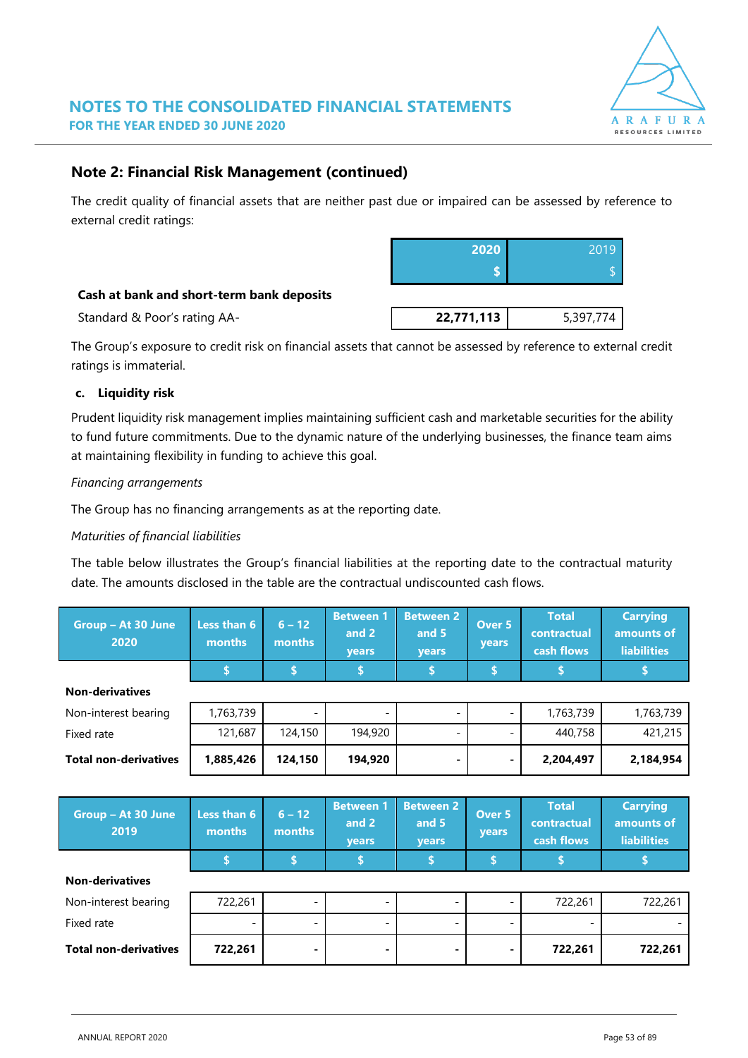## Note 2: Financial Risk Management (continued)

The credit quality of financial assets that are neither past due or impaired can be assessed by reference to external credit ratings:

| | 2020<br>$ | 2019<br>$ |
|---|---|---|
| **Cash at bank and short-term bank deposits** | | |
| Standard & Poor's rating AA- | **22,771,113** | 5,397,774 |

The Group's exposure to credit risk on financial assets that cannot be assessed by reference to external credit ratings is immaterial.

### c. Liquidity risk

Prudent liquidity risk management implies maintaining sufficient cash and marketable securities for the ability to fund future commitments. Due to the dynamic nature of the underlying businesses, the finance team aims at maintaining flexibility in funding to achieve this goal.

*Financing arrangements*

The Group has no financing arrangements as at the reporting date.

*Maturities of financial liabilities*

The table below illustrates the Group's financial liabilities at the reporting date to the contractual maturity date. The amounts disclosed in the table are the contractual undiscounted cash flows.

| Group – At 30 June 2020 | Less than 6 months | 6 – 12 months | Between 1 and 2 years | Between 2 and 5 years | Over 5 years | Total contractual cash flows | Carrying amounts of liabilities |
|---|---|---|---|---|---|---|---|
| | $ | $ | $ | $ | $ | $ | $ |
| **Non-derivatives** | | | | | | | |
| Non-interest bearing | 1,763,739 | - | - | - | - | 1,763,739 | 1,763,739 |
| Fixed rate | 121,687 | 124,150 | 194,920 | - | - | 440,758 | 421,215 |
| **Total non-derivatives** | **1,885,426** | **124,150** | **194,920** | **-** | **-** | **2,204,497** | **2,184,954** |

| Group – At 30 June 2019 | Less than 6 months | 6 – 12 months | Between 1 and 2 years | Between 2 and 5 years | Over 5 years | Total contractual cash flows | Carrying amounts of liabilities |
|---|---|---|---|---|---|---|---|
| | $ | $ | $ | $ | $ | $ | $ |
| **Non-derivatives** | | | | | | | |
| Non-interest bearing | 722,261 | - | - | - | - | 722,261 | 722,261 |
| Fixed rate | - | - | - | - | - | - | - |
| **Total non-derivatives** | **722,261** | **-** | **-** | **-** | **-** | **722,261** | **722,261** |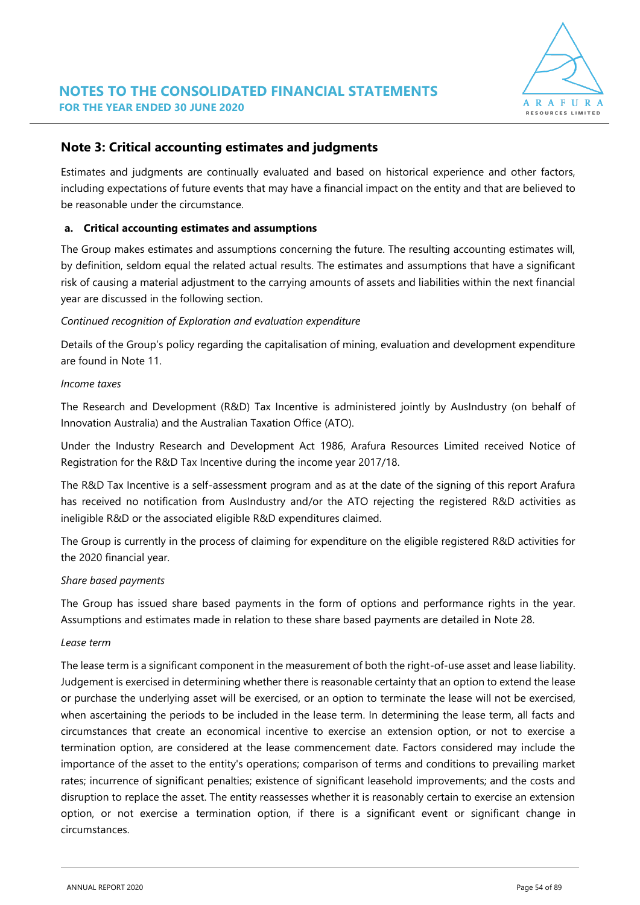## Note 3: Critical accounting estimates and judgments

Estimates and judgments are continually evaluated and based on historical experience and other factors, including expectations of future events that may have a financial impact on the entity and that are believed to be reasonable under the circumstance.

### a. Critical accounting estimates and assumptions

The Group makes estimates and assumptions concerning the future. The resulting accounting estimates will, by definition, seldom equal the related actual results. The estimates and assumptions that have a significant risk of causing a material adjustment to the carrying amounts of assets and liabilities within the next financial year are discussed in the following section.

*Continued recognition of Exploration and evaluation expenditure*

Details of the Group's policy regarding the capitalisation of mining, evaluation and development expenditure are found in Note 11.

*Income taxes*

The Research and Development (R&D) Tax Incentive is administered jointly by AusIndustry (on behalf of Innovation Australia) and the Australian Taxation Office (ATO).

Under the Industry Research and Development Act 1986, Arafura Resources Limited received Notice of Registration for the R&D Tax Incentive during the income year 2017/18.

The R&D Tax Incentive is a self-assessment program and as at the date of the signing of this report Arafura has received no notification from AusIndustry and/or the ATO rejecting the registered R&D activities as ineligible R&D or the associated eligible R&D expenditures claimed.

The Group is currently in the process of claiming for expenditure on the eligible registered R&D activities for the 2020 financial year.

*Share based payments*

The Group has issued share based payments in the form of options and performance rights in the year. Assumptions and estimates made in relation to these share based payments are detailed in Note 28.

*Lease term*

The lease term is a significant component in the measurement of both the right-of-use asset and lease liability. Judgement is exercised in determining whether there is reasonable certainty that an option to extend the lease or purchase the underlying asset will be exercised, or an option to terminate the lease will not be exercised, when ascertaining the periods to be included in the lease term. In determining the lease term, all facts and circumstances that create an economical incentive to exercise an extension option, or not to exercise a termination option, are considered at the lease commencement date. Factors considered may include the importance of the asset to the entity's operations; comparison of terms and conditions to prevailing market rates; incurrence of significant penalties; existence of significant leasehold improvements; and the costs and disruption to replace the asset. The entity reassesses whether it is reasonably certain to exercise an extension option, or not exercise a termination option, if there is a significant event or significant change in circumstances.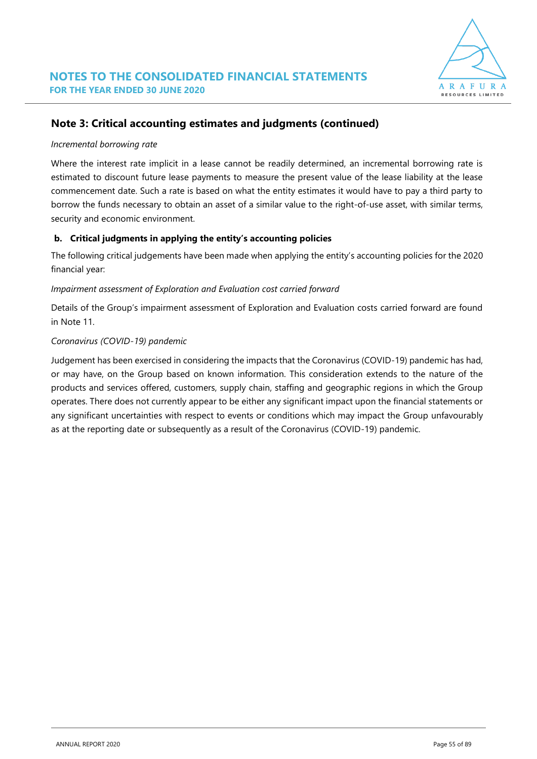## Note 3: Critical accounting estimates and judgments (continued)

*Incremental borrowing rate*

Where the interest rate implicit in a lease cannot be readily determined, an incremental borrowing rate is estimated to discount future lease payments to measure the present value of the lease liability at the lease commencement date. Such a rate is based on what the entity estimates it would have to pay a third party to borrow the funds necessary to obtain an asset of a similar value to the right-of-use asset, with similar terms, security and economic environment.

### b. Critical judgments in applying the entity's accounting policies

The following critical judgements have been made when applying the entity's accounting policies for the 2020 financial year:

*Impairment assessment of Exploration and Evaluation cost carried forward*

Details of the Group's impairment assessment of Exploration and Evaluation costs carried forward are found in Note 11.

*Coronavirus (COVID-19) pandemic*

Judgement has been exercised in considering the impacts that the Coronavirus (COVID-19) pandemic has had, or may have, on the Group based on known information. This consideration extends to the nature of the products and services offered, customers, supply chain, staffing and geographic regions in which the Group operates. There does not currently appear to be either any significant impact upon the financial statements or any significant uncertainties with respect to events or conditions which may impact the Group unfavourably as at the reporting date or subsequently as a result of the Coronavirus (COVID-19) pandemic.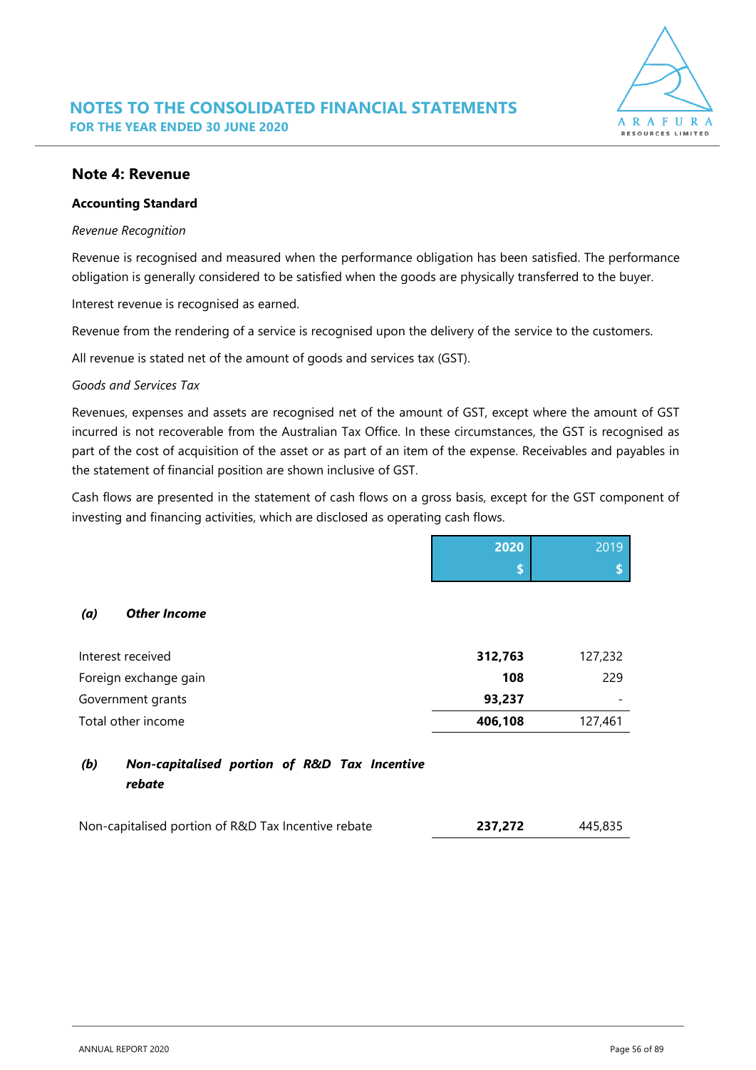## Note 4: Revenue

**Accounting Standard**

*Revenue Recognition*

Revenue is recognised and measured when the performance obligation has been satisfied. The performance obligation is generally considered to be satisfied when the goods are physically transferred to the buyer.

Interest revenue is recognised as earned.

Revenue from the rendering of a service is recognised upon the delivery of the service to the customers.

All revenue is stated net of the amount of goods and services tax (GST).

*Goods and Services Tax*

Revenues, expenses and assets are recognised net of the amount of GST, except where the amount of GST incurred is not recoverable from the Australian Tax Office. In these circumstances, the GST is recognised as part of the cost of acquisition of the asset or as part of an item of the expense. Receivables and payables in the statement of financial position are shown inclusive of GST.

Cash flows are presented in the statement of cash flows on a gross basis, except for the GST component of investing and financing activities, which are disclosed as operating cash flows.

| | **2020** | 2019 |
|---|---|---|
| | **$** | $ |
| ***(a) Other Income*** | | |
| Interest received | **312,763** | 127,232 |
| Foreign exchange gain | **108** | 229 |
| Government grants | **93,237** | - |
| Total other income | **406,108** | 127,461 |
| ***(b) Non-capitalised portion of R&D Tax Incentive rebate*** | | |
| Non-capitalised portion of R&D Tax Incentive rebate | **237,272** | 445,835 |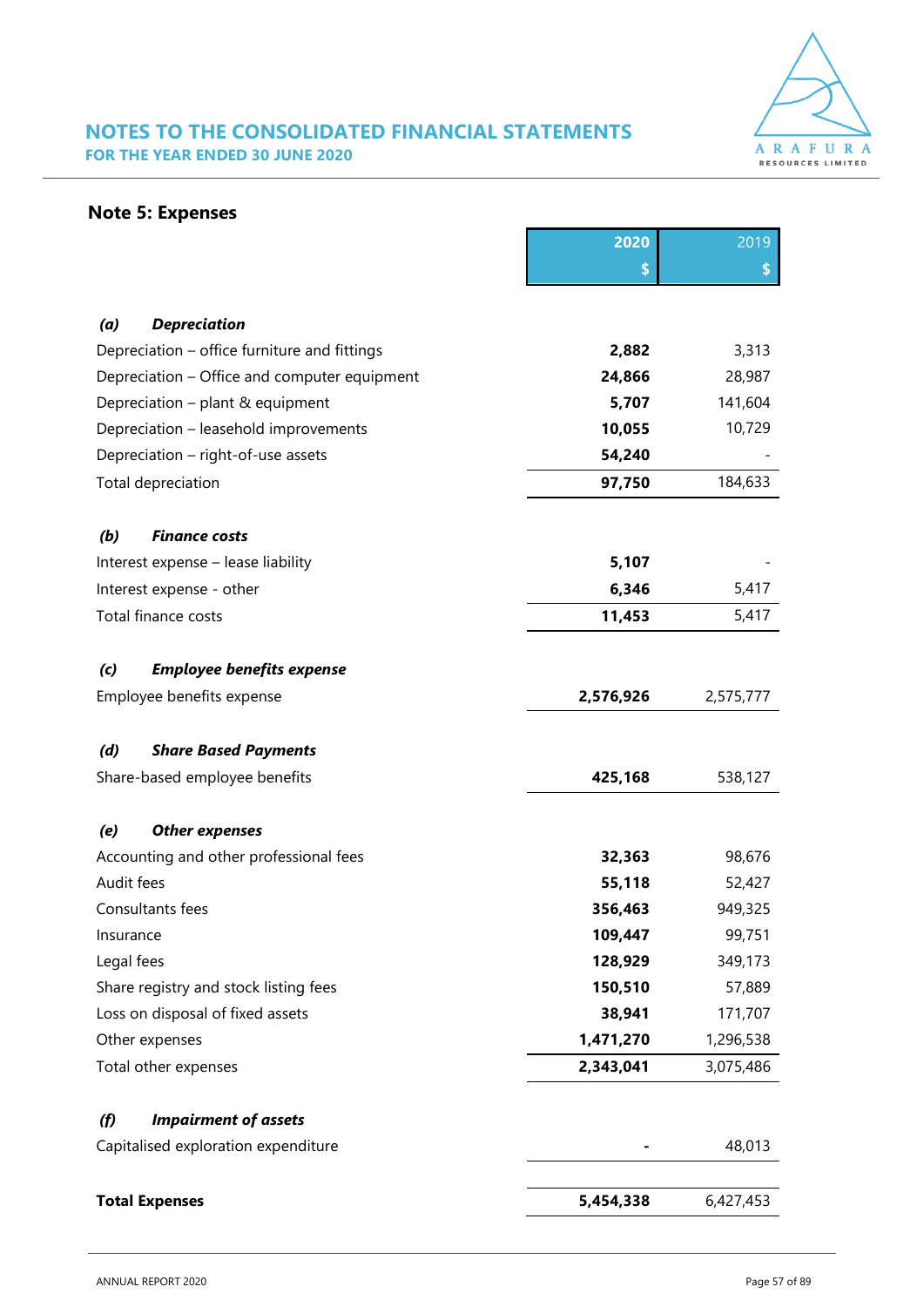# NOTES TO THE CONSOLIDATED FINANCIAL STATEMENTS

**FOR THE YEAR ENDED 30 JUNE 2020**

## Note 5: Expenses

| | 2020 $ | 2019 $ |
|---|---|---|
| ***(a) Depreciation*** | | |
| Depreciation – office furniture and fittings | **2,882** | 3,313 |
| Depreciation – Office and computer equipment | **24,866** | 28,987 |
| Depreciation – plant & equipment | **5,707** | 141,604 |
| Depreciation – leasehold improvements | **10,055** | 10,729 |
| Depreciation – right-of-use assets | **54,240** | - |
| Total depreciation | **97,750** | 184,633 |
| ***(b) Finance costs*** | | |
| Interest expense – lease liability | **5,107** | - |
| Interest expense - other | **6,346** | 5,417 |
| Total finance costs | **11,453** | 5,417 |
| ***(c) Employee benefits expense*** | | |
| Employee benefits expense | **2,576,926** | 2,575,777 |
| ***(d) Share Based Payments*** | | |
| Share-based employee benefits | **425,168** | 538,127 |
| ***(e) Other expenses*** | | |
| Accounting and other professional fees | **32,363** | 98,676 |
| Audit fees | **55,118** | 52,427 |
| Consultants fees | **356,463** | 949,325 |
| Insurance | **109,447** | 99,751 |
| Legal fees | **128,929** | 349,173 |
| Share registry and stock listing fees | **150,510** | 57,889 |
| Loss on disposal of fixed assets | **38,941** | 171,707 |
| Other expenses | **1,471,270** | 1,296,538 |
| Total other expenses | **2,343,041** | 3,075,486 |
| ***(f) Impairment of assets*** | | |
| Capitalised exploration expenditure | **-** | 48,013 |
| **Total Expenses** | **5,454,338** | 6,427,453 |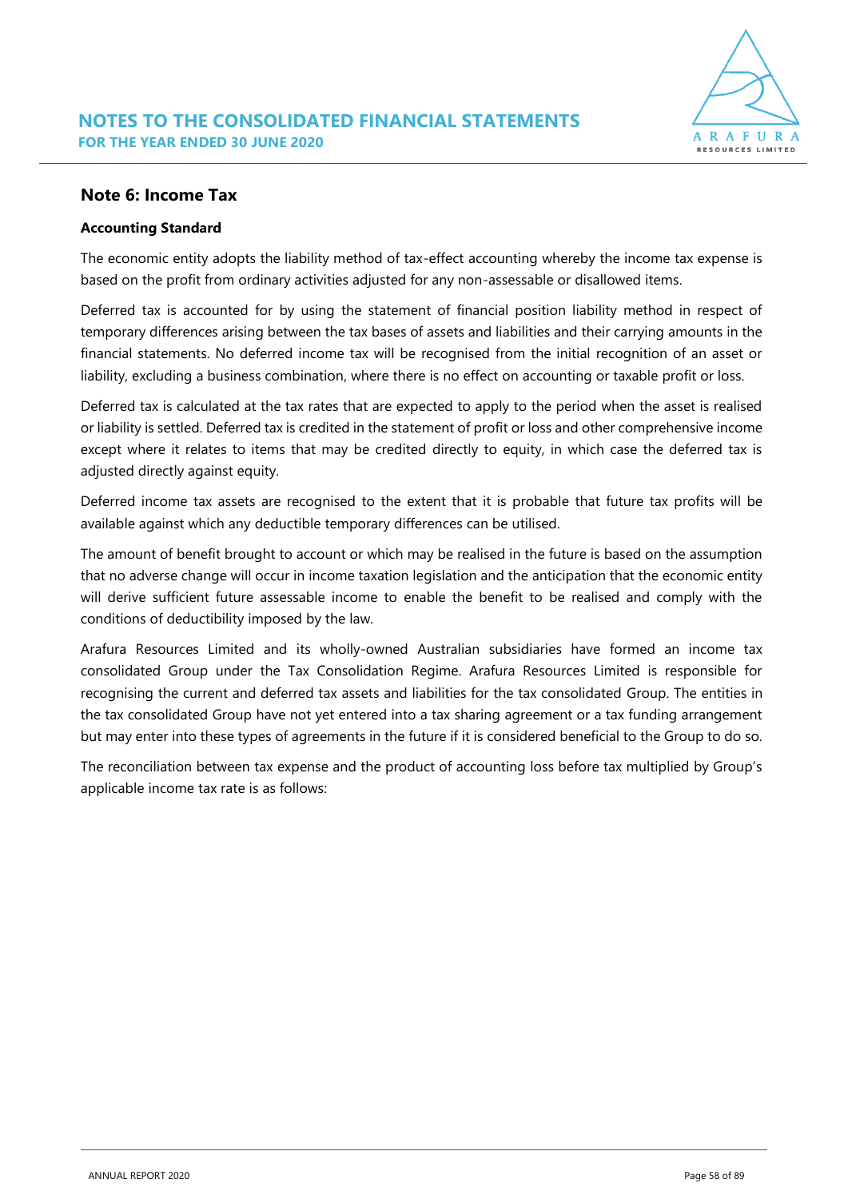## Note 6: Income Tax

**Accounting Standard**

The economic entity adopts the liability method of tax-effect accounting whereby the income tax expense is based on the profit from ordinary activities adjusted for any non-assessable or disallowed items.

Deferred tax is accounted for by using the statement of financial position liability method in respect of temporary differences arising between the tax bases of assets and liabilities and their carrying amounts in the financial statements. No deferred income tax will be recognised from the initial recognition of an asset or liability, excluding a business combination, where there is no effect on accounting or taxable profit or loss.

Deferred tax is calculated at the tax rates that are expected to apply to the period when the asset is realised or liability is settled. Deferred tax is credited in the statement of profit or loss and other comprehensive income except where it relates to items that may be credited directly to equity, in which case the deferred tax is adjusted directly against equity.

Deferred income tax assets are recognised to the extent that it is probable that future tax profits will be available against which any deductible temporary differences can be utilised.

The amount of benefit brought to account or which may be realised in the future is based on the assumption that no adverse change will occur in income taxation legislation and the anticipation that the economic entity will derive sufficient future assessable income to enable the benefit to be realised and comply with the conditions of deductibility imposed by the law.

Arafura Resources Limited and its wholly-owned Australian subsidiaries have formed an income tax consolidated Group under the Tax Consolidation Regime. Arafura Resources Limited is responsible for recognising the current and deferred tax assets and liabilities for the tax consolidated Group. The entities in the tax consolidated Group have not yet entered into a tax sharing agreement or a tax funding arrangement but may enter into these types of agreements in the future if it is considered beneficial to the Group to do so.

The reconciliation between tax expense and the product of accounting loss before tax multiplied by Group's applicable income tax rate is as follows: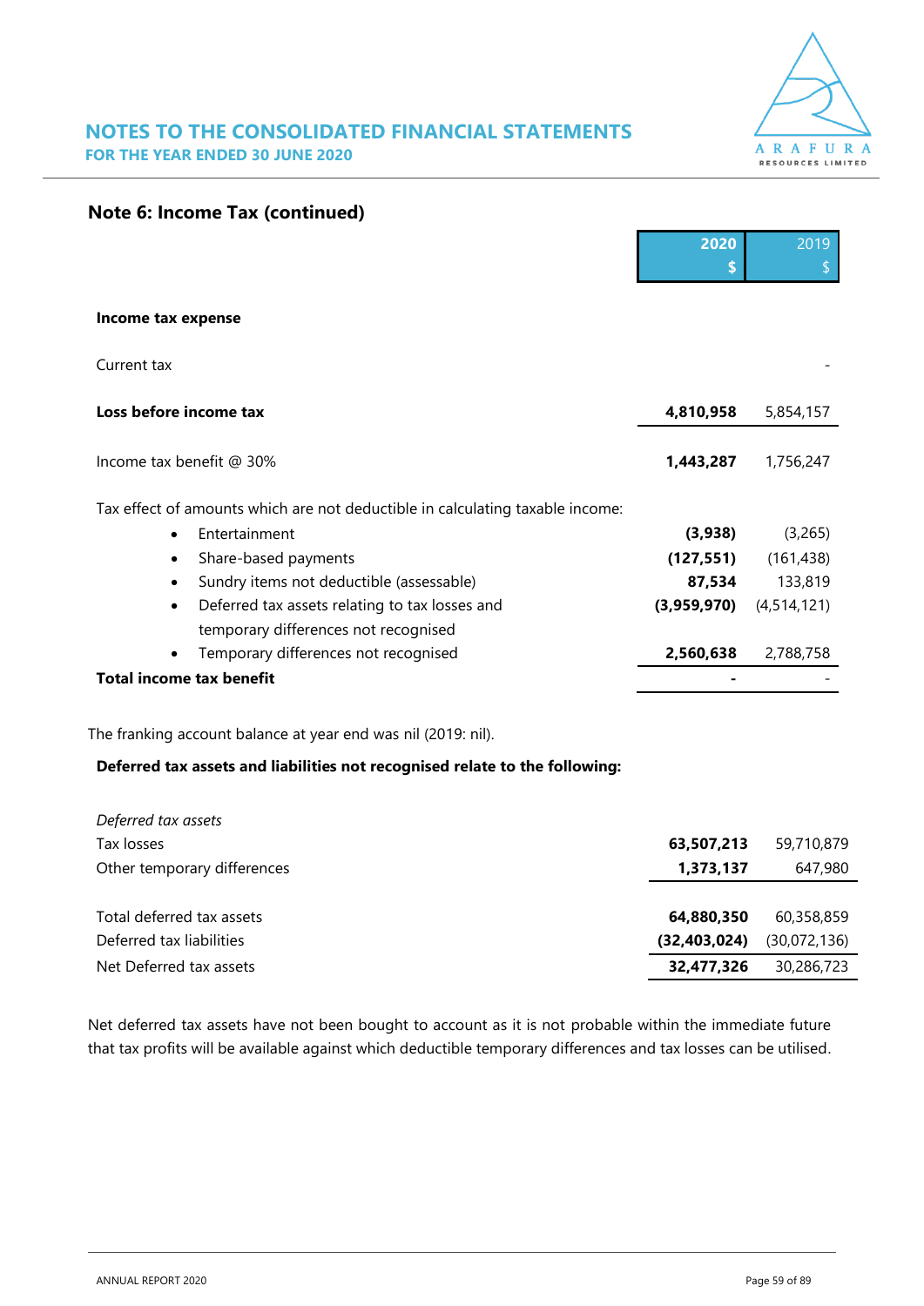## Note 6: Income Tax (continued)

| | 2020 $ | 2019 $ |
|---|---|---|
| **Income tax expense** | | |
| Current tax | | - |
| **Loss before income tax** | **4,810,958** | 5,854,157 |
| Income tax benefit @ 30% | **1,443,287** | 1,756,247 |
| Tax effect of amounts which are not deductible in calculating taxable income: | | |
| • Entertainment | **(3,938)** | (3,265) |
| • Share-based payments | **(127,551)** | (161,438) |
| • Sundry items not deductible (assessable) | **87,534** | 133,819 |
| • Deferred tax assets relating to tax losses and temporary differences not recognised | **(3,959,970)** | (4,514,121) |
| • Temporary differences not recognised | **2,560,638** | 2,788,758 |
| **Total income tax benefit** | **-** | - |

The franking account balance at year end was nil (2019: nil).

**Deferred tax assets and liabilities not recognised relate to the following:**

| | 2020 $ | 2019 $ |
|---|---|---|
| *Deferred tax assets* | | |
| Tax losses | **63,507,213** | 59,710,879 |
| Other temporary differences | **1,373,137** | 647,980 |
| Total deferred tax assets | **64,880,350** | 60,358,859 |
| Deferred tax liabilities | **(32,403,024)** | (30,072,136) |
| Net Deferred tax assets | **32,477,326** | 30,286,723 |

Net deferred tax assets have not been bought to account as it is not probable within the immediate future that tax profits will be available against which deductible temporary differences and tax losses can be utilised.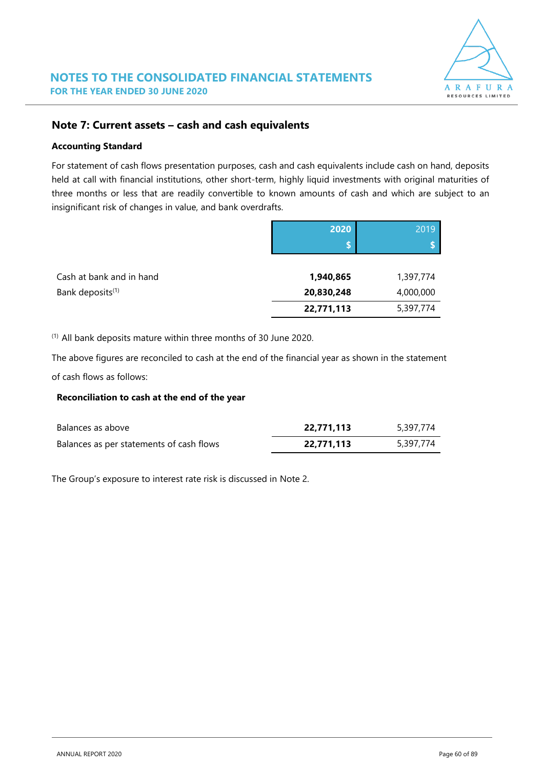## Note 7: Current assets – cash and cash equivalents

**Accounting Standard**

For statement of cash flows presentation purposes, cash and cash equivalents include cash on hand, deposits held at call with financial institutions, other short-term, highly liquid investments with original maturities of three months or less that are readily convertible to known amounts of cash and which are subject to an insignificant risk of changes in value, and bank overdrafts.

| | **2020** | 2019 |
|---|---|---|
| | **$** | $ |
| Cash at bank and in hand | **1,940,865** | 1,397,774 |
| Bank deposits[1] | **20,830,248** | 4,000,000 |
| | **22,771,113** | 5,397,774 |

[1] All bank deposits mature within three months of 30 June 2020.

The above figures are reconciled to cash at the end of the financial year as shown in the statement of cash flows as follows:

**Reconciliation to cash at the end of the year**

| | **2020** | 2019 |
|---|---|---|
| Balances as above | **22,771,113** | 5,397,774 |
| Balances as per statements of cash flows | **22,771,113** | 5,397,774 |

The Group's exposure to interest rate risk is discussed in Note 2.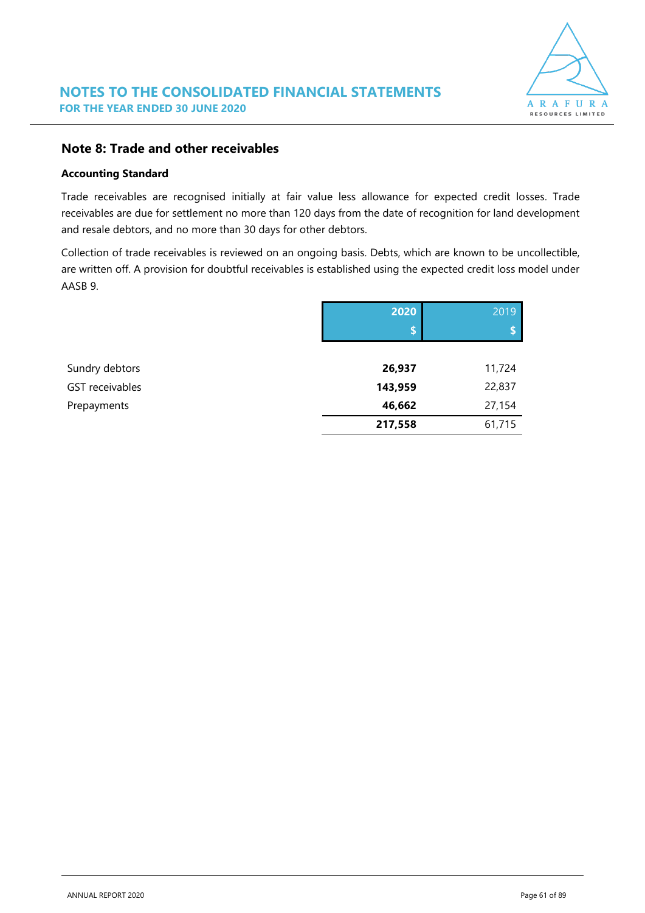## Note 8: Trade and other receivables

### Accounting Standard

Trade receivables are recognised initially at fair value less allowance for expected credit losses. Trade receivables are due for settlement no more than 120 days from the date of recognition for land development and resale debtors, and no more than 30 days for other debtors.

Collection of trade receivables is reviewed on an ongoing basis. Debts, which are known to be uncollectible, are written off. A provision for doubtful receivables is established using the expected credit loss model under AASB 9.

| | **2020** | 2019 |
|---|---|---|
| | **$** | $ |
| Sundry debtors | **26,937** | 11,724 |
| GST receivables | **143,959** | 22,837 |
| Prepayments | **46,662** | 27,154 |
| | **217,558** | 61,715 |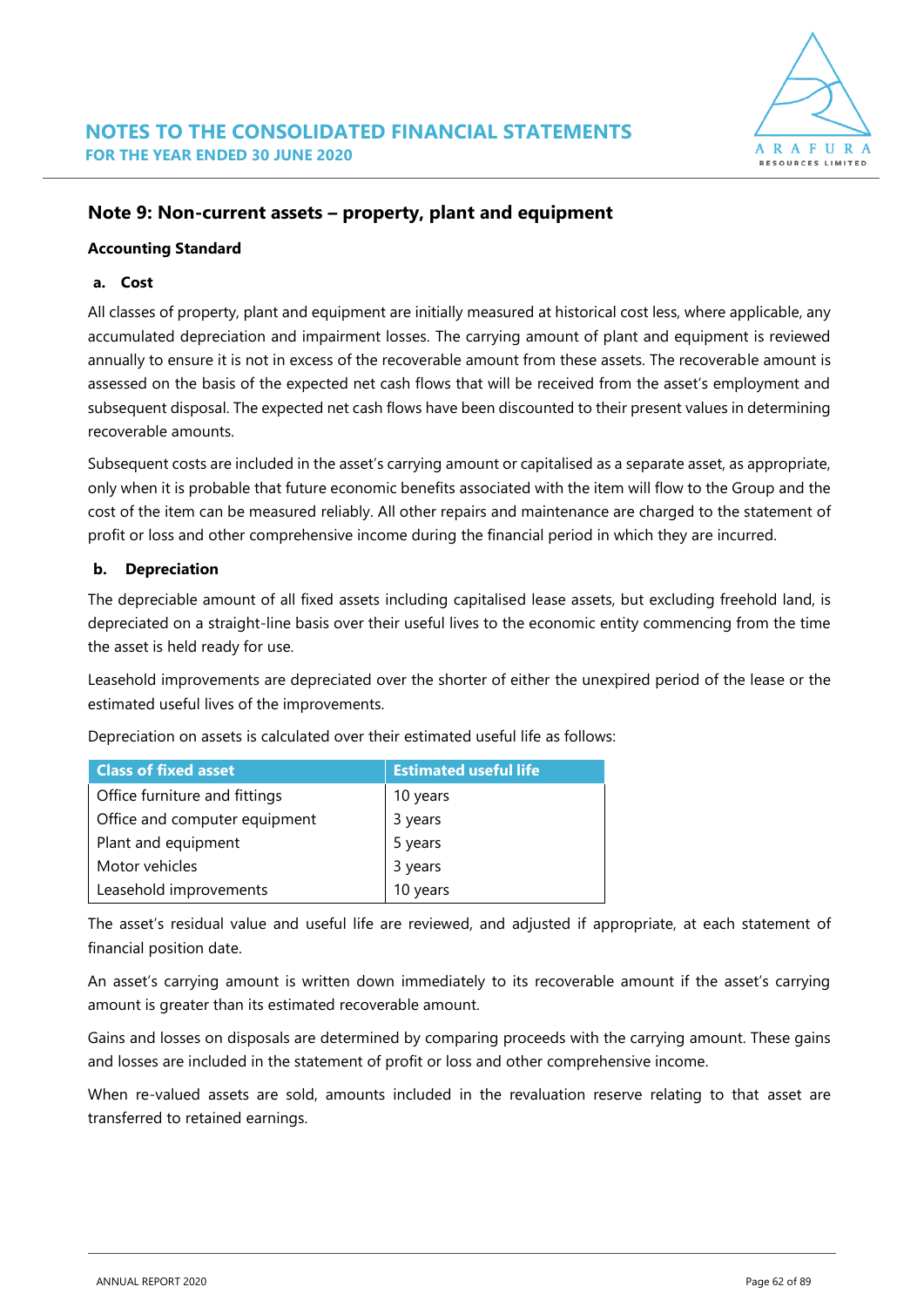## Note 9: Non-current assets – property, plant and equipment

### Accounting Standard

**a. Cost**

All classes of property, plant and equipment are initially measured at historical cost less, where applicable, any accumulated depreciation and impairment losses. The carrying amount of plant and equipment is reviewed annually to ensure it is not in excess of the recoverable amount from these assets. The recoverable amount is assessed on the basis of the expected net cash flows that will be received from the asset's employment and subsequent disposal. The expected net cash flows have been discounted to their present values in determining recoverable amounts.

Subsequent costs are included in the asset's carrying amount or capitalised as a separate asset, as appropriate, only when it is probable that future economic benefits associated with the item will flow to the Group and the cost of the item can be measured reliably. All other repairs and maintenance are charged to the statement of profit or loss and other comprehensive income during the financial period in which they are incurred.

**b. Depreciation**

The depreciable amount of all fixed assets including capitalised lease assets, but excluding freehold land, is depreciated on a straight-line basis over their useful lives to the economic entity commencing from the time the asset is held ready for use.

Leasehold improvements are depreciated over the shorter of either the unexpired period of the lease or the estimated useful lives of the improvements.

Depreciation on assets is calculated over their estimated useful life as follows:

| Class of fixed asset | Estimated useful life |
|---|---|
| Office furniture and fittings | 10 years |
| Office and computer equipment | 3 years |
| Plant and equipment | 5 years |
| Motor vehicles | 3 years |
| Leasehold improvements | 10 years |

The asset's residual value and useful life are reviewed, and adjusted if appropriate, at each statement of financial position date.

An asset's carrying amount is written down immediately to its recoverable amount if the asset's carrying amount is greater than its estimated recoverable amount.

Gains and losses on disposals are determined by comparing proceeds with the carrying amount. These gains and losses are included in the statement of profit or loss and other comprehensive income.

When re-valued assets are sold, amounts included in the revaluation reserve relating to that asset are transferred to retained earnings.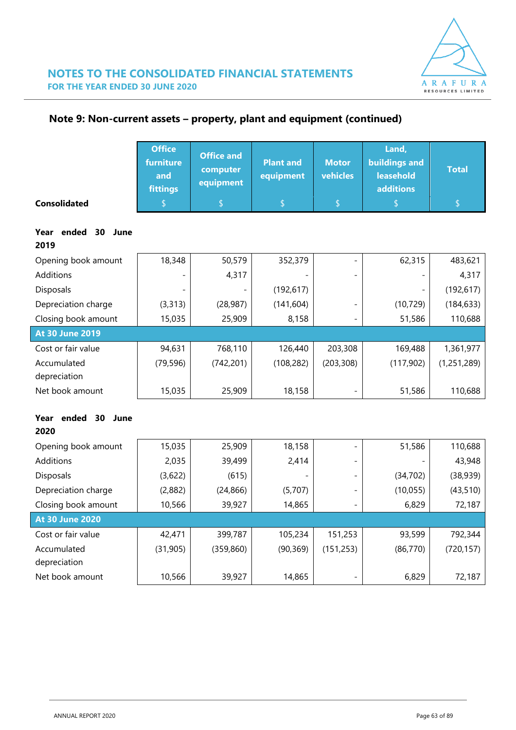## Note 9: Non-current assets – property, plant and equipment (continued)

| Consolidated | Office furniture and fittings $ | Office and computer equipment $ | Plant and equipment $ | Motor vehicles $ | Land, buildings and leasehold additions $ | Total $ |
|---|---|---|---|---|---|---|
| **Year ended 30 June 2019** | | | | | | |
| Opening book amount | 18,348 | 50,579 | 352,379 | - | 62,315 | 483,621 |
| Additions | - | 4,317 | - | - | - | 4,317 |
| Disposals | - | - | (192,617) | | - | (192,617) |
| Depreciation charge | (3,313) | (28,987) | (141,604) | - | (10,729) | (184,633) |
| Closing book amount | 15,035 | 25,909 | 8,158 | - | 51,586 | 110,688 |
| **At 30 June 2019** | | | | | | |
| Cost or fair value | 94,631 | 768,110 | 126,440 | 203,308 | 169,488 | 1,361,977 |
| Accumulated depreciation | (79,596) | (742,201) | (108,282) | (203,308) | (117,902) | (1,251,289) |
| Net book amount | 15,035 | 25,909 | 18,158 | - | 51,586 | 110,688 |
| **Year ended 30 June 2020** | | | | | | |
| Opening book amount | 15,035 | 25,909 | 18,158 | - | 51,586 | 110,688 |
| Additions | 2,035 | 39,499 | 2,414 | - | - | 43,948 |
| Disposals | (3,622) | (615) | - | - | (34,702) | (38,939) |
| Depreciation charge | (2,882) | (24,866) | (5,707) | - | (10,055) | (43,510) |
| Closing book amount | 10,566 | 39,927 | 14,865 | - | 6,829 | 72,187 |
| **At 30 June 2020** | | | | | | |
| Cost or fair value | 42,471 | 399,787 | 105,234 | 151,253 | 93,599 | 792,344 |
| Accumulated depreciation | (31,905) | (359,860) | (90,369) | (151,253) | (86,770) | (720,157) |
| Net book amount | 10,566 | 39,927 | 14,865 | - | 6,829 | 72,187 |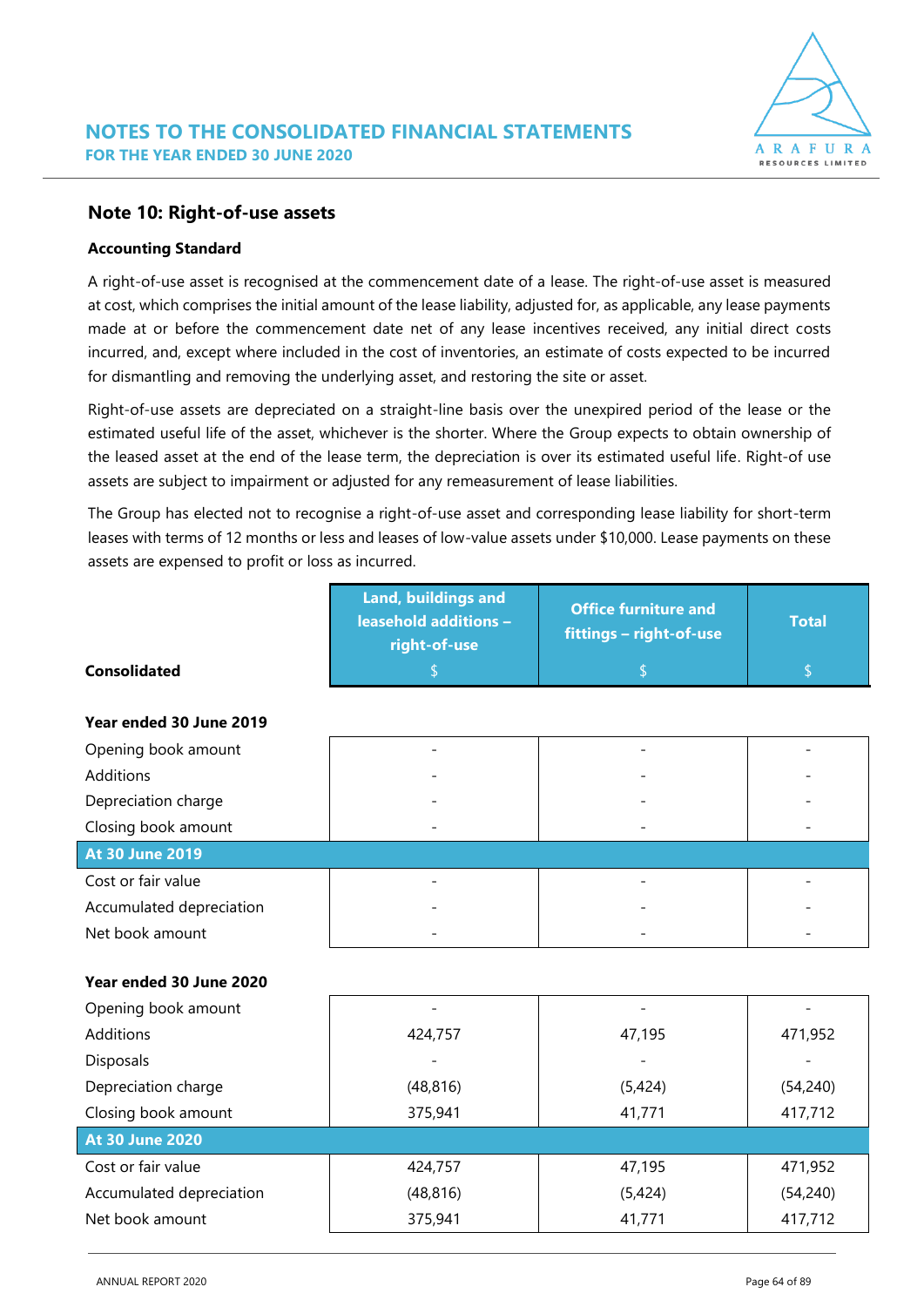## Note 10: Right-of-use assets

**Accounting Standard**

A right-of-use asset is recognised at the commencement date of a lease. The right-of-use asset is measured at cost, which comprises the initial amount of the lease liability, adjusted for, as applicable, any lease payments made at or before the commencement date net of any lease incentives received, any initial direct costs incurred, and, except where included in the cost of inventories, an estimate of costs expected to be incurred for dismantling and removing the underlying asset, and restoring the site or asset.

Right-of-use assets are depreciated on a straight-line basis over the unexpired period of the lease or the estimated useful life of the asset, whichever is the shorter. Where the Group expects to obtain ownership of the leased asset at the end of the lease term, the depreciation is over its estimated useful life. Right-of use assets are subject to impairment or adjusted for any remeasurement of lease liabilities.

The Group has elected not to recognise a right-of-use asset and corresponding lease liability for short-term leases with terms of 12 months or less and leases of low-value assets under $10,000. Lease payments on these assets are expensed to profit or loss as incurred.

| Consolidated | Land, buildings and leasehold additions – right-of-use<br>$ | Office furniture and fittings – right-of-use<br>$ | Total<br>$ |
|---|---|---|---|
| **Year ended 30 June 2019** | | | |
| Opening book amount | - | - | - |
| Additions | - | - | - |
| Depreciation charge | - | - | - |
| Closing book amount | - | - | - |
| **At 30 June 2019** | | | |
| Cost or fair value | - | - | - |
| Accumulated depreciation | - | - | - |
| Net book amount | - | - | - |
| **Year ended 30 June 2020** | | | |
| Opening book amount | - | - | - |
| Additions | 424,757 | 47,195 | 471,952 |
| Disposals | - | - | - |
| Depreciation charge | (48,816) | (5,424) | (54,240) |
| Closing book amount | 375,941 | 41,771 | 417,712 |
| **At 30 June 2020** | | | |
| Cost or fair value | 424,757 | 47,195 | 471,952 |
| Accumulated depreciation | (48,816) | (5,424) | (54,240) |
| Net book amount | 375,941 | 41,771 | 417,712 |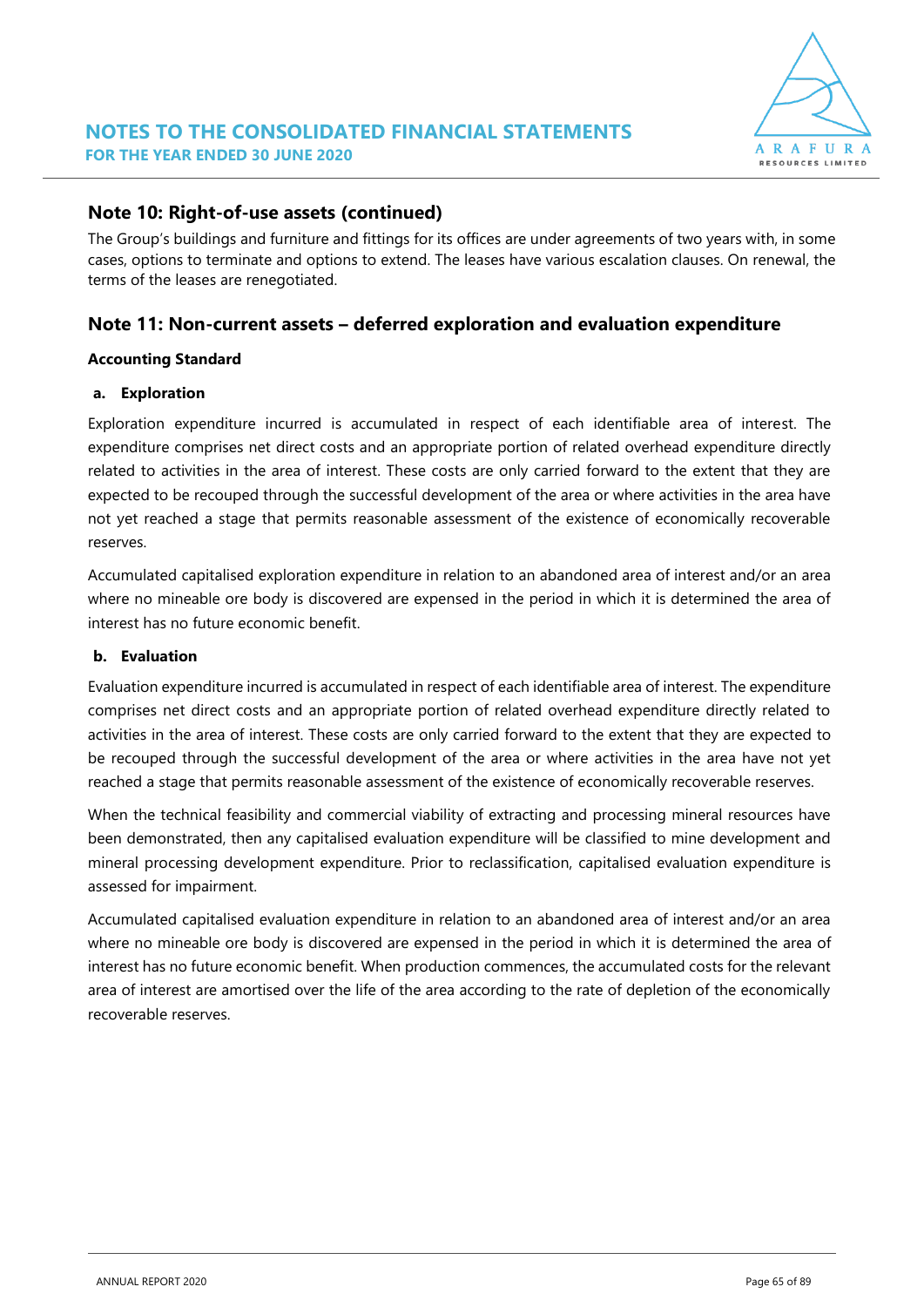## Note 10: Right-of-use assets (continued)

The Group's buildings and furniture and fittings for its offices are under agreements of two years with, in some cases, options to terminate and options to extend. The leases have various escalation clauses. On renewal, the terms of the leases are renegotiated.

## Note 11: Non-current assets – deferred exploration and evaluation expenditure

**Accounting Standard**

**a. Exploration**

Exploration expenditure incurred is accumulated in respect of each identifiable area of interest. The expenditure comprises net direct costs and an appropriate portion of related overhead expenditure directly related to activities in the area of interest. These costs are only carried forward to the extent that they are expected to be recouped through the successful development of the area or where activities in the area have not yet reached a stage that permits reasonable assessment of the existence of economically recoverable reserves.

Accumulated capitalised exploration expenditure in relation to an abandoned area of interest and/or an area where no mineable ore body is discovered are expensed in the period in which it is determined the area of interest has no future economic benefit.

**b. Evaluation**

Evaluation expenditure incurred is accumulated in respect of each identifiable area of interest. The expenditure comprises net direct costs and an appropriate portion of related overhead expenditure directly related to activities in the area of interest. These costs are only carried forward to the extent that they are expected to be recouped through the successful development of the area or where activities in the area have not yet reached a stage that permits reasonable assessment of the existence of economically recoverable reserves.

When the technical feasibility and commercial viability of extracting and processing mineral resources have been demonstrated, then any capitalised evaluation expenditure will be classified to mine development and mineral processing development expenditure. Prior to reclassification, capitalised evaluation expenditure is assessed for impairment.

Accumulated capitalised evaluation expenditure in relation to an abandoned area of interest and/or an area where no mineable ore body is discovered are expensed in the period in which it is determined the area of interest has no future economic benefit. When production commences, the accumulated costs for the relevant area of interest are amortised over the life of the area according to the rate of depletion of the economically recoverable reserves.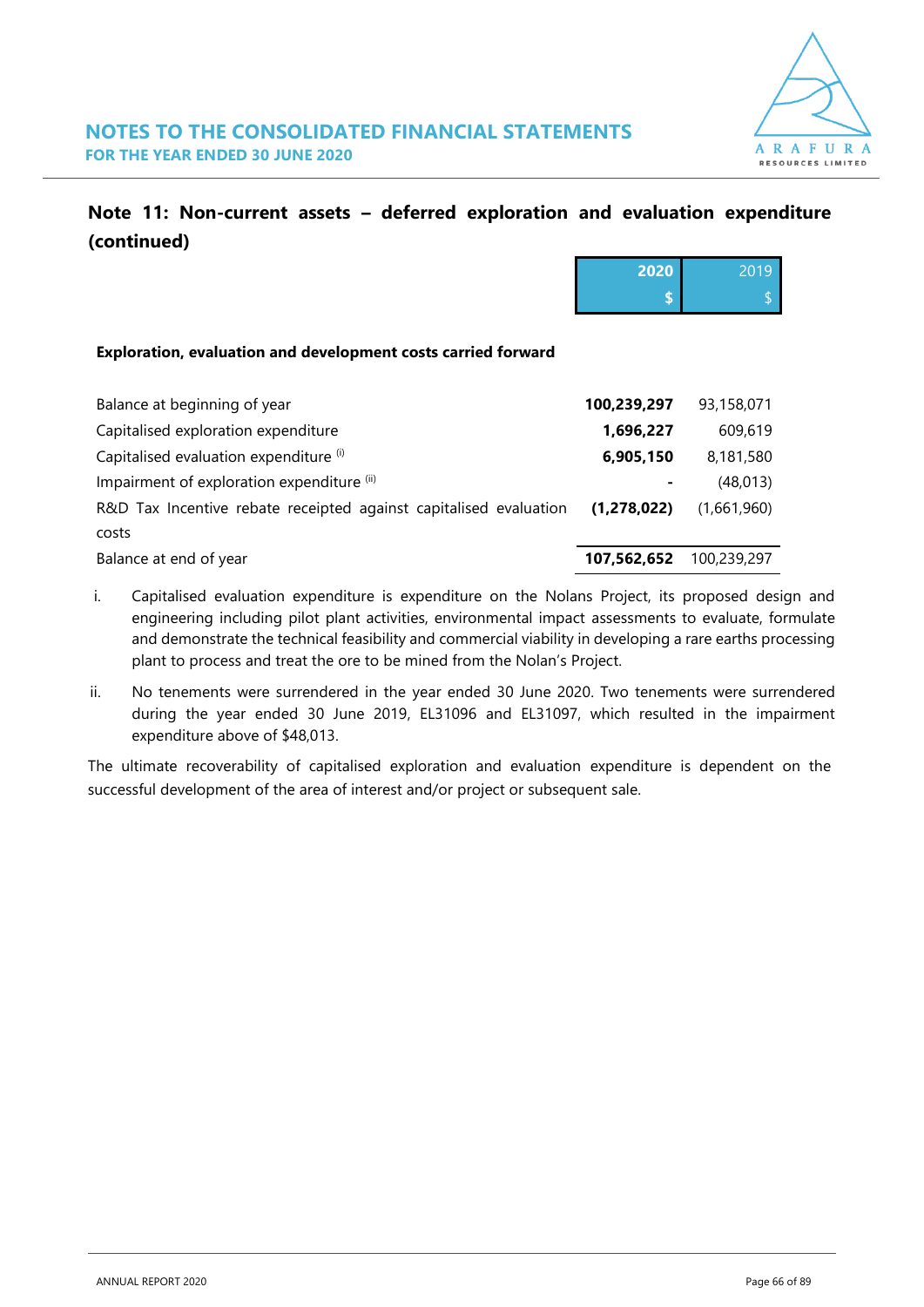## Note 11: Non-current assets – deferred exploration and evaluation expenditure (continued)

| | 2020 $ | 2019 $ |
|---|---|---|
| **Exploration, evaluation and development costs carried forward** | | |
| Balance at beginning of year | **100,239,297** | 93,158,071 |
| Capitalised exploration expenditure | **1,696,227** | 609,619 |
| Capitalised evaluation expenditure (i) | **6,905,150** | 8,181,580 |
| Impairment of exploration expenditure (ii) | **-** | (48,013) |
| R&D Tax Incentive rebate receipted against capitalised evaluation costs | **(1,278,022)** | (1,661,960) |
| Balance at end of year | **107,562,652** | 100,239,297 |

i. Capitalised evaluation expenditure is expenditure on the Nolans Project, its proposed design and engineering including pilot plant activities, environmental impact assessments to evaluate, formulate and demonstrate the technical feasibility and commercial viability in developing a rare earths processing plant to process and treat the ore to be mined from the Nolan's Project.

ii. No tenements were surrendered in the year ended 30 June 2020. Two tenements were surrendered during the year ended 30 June 2019, EL31096 and EL31097, which resulted in the impairment expenditure above of $48,013.

The ultimate recoverability of capitalised exploration and evaluation expenditure is dependent on the successful development of the area of interest and/or project or subsequent sale.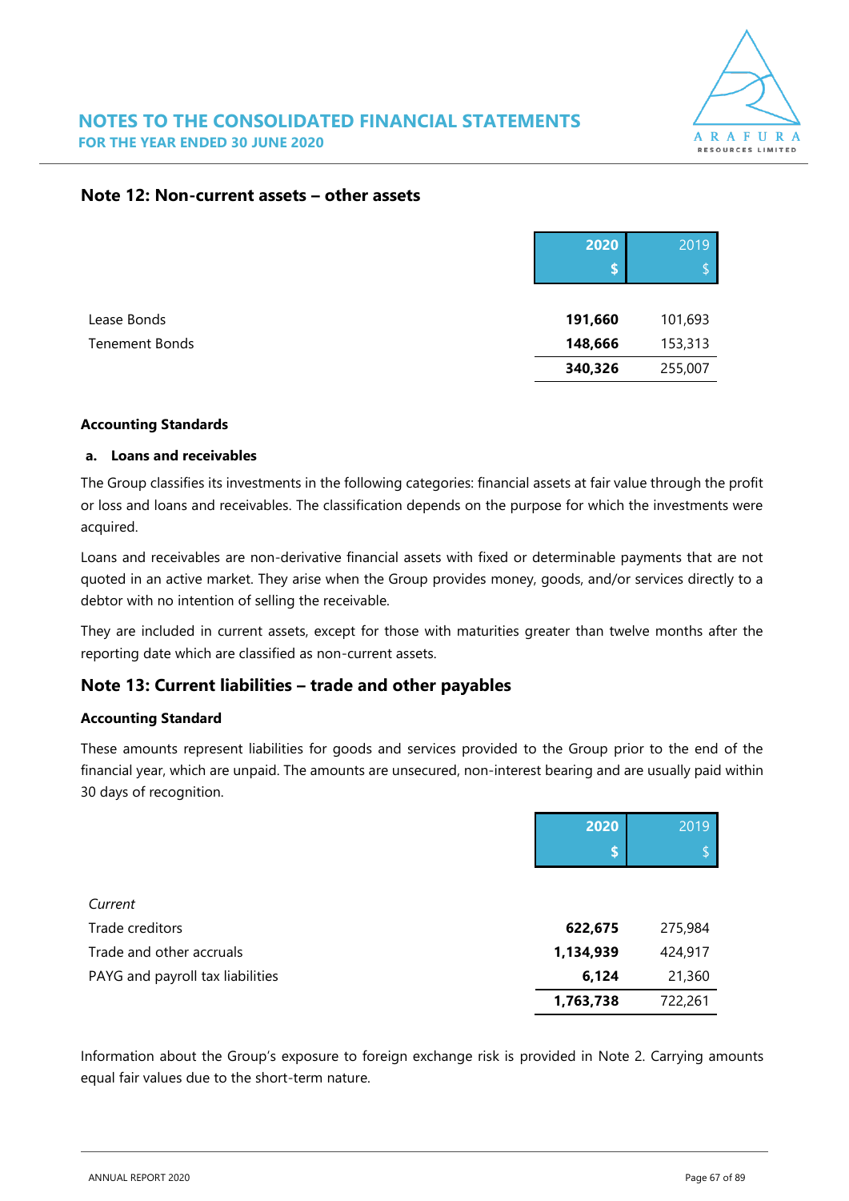## Note 12: Non-current assets – other assets

| | 2020<br>$ | 2019<br>$ |
|---|---|---|
| Lease Bonds | **191,660** | 101,693 |
| Tenement Bonds | **148,666** | 153,313 |
| | **340,326** | 255,007 |

### Accounting Standards

**a. Loans and receivables**

The Group classifies its investments in the following categories: financial assets at fair value through the profit or loss and loans and receivables. The classification depends on the purpose for which the investments were acquired.

Loans and receivables are non-derivative financial assets with fixed or determinable payments that are not quoted in an active market. They arise when the Group provides money, goods, and/or services directly to a debtor with no intention of selling the receivable.

They are included in current assets, except for those with maturities greater than twelve months after the reporting date which are classified as non-current assets.

## Note 13: Current liabilities – trade and other payables

### Accounting Standard

These amounts represent liabilities for goods and services provided to the Group prior to the end of the financial year, which are unpaid. The amounts are unsecured, non-interest bearing and are usually paid within 30 days of recognition.

| | 2020<br>$ | 2019<br>$ |
|---|---|---|
| *Current* | | |
| Trade creditors | **622,675** | 275,984 |
| Trade and other accruals | **1,134,939** | 424,917 |
| PAYG and payroll tax liabilities | **6,124** | 21,360 |
| | **1,763,738** | 722,261 |

Information about the Group's exposure to foreign exchange risk is provided in Note 2. Carrying amounts equal fair values due to the short-term nature.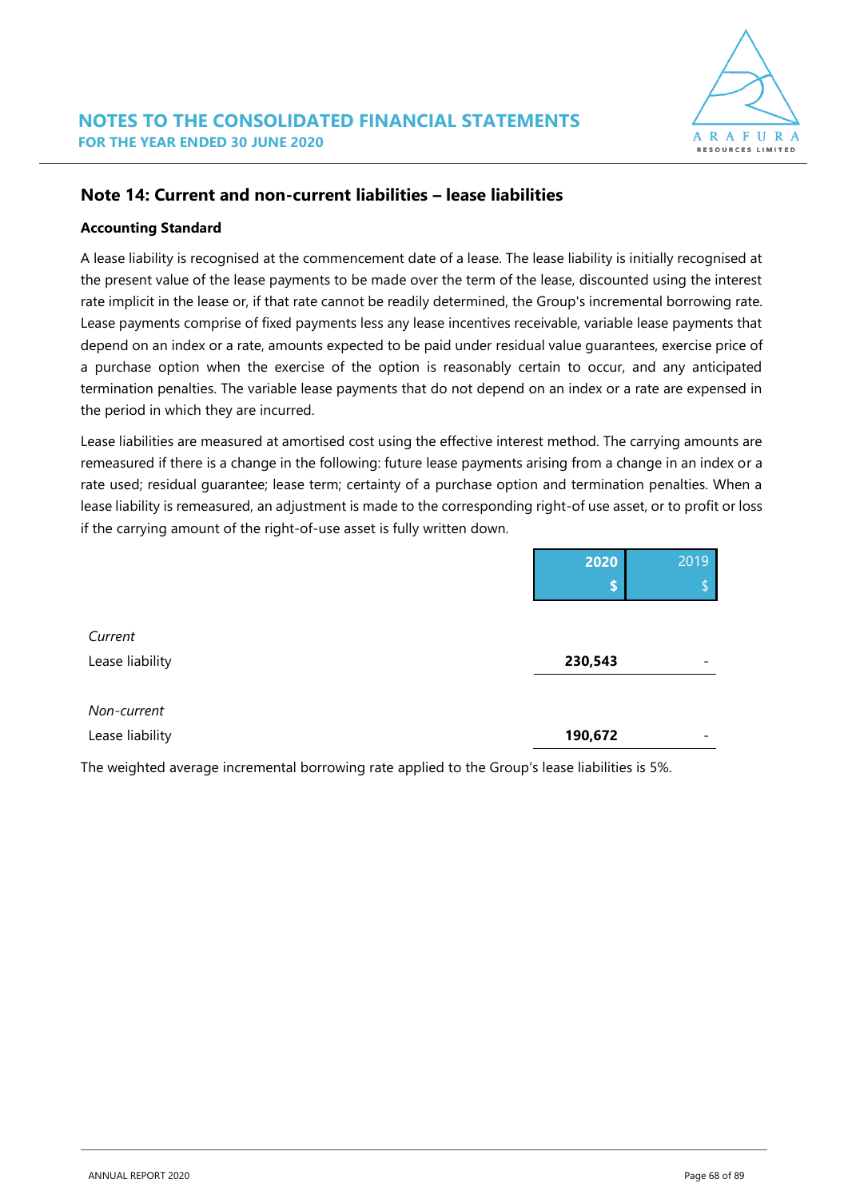## Note 14: Current and non-current liabilities – lease liabilities

**Accounting Standard**

A lease liability is recognised at the commencement date of a lease. The lease liability is initially recognised at the present value of the lease payments to be made over the term of the lease, discounted using the interest rate implicit in the lease or, if that rate cannot be readily determined, the Group's incremental borrowing rate. Lease payments comprise of fixed payments less any lease incentives receivable, variable lease payments that depend on an index or a rate, amounts expected to be paid under residual value guarantees, exercise price of a purchase option when the exercise of the option is reasonably certain to occur, and any anticipated termination penalties. The variable lease payments that do not depend on an index or a rate are expensed in the period in which they are incurred.

Lease liabilities are measured at amortised cost using the effective interest method. The carrying amounts are remeasured if there is a change in the following: future lease payments arising from a change in an index or a rate used; residual guarantee; lease term; certainty of a purchase option and termination penalties. When a lease liability is remeasured, an adjustment is made to the corresponding right-of use asset, or to profit or loss if the carrying amount of the right-of-use asset is fully written down.

| | 2020<br>$ | 2019<br>$ |
|---|---|---|
| *Current* | | |
| Lease liability | **230,543** | - |
| *Non-current* | | |
| Lease liability | **190,672** | - |

The weighted average incremental borrowing rate applied to the Group's lease liabilities is 5%.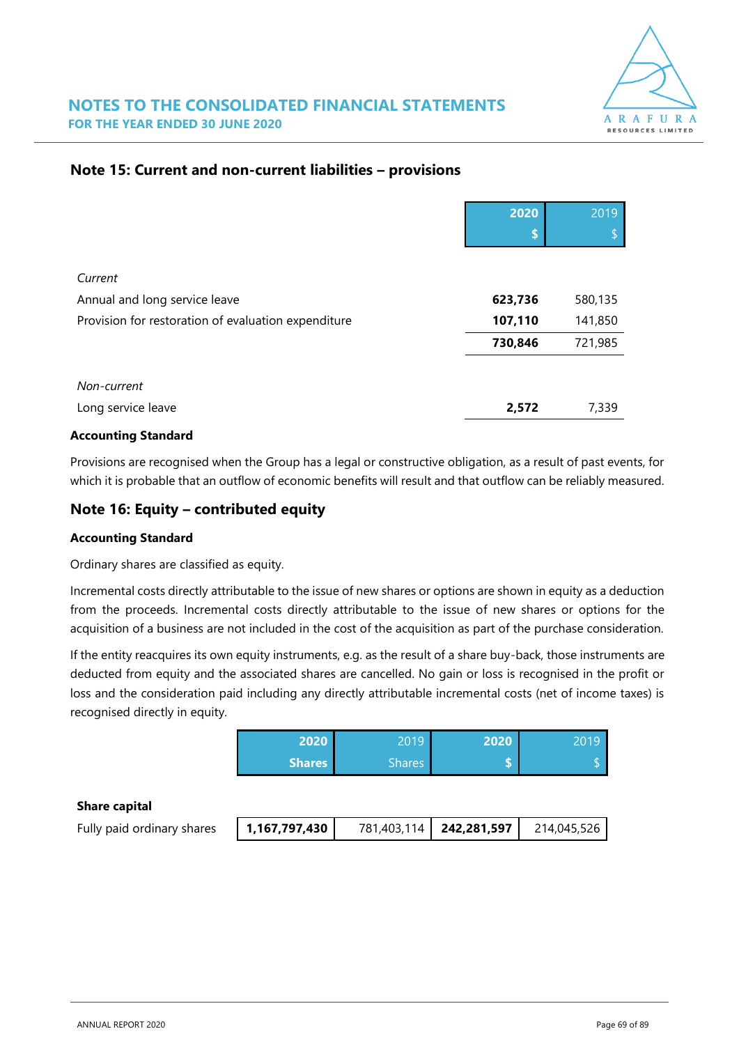## Note 15: Current and non-current liabilities – provisions

| | 2020 $ | 2019 $ |
|---|---|---|
| *Current* | | |
| Annual and long service leave | **623,736** | 580,135 |
| Provision for restoration of evaluation expenditure | **107,110** | 141,850 |
| | **730,846** | 721,985 |
| *Non-current* | | |
| Long service leave | **2,572** | 7,339 |

**Accounting Standard**

Provisions are recognised when the Group has a legal or constructive obligation, as a result of past events, for which it is probable that an outflow of economic benefits will result and that outflow can be reliably measured.

## Note 16: Equity – contributed equity

**Accounting Standard**

Ordinary shares are classified as equity.

Incremental costs directly attributable to the issue of new shares or options are shown in equity as a deduction from the proceeds. Incremental costs directly attributable to the issue of new shares or options for the acquisition of a business are not included in the cost of the acquisition as part of the purchase consideration.

If the entity reacquires its own equity instruments, e.g. as the result of a share buy-back, those instruments are deducted from equity and the associated shares are cancelled. No gain or loss is recognised in the profit or loss and the consideration paid including any directly attributable incremental costs (net of income taxes) is recognised directly in equity.

| | 2020 Shares | 2019 Shares | 2020 $ | 2019 $ |
|---|---|---|---|---|
| **Share capital** | | | | |
| Fully paid ordinary shares | **1,167,797,430** | 781,403,114 | **242,281,597** | 214,045,526 |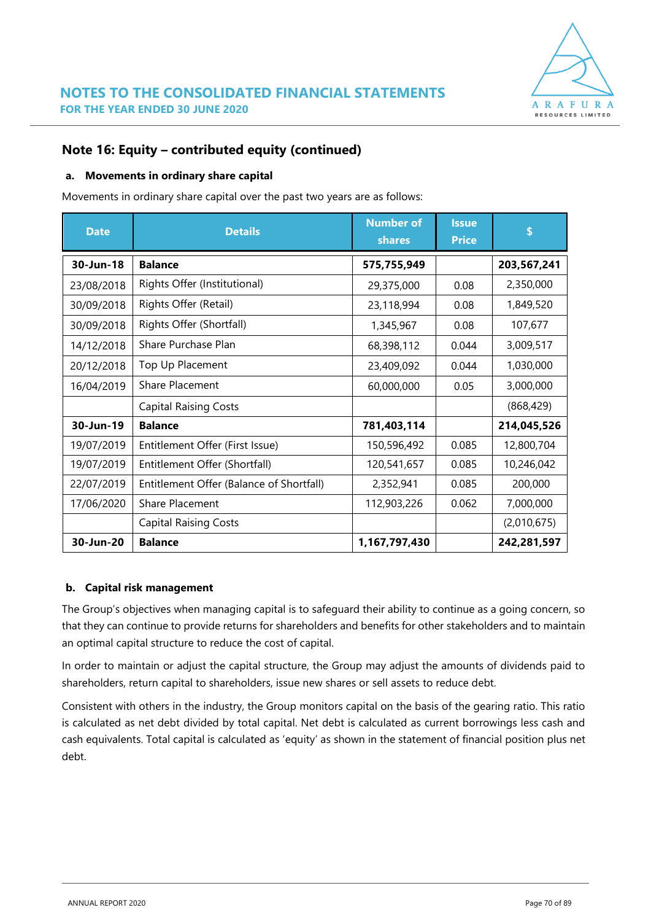## Note 16: Equity – contributed equity (continued)

### a. Movements in ordinary share capital

Movements in ordinary share capital over the past two years are as follows:

| Date | Details | Number of shares | Issue Price | $ |
|---|---|---|---|---|
| **30-Jun-18** | **Balance** | **575,755,949** | | **203,567,241** |
| 23/08/2018 | Rights Offer (Institutional) | 29,375,000 | 0.08 | 2,350,000 |
| 30/09/2018 | Rights Offer (Retail) | 23,118,994 | 0.08 | 1,849,520 |
| 30/09/2018 | Rights Offer (Shortfall) | 1,345,967 | 0.08 | 107,677 |
| 14/12/2018 | Share Purchase Plan | 68,398,112 | 0.044 | 3,009,517 |
| 20/12/2018 | Top Up Placement | 23,409,092 | 0.044 | 1,030,000 |
| 16/04/2019 | Share Placement | 60,000,000 | 0.05 | 3,000,000 |
| | Capital Raising Costs | | | (868,429) |
| **30-Jun-19** | **Balance** | **781,403,114** | | **214,045,526** |
| 19/07/2019 | Entitlement Offer (First Issue) | 150,596,492 | 0.085 | 12,800,704 |
| 19/07/2019 | Entitlement Offer (Shortfall) | 120,541,657 | 0.085 | 10,246,042 |
| 22/07/2019 | Entitlement Offer (Balance of Shortfall) | 2,352,941 | 0.085 | 200,000 |
| 17/06/2020 | Share Placement | 112,903,226 | 0.062 | 7,000,000 |
| | Capital Raising Costs | | | (2,010,675) |
| **30-Jun-20** | **Balance** | **1,167,797,430** | | **242,281,597** |

### b. Capital risk management

The Group's objectives when managing capital is to safeguard their ability to continue as a going concern, so that they can continue to provide returns for shareholders and benefits for other stakeholders and to maintain an optimal capital structure to reduce the cost of capital.

In order to maintain or adjust the capital structure, the Group may adjust the amounts of dividends paid to shareholders, return capital to shareholders, issue new shares or sell assets to reduce debt.

Consistent with others in the industry, the Group monitors capital on the basis of the gearing ratio. This ratio is calculated as net debt divided by total capital. Net debt is calculated as current borrowings less cash and cash equivalents. Total capital is calculated as 'equity' as shown in the statement of financial position plus net debt.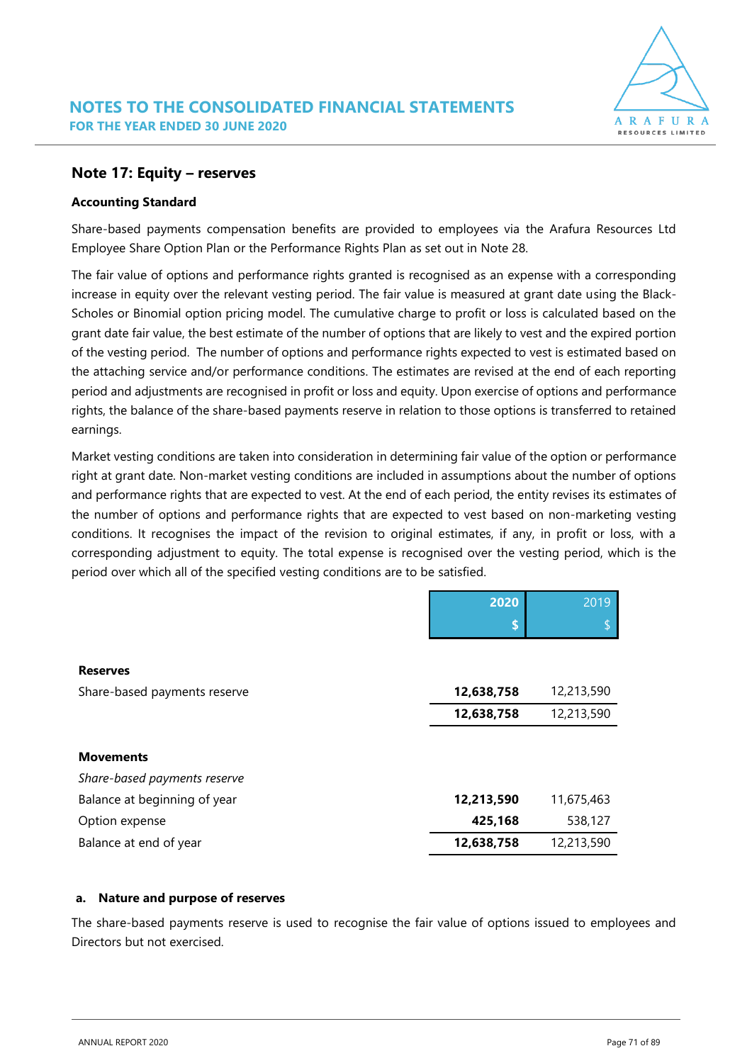## Note 17: Equity – reserves

**Accounting Standard**

Share-based payments compensation benefits are provided to employees via the Arafura Resources Ltd Employee Share Option Plan or the Performance Rights Plan as set out in Note 28.

The fair value of options and performance rights granted is recognised as an expense with a corresponding increase in equity over the relevant vesting period. The fair value is measured at grant date using the Black-Scholes or Binomial option pricing model. The cumulative charge to profit or loss is calculated based on the grant date fair value, the best estimate of the number of options that are likely to vest and the expired portion of the vesting period. The number of options and performance rights expected to vest is estimated based on the attaching service and/or performance conditions. The estimates are revised at the end of each reporting period and adjustments are recognised in profit or loss and equity. Upon exercise of options and performance rights, the balance of the share-based payments reserve in relation to those options is transferred to retained earnings.

Market vesting conditions are taken into consideration in determining fair value of the option or performance right at grant date. Non-market vesting conditions are included in assumptions about the number of options and performance rights that are expected to vest. At the end of each period, the entity revises its estimates of the number of options and performance rights that are expected to vest based on non-marketing vesting conditions. It recognises the impact of the revision to original estimates, if any, in profit or loss, with a corresponding adjustment to equity. The total expense is recognised over the vesting period, which is the period over which all of the specified vesting conditions are to be satisfied.

| | **2020** | 2019 |
|---|---|---|
| | **$** | $ |
| **Reserves** | | |
| Share-based payments reserve | **12,638,758** | 12,213,590 |
| | **12,638,758** | 12,213,590 |
| **Movements** | | |
| *Share-based payments reserve* | | |
| Balance at beginning of year | **12,213,590** | 11,675,463 |
| Option expense | **425,168** | 538,127 |
| Balance at end of year | **12,638,758** | 12,213,590 |

**a. Nature and purpose of reserves**

The share-based payments reserve is used to recognise the fair value of options issued to employees and Directors but not exercised.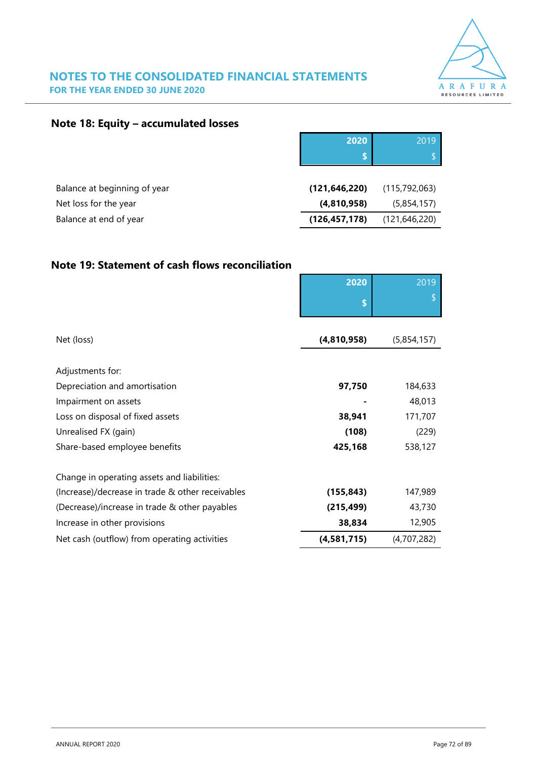## NOTES TO THE CONSOLIDATED FINANCIAL STATEMENTS

**FOR THE YEAR ENDED 30 JUNE 2020**

### Note 18: Equity – accumulated losses

| | **2020 $** | 2019 $ |
|---|---:|---:|
| Balance at beginning of year | **(121,646,220)** | (115,792,063) |
| Net loss for the year | **(4,810,958)** | (5,854,157) |
| Balance at end of year | **(126,457,178)** | (121,646,220) |

### Note 19: Statement of cash flows reconciliation

| | **2020 $** | 2019 $ |
|---|---:|---:|
| Net (loss) | **(4,810,958)** | (5,854,157) |
| Adjustments for: | | |
| Depreciation and amortisation | **97,750** | 184,633 |
| Impairment on assets | **-** | 48,013 |
| Loss on disposal of fixed assets | **38,941** | 171,707 |
| Unrealised FX (gain) | **(108)** | (229) |
| Share-based employee benefits | **425,168** | 538,127 |
| Change in operating assets and liabilities: | | |
| (Increase)/decrease in trade & other receivables | **(155,843)** | 147,989 |
| (Decrease)/increase in trade & other payables | **(215,499)** | 43,730 |
| Increase in other provisions | **38,834** | 12,905 |
| Net cash (outflow) from operating activities | **(4,581,715)** | (4,707,282) |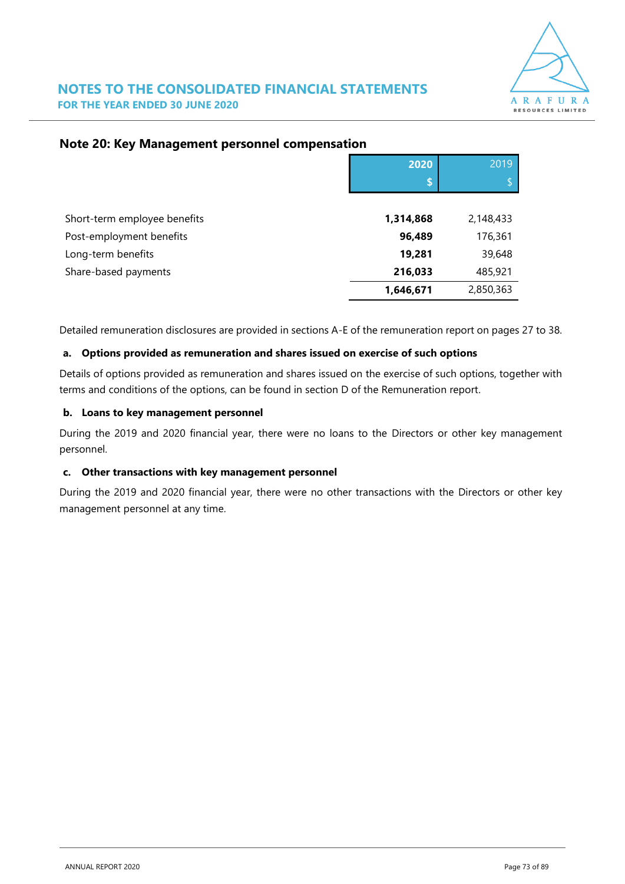## Note 20: Key Management personnel compensation

| | 2020 $ | 2019 $ |
|---|---|---|
| Short-term employee benefits | **1,314,868** | 2,148,433 |
| Post-employment benefits | **96,489** | 176,361 |
| Long-term benefits | **19,281** | 39,648 |
| Share-based payments | **216,033** | 485,921 |
| | **1,646,671** | 2,850,363 |

Detailed remuneration disclosures are provided in sections A-E of the remuneration report on pages 27 to 38.

**a. Options provided as remuneration and shares issued on exercise of such options**

Details of options provided as remuneration and shares issued on the exercise of such options, together with terms and conditions of the options, can be found in section D of the Remuneration report.

**b. Loans to key management personnel**

During the 2019 and 2020 financial year, there were no loans to the Directors or other key management personnel.

**c. Other transactions with key management personnel**

During the 2019 and 2020 financial year, there were no other transactions with the Directors or other key management personnel at any time.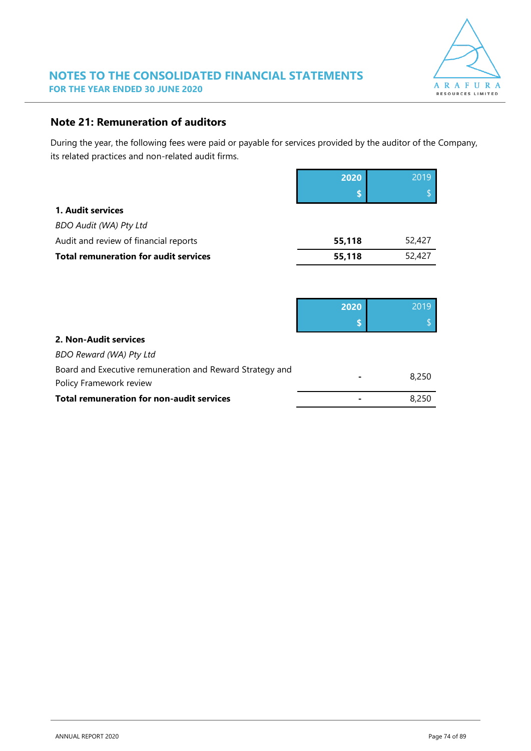## Note 21: Remuneration of auditors

During the year, the following fees were paid or payable for services provided by the auditor of the Company, its related practices and non-related audit firms.

| | 2020<br>$ | 2019<br>$ |
|---|---|---|
| **1. Audit services** | | |
| *BDO Audit (WA) Pty Ltd* | | |
| Audit and review of financial reports | **55,118** | 52,427 |
| **Total remuneration for audit services** | **55,118** | 52,427 |

| | 2020<br>$ | 2019<br>$ |
|---|---|---|
| **2. Non-Audit services** | | |
| *BDO Reward (WA) Pty Ltd* | | |
| Board and Executive remuneration and Reward Strategy and Policy Framework review | **-** | 8,250 |
| **Total remuneration for non-audit services** | **-** | 8,250 |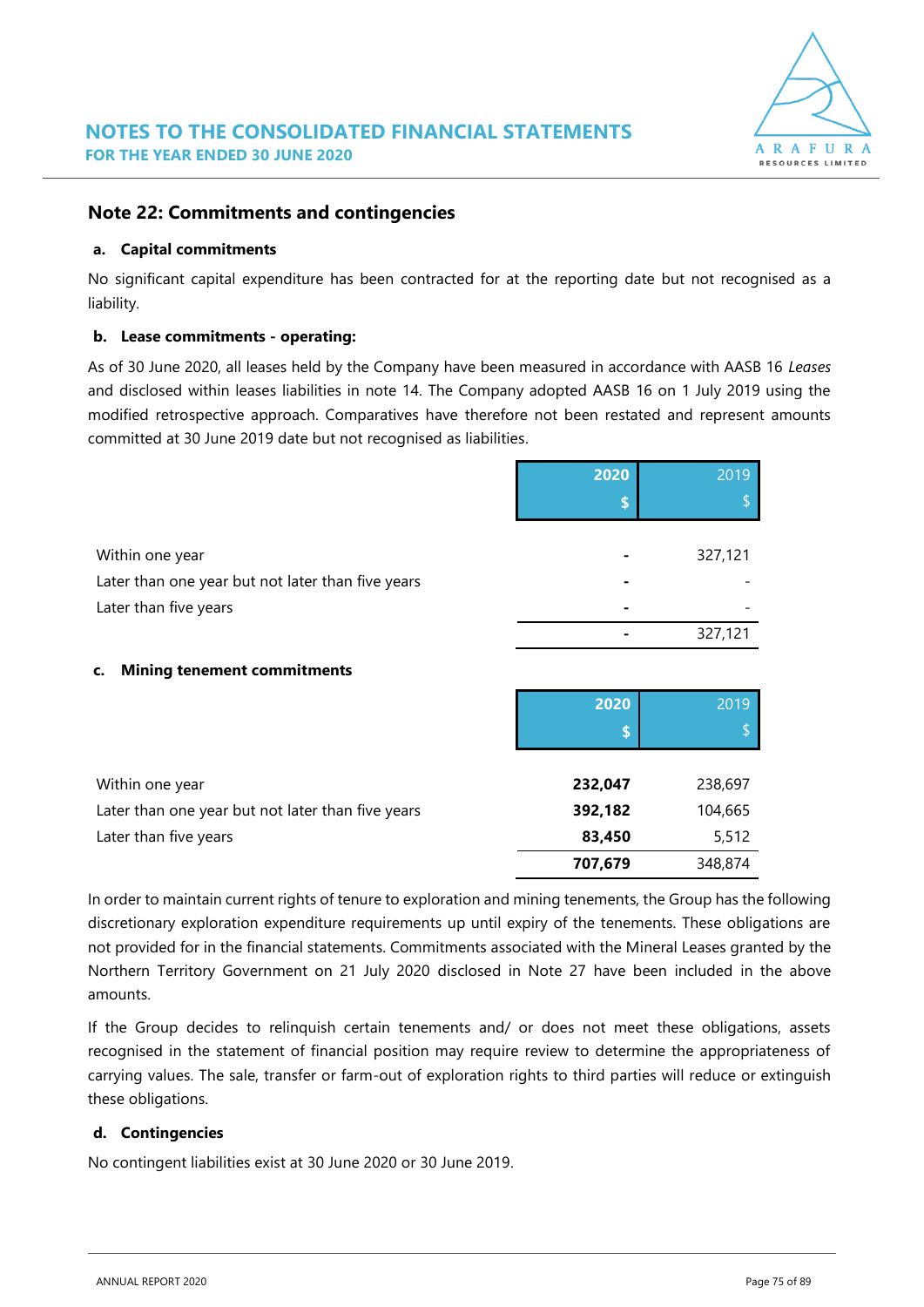## Note 22: Commitments and contingencies

**a. Capital commitments**

No significant capital expenditure has been contracted for at the reporting date but not recognised as a liability.

**b. Lease commitments - operating:**

As of 30 June 2020, all leases held by the Company have been measured in accordance with AASB 16 *Leases* and disclosed within leases liabilities in note 14. The Company adopted AASB 16 on 1 July 2019 using the modified retrospective approach. Comparatives have therefore not been restated and represent amounts committed at 30 June 2019 date but not recognised as liabilities.

| | **2020** **$** | 2019 $ |
|---|---|---|
| Within one year | **-** | 327,121 |
| Later than one year but not later than five years | **-** | - |
| Later than five years | **-** | - |
| | **-** | 327,121 |

**c. Mining tenement commitments**

| | **2020** **$** | 2019 $ |
|---|---|---|
| Within one year | **232,047** | 238,697 |
| Later than one year but not later than five years | **392,182** | 104,665 |
| Later than five years | **83,450** | 5,512 |
| | **707,679** | 348,874 |

In order to maintain current rights of tenure to exploration and mining tenements, the Group has the following discretionary exploration expenditure requirements up until expiry of the tenements. These obligations are not provided for in the financial statements. Commitments associated with the Mineral Leases granted by the Northern Territory Government on 21 July 2020 disclosed in Note 27 have been included in the above amounts.

If the Group decides to relinquish certain tenements and/ or does not meet these obligations, assets recognised in the statement of financial position may require review to determine the appropriateness of carrying values. The sale, transfer or farm-out of exploration rights to third parties will reduce or extinguish these obligations.

**d. Contingencies**

No contingent liabilities exist at 30 June 2020 or 30 June 2019.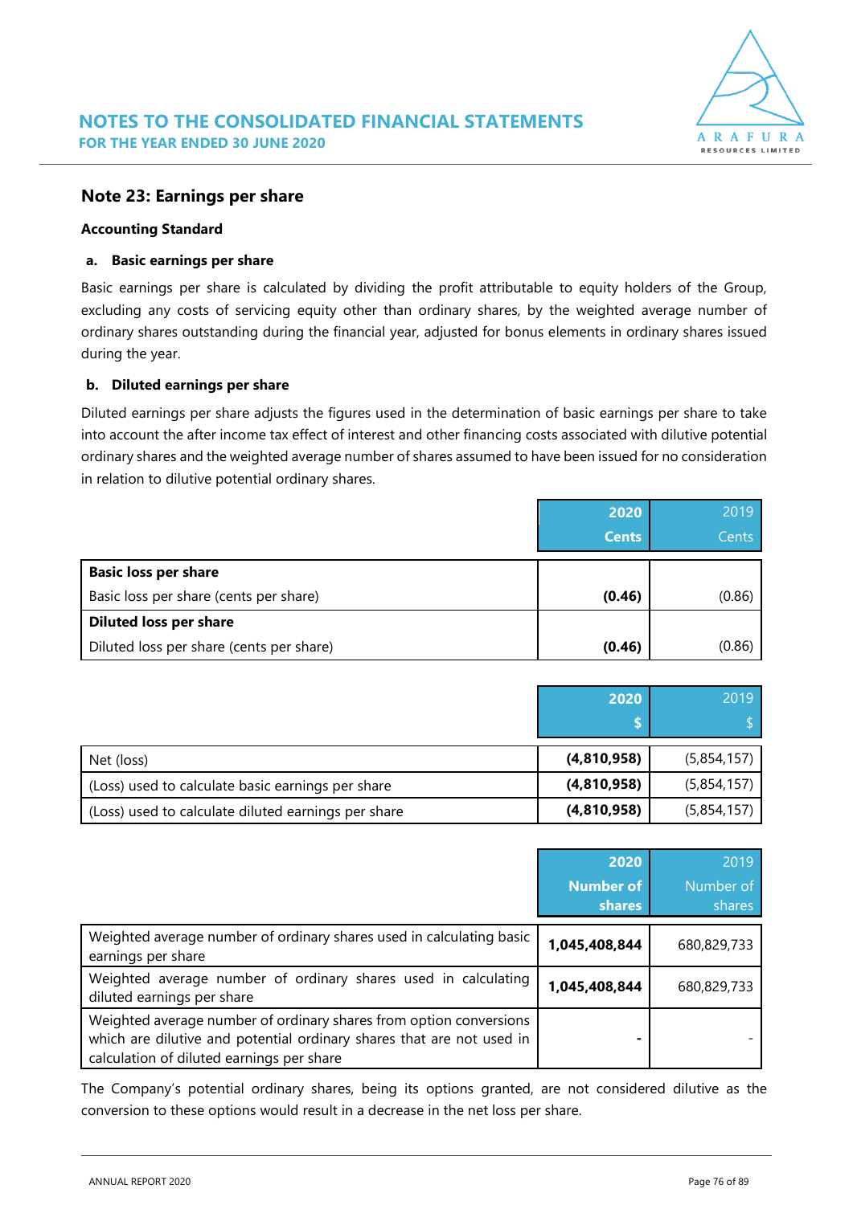## Note 23: Earnings per share

**Accounting Standard**

**a. Basic earnings per share**

Basic earnings per share is calculated by dividing the profit attributable to equity holders of the Group, excluding any costs of servicing equity other than ordinary shares, by the weighted average number of ordinary shares outstanding during the financial year, adjusted for bonus elements in ordinary shares issued during the year.

**b. Diluted earnings per share**

Diluted earnings per share adjusts the figures used in the determination of basic earnings per share to take into account the after income tax effect of interest and other financing costs associated with dilutive potential ordinary shares and the weighted average number of shares assumed to have been issued for no consideration in relation to dilutive potential ordinary shares.

| | **2020 Cents** | 2019 Cents |
|---|---|---|
| **Basic loss per share** | | |
| Basic loss per share (cents per share) | **(0.46)** | (0.86) |
| **Diluted loss per share** | | |
| Diluted loss per share (cents per share) | **(0.46)** | (0.86) |

| | **2020 $** | 2019 $ |
|---|---|---|
| Net (loss) | **(4,810,958)** | (5,854,157) |
| (Loss) used to calculate basic earnings per share | **(4,810,958)** | (5,854,157) |
| (Loss) used to calculate diluted earnings per share | **(4,810,958)** | (5,854,157) |

| | **2020 Number of shares** | 2019 Number of shares |
|---|---|---|
| Weighted average number of ordinary shares used in calculating basic earnings per share | **1,045,408,844** | 680,829,733 |
| Weighted average number of ordinary shares used in calculating diluted earnings per share | **1,045,408,844** | 680,829,733 |
| Weighted average number of ordinary shares from option conversions which are dilutive and potential ordinary shares that are not used in calculation of diluted earnings per share | **-** | - |

The Company's potential ordinary shares, being its options granted, are not considered dilutive as the conversion to these options would result in a decrease in the net loss per share.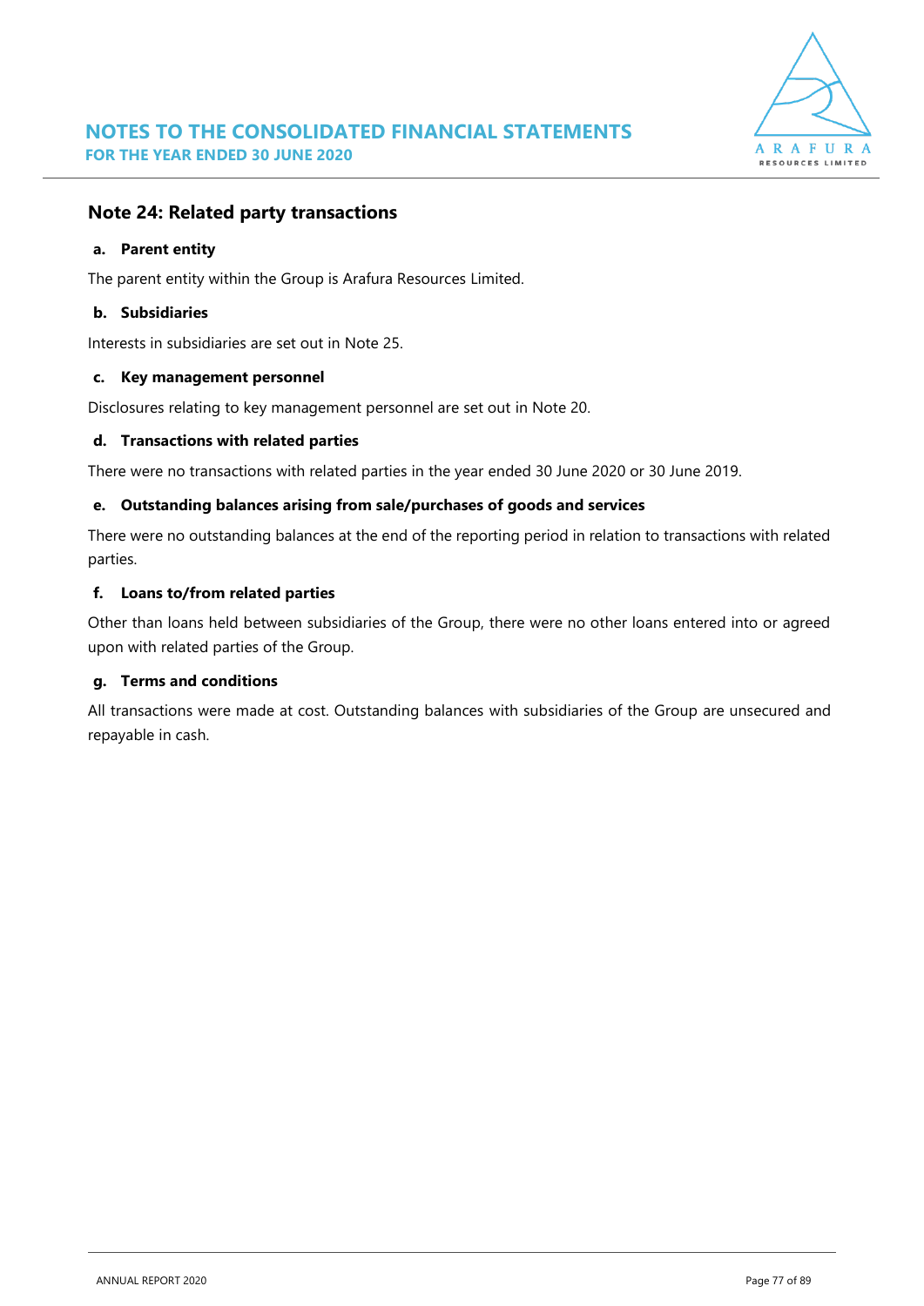## Note 24: Related party transactions

### a. Parent entity

The parent entity within the Group is Arafura Resources Limited.

### b. Subsidiaries

Interests in subsidiaries are set out in Note 25.

### c. Key management personnel

Disclosures relating to key management personnel are set out in Note 20.

### d. Transactions with related parties

There were no transactions with related parties in the year ended 30 June 2020 or 30 June 2019.

### e. Outstanding balances arising from sale/purchases of goods and services

There were no outstanding balances at the end of the reporting period in relation to transactions with related parties.

### f. Loans to/from related parties

Other than loans held between subsidiaries of the Group, there were no other loans entered into or agreed upon with related parties of the Group.

### g. Terms and conditions

All transactions were made at cost. Outstanding balances with subsidiaries of the Group are unsecured and repayable in cash.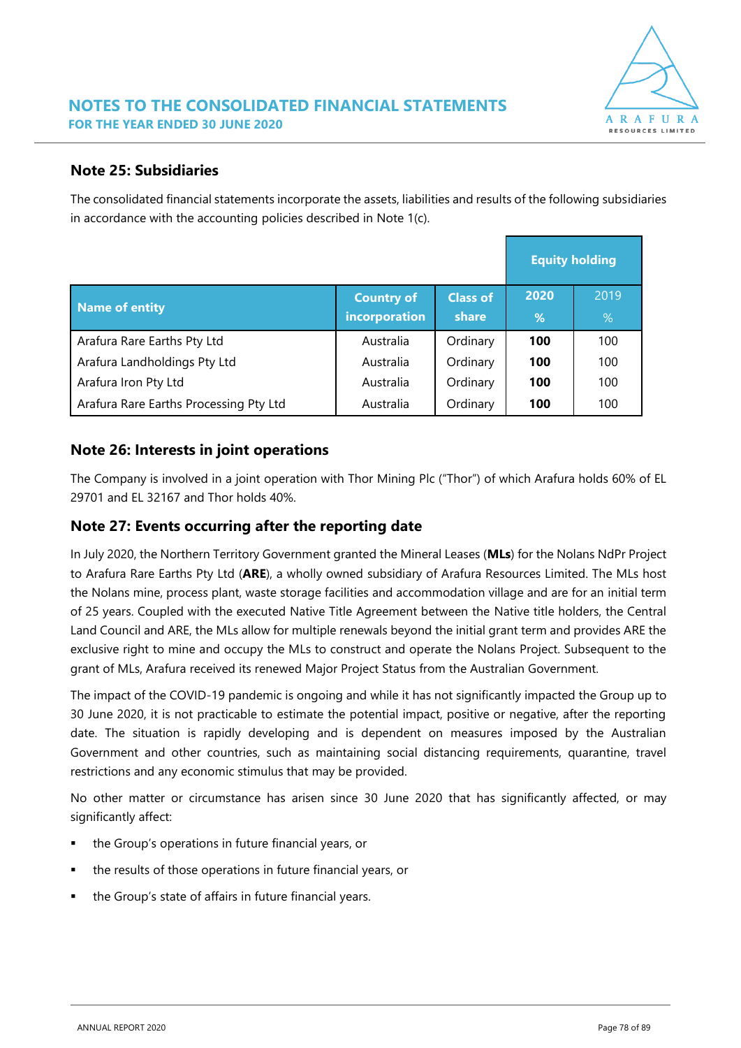## Note 25: Subsidiaries

The consolidated financial statements incorporate the assets, liabilities and results of the following subsidiaries in accordance with the accounting policies described in Note 1(c).

| Name of entity | Country of incorporation | Class of share | Equity holding 2020 % | Equity holding 2019 % |
|---|---|---|---|---|
| Arafura Rare Earths Pty Ltd | Australia | Ordinary | **100** | 100 |
| Arafura Landholdings Pty Ltd | Australia | Ordinary | **100** | 100 |
| Arafura Iron Pty Ltd | Australia | Ordinary | **100** | 100 |
| Arafura Rare Earths Processing Pty Ltd | Australia | Ordinary | **100** | 100 |

## Note 26: Interests in joint operations

The Company is involved in a joint operation with Thor Mining Plc ("Thor") of which Arafura holds 60% of EL 29701 and EL 32167 and Thor holds 40%.

## Note 27: Events occurring after the reporting date

In July 2020, the Northern Territory Government granted the Mineral Leases (**MLs**) for the Nolans NdPr Project to Arafura Rare Earths Pty Ltd (**ARE**), a wholly owned subsidiary of Arafura Resources Limited. The MLs host the Nolans mine, process plant, waste storage facilities and accommodation village and are for an initial term of 25 years. Coupled with the executed Native Title Agreement between the Native title holders, the Central Land Council and ARE, the MLs allow for multiple renewals beyond the initial grant term and provides ARE the exclusive right to mine and occupy the MLs to construct and operate the Nolans Project. Subsequent to the grant of MLs, Arafura received its renewed Major Project Status from the Australian Government.

The impact of the COVID-19 pandemic is ongoing and while it has not significantly impacted the Group up to 30 June 2020, it is not practicable to estimate the potential impact, positive or negative, after the reporting date. The situation is rapidly developing and is dependent on measures imposed by the Australian Government and other countries, such as maintaining social distancing requirements, quarantine, travel restrictions and any economic stimulus that may be provided.

No other matter or circumstance has arisen since 30 June 2020 that has significantly affected, or may significantly affect:

- the Group's operations in future financial years, or
- the results of those operations in future financial years, or
- the Group's state of affairs in future financial years.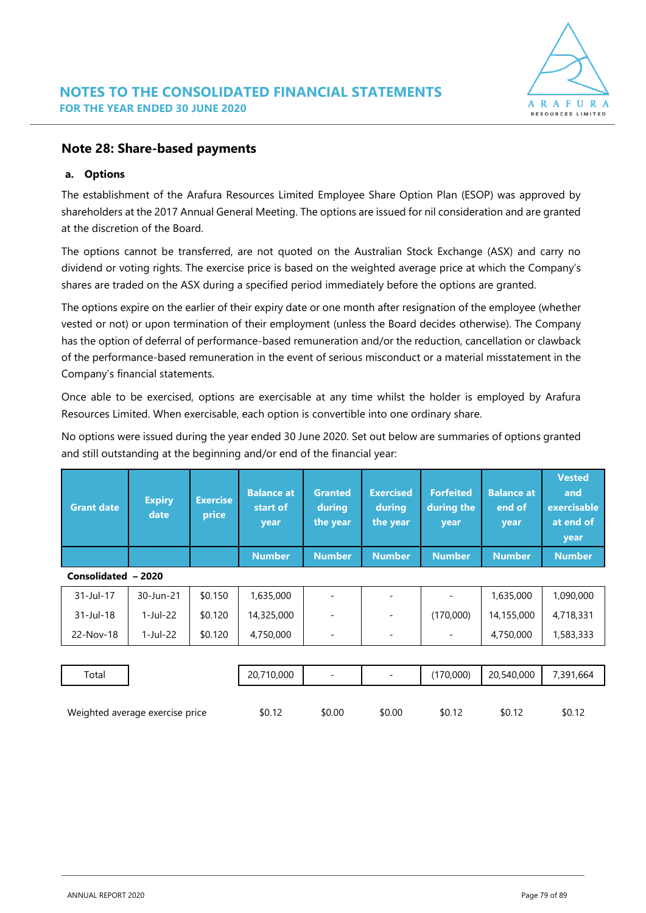## Note 28: Share-based payments

**a. Options**

The establishment of the Arafura Resources Limited Employee Share Option Plan (ESOP) was approved by shareholders at the 2017 Annual General Meeting. The options are issued for nil consideration and are granted at the discretion of the Board.

The options cannot be transferred, are not quoted on the Australian Stock Exchange (ASX) and carry no dividend or voting rights. The exercise price is based on the weighted average price at which the Company's shares are traded on the ASX during a specified period immediately before the options are granted.

The options expire on the earlier of their expiry date or one month after resignation of the employee (whether vested or not) or upon termination of their employment (unless the Board decides otherwise). The Company has the option of deferral of performance-based remuneration and/or the reduction, cancellation or clawback of the performance-based remuneration in the event of serious misconduct or a material misstatement in the Company's financial statements.

Once able to be exercised, options are exercisable at any time whilst the holder is employed by Arafura Resources Limited. When exercisable, each option is convertible into one ordinary share.

No options were issued during the year ended 30 June 2020. Set out below are summaries of options granted and still outstanding at the beginning and/or end of the financial year:

| Grant date | Expiry date | Exercise price | Balance at start of year | Granted during the year | Exercised during the year | Forfeited during the year | Balance at end of year | Vested and exercisable at end of year |
|---|---|---|---|---|---|---|---|---|
| | | | Number | Number | Number | Number | Number | Number |
| **Consolidated – 2020** | | | | | | | | |
| 31-Jul-17 | 30-Jun-21 | $0.150 | 1,635,000 | - | - | - | 1,635,000 | 1,090,000 |
| 31-Jul-18 | 1-Jul-22 | $0.120 | 14,325,000 | - | - | (170,000) | 14,155,000 | 4,718,331 |
| 22-Nov-18 | 1-Jul-22 | $0.120 | 4,750,000 | - | - | - | 4,750,000 | 1,583,333 |
| Total | | | 20,710,000 | - | - | (170,000) | 20,540,000 | 7,391,664 |
| Weighted average exercise price | | | $0.12 | $0.00 | $0.00 | $0.12 | $0.12 | $0.12 |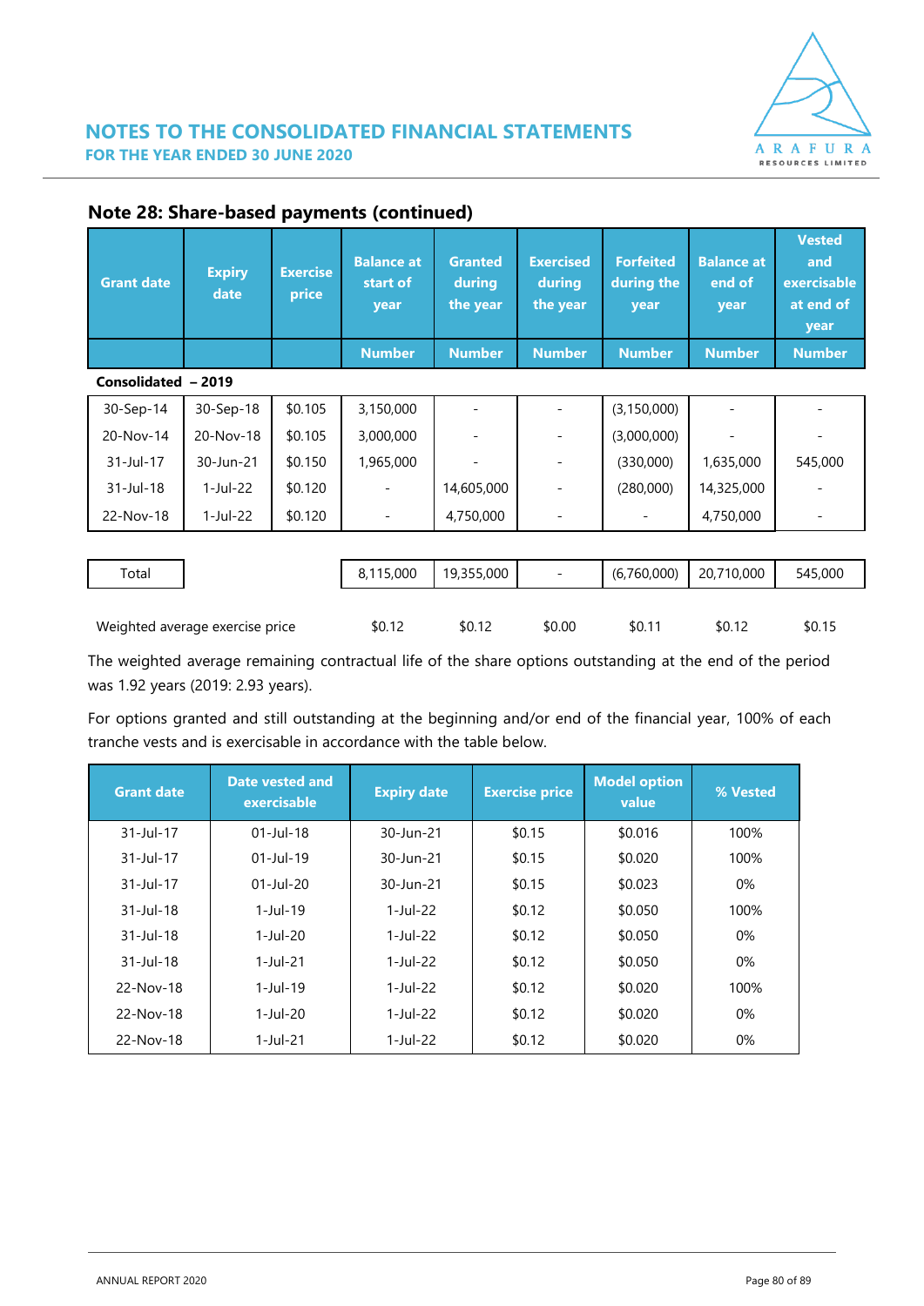## Note 28: Share-based payments (continued)

| Grant date | Expiry date | Exercise price | Balance at start of year | Granted during the year | Exercised during the year | Forfeited during the year | Balance at end of year | Vested and exercisable at end of year |
|---|---|---|---|---|---|---|---|---|
| | | | Number | Number | Number | Number | Number | Number |
| **Consolidated – 2019** | | | | | | | | |
| 30-Sep-14 | 30-Sep-18 | $0.105 | 3,150,000 | - | - | (3,150,000) | - | - |
| 20-Nov-14 | 20-Nov-18 | $0.105 | 3,000,000 | - | - | (3,000,000) | - | - |
| 31-Jul-17 | 30-Jun-21 | $0.150 | 1,965,000 | - | - | (330,000) | 1,635,000 | 545,000 |
| 31-Jul-18 | 1-Jul-22 | $0.120 | - | 14,605,000 | - | (280,000) | 14,325,000 | - |
| 22-Nov-18 | 1-Jul-22 | $0.120 | - | 4,750,000 | - | - | 4,750,000 | - |
| Total | | | 8,115,000 | 19,355,000 | - | (6,760,000) | 20,710,000 | 545,000 |
| Weighted average exercise price | | | $0.12 | $0.12 | $0.00 | $0.11 | $0.12 | $0.15 |

The weighted average remaining contractual life of the share options outstanding at the end of the period was 1.92 years (2019: 2.93 years).

For options granted and still outstanding at the beginning and/or end of the financial year, 100% of each tranche vests and is exercisable in accordance with the table below.

| Grant date | Date vested and exercisable | Expiry date | Exercise price | Model option value | % Vested |
|---|---|---|---|---|---|
| 31-Jul-17 | 01-Jul-18 | 30-Jun-21 | $0.15 | $0.016 | 100% |
| 31-Jul-17 | 01-Jul-19 | 30-Jun-21 | $0.15 | $0.020 | 100% |
| 31-Jul-17 | 01-Jul-20 | 30-Jun-21 | $0.15 | $0.023 | 0% |
| 31-Jul-18 | 1-Jul-19 | 1-Jul-22 | $0.12 | $0.050 | 100% |
| 31-Jul-18 | 1-Jul-20 | 1-Jul-22 | $0.12 | $0.050 | 0% |
| 31-Jul-18 | 1-Jul-21 | 1-Jul-22 | $0.12 | $0.050 | 0% |
| 22-Nov-18 | 1-Jul-19 | 1-Jul-22 | $0.12 | $0.020 | 100% |
| 22-Nov-18 | 1-Jul-20 | 1-Jul-22 | $0.12 | $0.020 | 0% |
| 22-Nov-18 | 1-Jul-21 | 1-Jul-22 | $0.12 | $0.020 | 0% |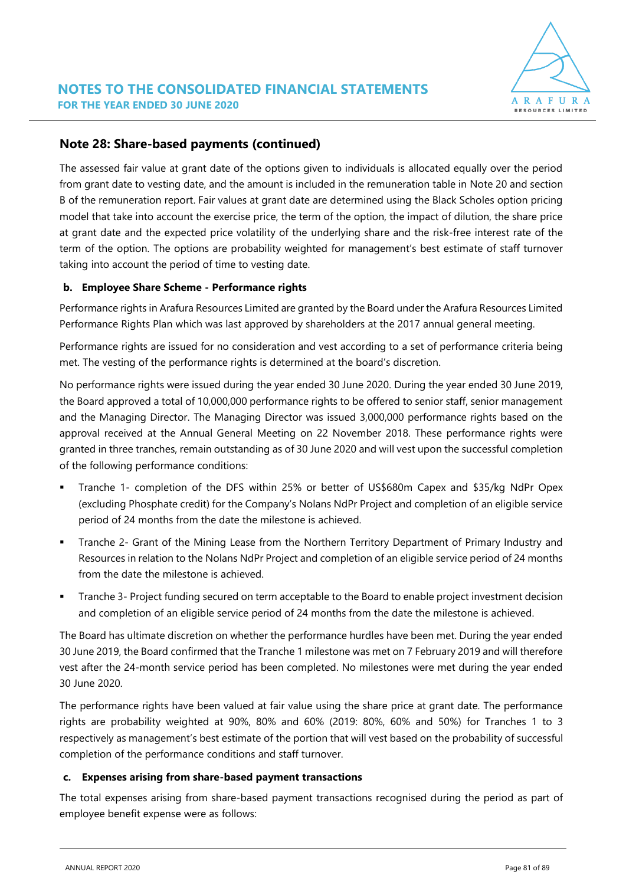## Note 28: Share-based payments (continued)

The assessed fair value at grant date of the options given to individuals is allocated equally over the period from grant date to vesting date, and the amount is included in the remuneration table in Note 20 and section B of the remuneration report. Fair values at grant date are determined using the Black Scholes option pricing model that take into account the exercise price, the term of the option, the impact of dilution, the share price at grant date and the expected price volatility of the underlying share and the risk-free interest rate of the term of the option. The options are probability weighted for management's best estimate of staff turnover taking into account the period of time to vesting date.

**b. Employee Share Scheme - Performance rights**

Performance rights in Arafura Resources Limited are granted by the Board under the Arafura Resources Limited Performance Rights Plan which was last approved by shareholders at the 2017 annual general meeting.

Performance rights are issued for no consideration and vest according to a set of performance criteria being met. The vesting of the performance rights is determined at the board's discretion.

No performance rights were issued during the year ended 30 June 2020. During the year ended 30 June 2019, the Board approved a total of 10,000,000 performance rights to be offered to senior staff, senior management and the Managing Director. The Managing Director was issued 3,000,000 performance rights based on the approval received at the Annual General Meeting on 22 November 2018. These performance rights were granted in three tranches, remain outstanding as of 30 June 2020 and will vest upon the successful completion of the following performance conditions:

- Tranche 1- completion of the DFS within 25% or better of US$680m Capex and $35/kg NdPr Opex (excluding Phosphate credit) for the Company's Nolans NdPr Project and completion of an eligible service period of 24 months from the date the milestone is achieved.
- Tranche 2- Grant of the Mining Lease from the Northern Territory Department of Primary Industry and Resources in relation to the Nolans NdPr Project and completion of an eligible service period of 24 months from the date the milestone is achieved.
- Tranche 3- Project funding secured on term acceptable to the Board to enable project investment decision and completion of an eligible service period of 24 months from the date the milestone is achieved.

The Board has ultimate discretion on whether the performance hurdles have been met. During the year ended 30 June 2019, the Board confirmed that the Tranche 1 milestone was met on 7 February 2019 and will therefore vest after the 24-month service period has been completed. No milestones were met during the year ended 30 June 2020.

The performance rights have been valued at fair value using the share price at grant date. The performance rights are probability weighted at 90%, 80% and 60% (2019: 80%, 60% and 50%) for Tranches 1 to 3 respectively as management's best estimate of the portion that will vest based on the probability of successful completion of the performance conditions and staff turnover.

**c. Expenses arising from share-based payment transactions**

The total expenses arising from share-based payment transactions recognised during the period as part of employee benefit expense were as follows: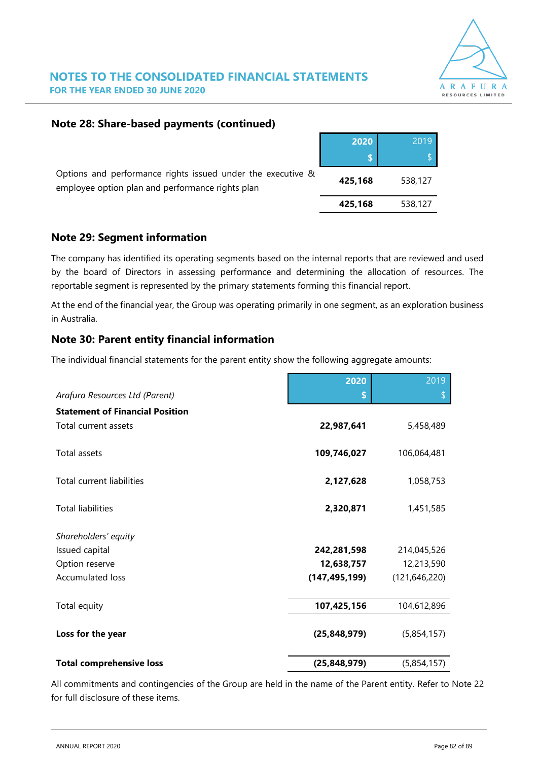## Note 28: Share-based payments (continued)

| | 2020<br>$ | 2019<br>$ |
|---|---|---|
| Options and performance rights issued under the executive & employee option plan and performance rights plan | **425,168** | 538,127 |
| | **425,168** | 538,127 |

## Note 29: Segment information

The company has identified its operating segments based on the internal reports that are reviewed and used by the board of Directors in assessing performance and determining the allocation of resources. The reportable segment is represented by the primary statements forming this financial report.

At the end of the financial year, the Group was operating primarily in one segment, as an exploration business in Australia.

## Note 30: Parent entity financial information

The individual financial statements for the parent entity show the following aggregate amounts:

| *Arafura Resources Ltd (Parent)* | 2020<br>$ | 2019<br>$ |
|---|---|---|
| **Statement of Financial Position** | | |
| Total current assets | **22,987,641** | 5,458,489 |
| Total assets | **109,746,027** | 106,064,481 |
| Total current liabilities | **2,127,628** | 1,058,753 |
| Total liabilities | **2,320,871** | 1,451,585 |
| *Shareholders' equity* | | |
| Issued capital | **242,281,598** | 214,045,526 |
| Option reserve | **12,638,757** | 12,213,590 |
| Accumulated loss | **(147,495,199)** | (121,646,220) |
| Total equity | **107,425,156** | 104,612,896 |
| **Loss for the year** | **(25,848,979)** | (5,854,157) |
| **Total comprehensive loss** | **(25,848,979)** | (5,854,157) |

All commitments and contingencies of the Group are held in the name of the Parent entity. Refer to Note 22 for full disclosure of these items.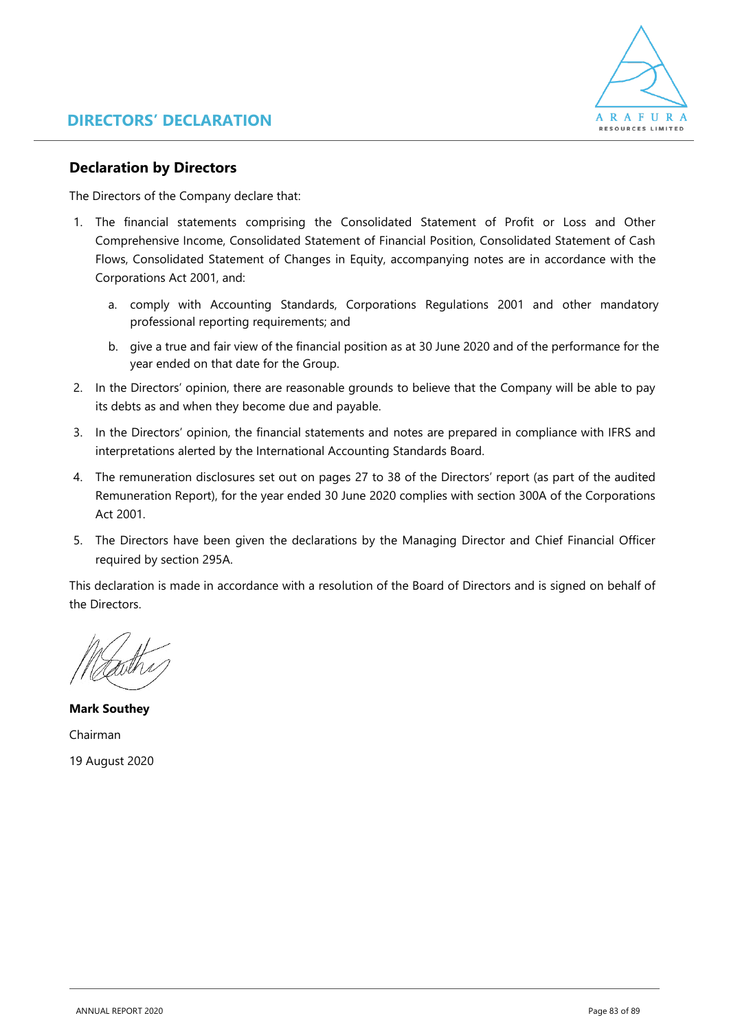# DIRECTORS' DECLARATION

## Declaration by Directors

The Directors of the Company declare that:

1. The financial statements comprising the Consolidated Statement of Profit or Loss and Other Comprehensive Income, Consolidated Statement of Financial Position, Consolidated Statement of Cash Flows, Consolidated Statement of Changes in Equity, accompanying notes are in accordance with the Corporations Act 2001, and:

   a. comply with Accounting Standards, Corporations Regulations 2001 and other mandatory professional reporting requirements; and

   b. give a true and fair view of the financial position as at 30 June 2020 and of the performance for the year ended on that date for the Group.

2. In the Directors' opinion, there are reasonable grounds to believe that the Company will be able to pay its debts as and when they become due and payable.

3. In the Directors' opinion, the financial statements and notes are prepared in compliance with IFRS and interpretations alerted by the International Accounting Standards Board.

4. The remuneration disclosures set out on pages 27 to 38 of the Directors' report (as part of the audited Remuneration Report), for the year ended 30 June 2020 complies with section 300A of the Corporations Act 2001.

5. The Directors have been given the declarations by the Managing Director and Chief Financial Officer required by section 295A.

This declaration is made in accordance with a resolution of the Board of Directors and is signed on behalf of the Directors.

**Mark Southey**

Chairman

19 August 2020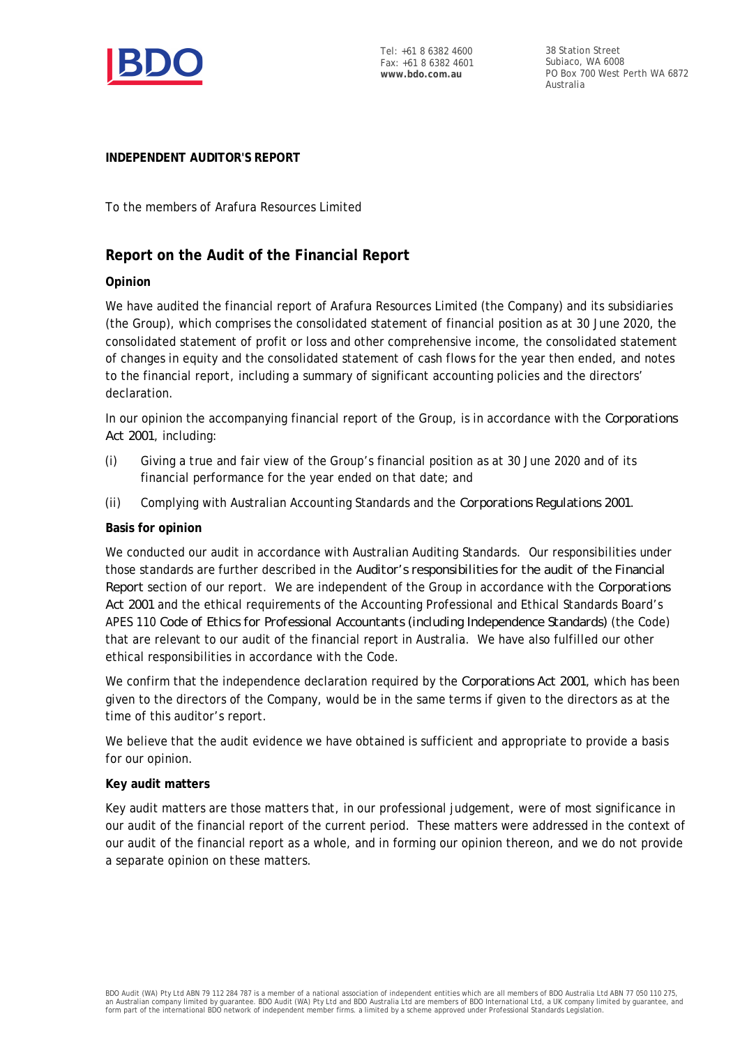Tel: +61 8 6382 4600
Fax: +61 8 6382 4601
**www.bdo.com.au**

38 Station Street
Subiaco, WA 6008
PO Box 700 West Perth WA 6872
Australia

**INDEPENDENT AUDITOR'S REPORT**

To the members of Arafura Resources Limited

## Report on the Audit of the Financial Report

**Opinion**

We have audited the financial report of Arafura Resources Limited (the Company) and its subsidiaries (the Group), which comprises the consolidated statement of financial position as at 30 June 2020, the consolidated statement of profit or loss and other comprehensive income, the consolidated statement of changes in equity and the consolidated statement of cash flows for the year then ended, and notes to the financial report, including a summary of significant accounting policies and the directors' declaration.

In our opinion the accompanying financial report of the Group, is in accordance with the *Corporations Act 2001*, including:

(i) Giving a true and fair view of the Group's financial position as at 30 June 2020 and of its financial performance for the year ended on that date; and

(ii) Complying with Australian Accounting Standards and the *Corporations Regulations 2001*.

**Basis for opinion**

We conducted our audit in accordance with Australian Auditing Standards. Our responsibilities under those standards are further described in the *Auditor's responsibilities for the audit of the Financial Report* section of our report. We are independent of the Group in accordance with the *Corporations Act 2001* and the ethical requirements of the Accounting Professional and Ethical Standards Board's APES 110 *Code of Ethics for Professional Accountants (including Independence Standards)* (the Code) that are relevant to our audit of the financial report in Australia. We have also fulfilled our other ethical responsibilities in accordance with the Code.

We confirm that the independence declaration required by the *Corporations Act 2001*, which has been given to the directors of the Company, would be in the same terms if given to the directors as at the time of this auditor's report.

We believe that the audit evidence we have obtained is sufficient and appropriate to provide a basis for our opinion.

**Key audit matters**

Key audit matters are those matters that, in our professional judgement, were of most significance in our audit of the financial report of the current period. These matters were addressed in the context of our audit of the financial report as a whole, and in forming our opinion thereon, and we do not provide a separate opinion on these matters.

BDO Audit (WA) Pty Ltd ABN 79 112 284 787 is a member of a national association of independent entities which are all members of BDO Australia Ltd ABN 77 050 110 275, an Australian company limited by guarantee. BDO Audit (WA) Pty Ltd and BDO Australia Ltd are members of BDO International Ltd, a UK company limited by guarantee, and form part of the international BDO network of independent member firms. a limited by a scheme approved under Professional Standards Legislation.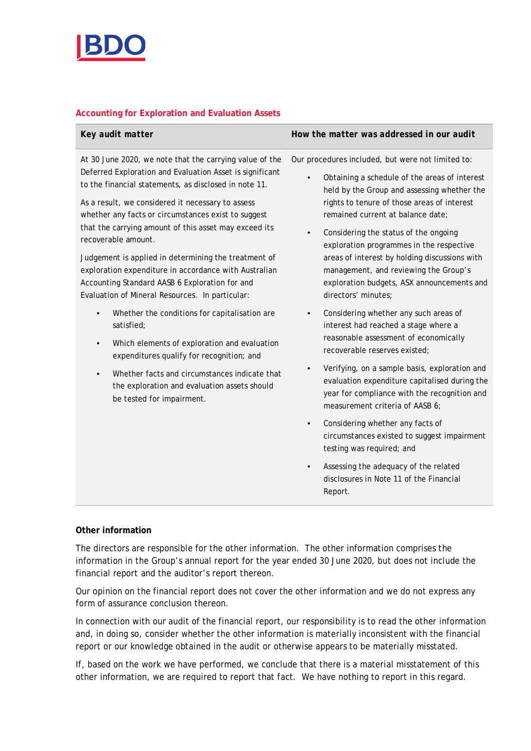### Accounting for Exploration and Evaluation Assets

| Key audit matter | How the matter was addressed in our audit |
| --- | --- |
| At 30 June 2020, we note that the carrying value of the Deferred Exploration and Evaluation Asset is significant to the financial statements, as disclosed in note 11.<br><br>As a result, we considered it necessary to assess whether any facts or circumstances exist to suggest that the carrying amount of this asset may exceed its recoverable amount.<br><br>Judgement is applied in determining the treatment of exploration expenditure in accordance with Australian Accounting Standard AASB 6 Exploration for and Evaluation of Mineral Resources. In particular:<br><br>• Whether the conditions for capitalisation are satisfied;<br>• Which elements of exploration and evaluation expenditures qualify for recognition; and<br>• Whether facts and circumstances indicate that the exploration and evaluation assets should be tested for impairment. | Our procedures included, but were not limited to:<br><br>• Obtaining a schedule of the areas of interest held by the Group and assessing whether the rights to tenure of those areas of interest remained current at balance date;<br>• Considering the status of the ongoing exploration programmes in the respective areas of interest by holding discussions with management, and reviewing the Group's exploration budgets, ASX announcements and directors' minutes;<br>• Considering whether any such areas of interest had reached a stage where a reasonable assessment of economically recoverable reserves existed;<br>• Verifying, on a sample basis, exploration and evaluation expenditure capitalised during the year for compliance with the recognition and measurement criteria of AASB 6;<br>• Considering whether any facts of circumstances existed to suggest impairment testing was required; and<br>• Assessing the adequacy of the related disclosures in Note 11 of the Financial Report. |

**Other information**

The directors are responsible for the other information. The other information comprises the information in the Group's annual report for the year ended 30 June 2020, but does not include the financial report and the auditor's report thereon.

Our opinion on the financial report does not cover the other information and we do not express any form of assurance conclusion thereon.

In connection with our audit of the financial report, our responsibility is to read the other information and, in doing so, consider whether the other information is materially inconsistent with the financial report or our knowledge obtained in the audit or otherwise appears to be materially misstated.

If, based on the work we have performed, we conclude that there is a material misstatement of this other information, we are required to report that fact. We have nothing to report in this regard.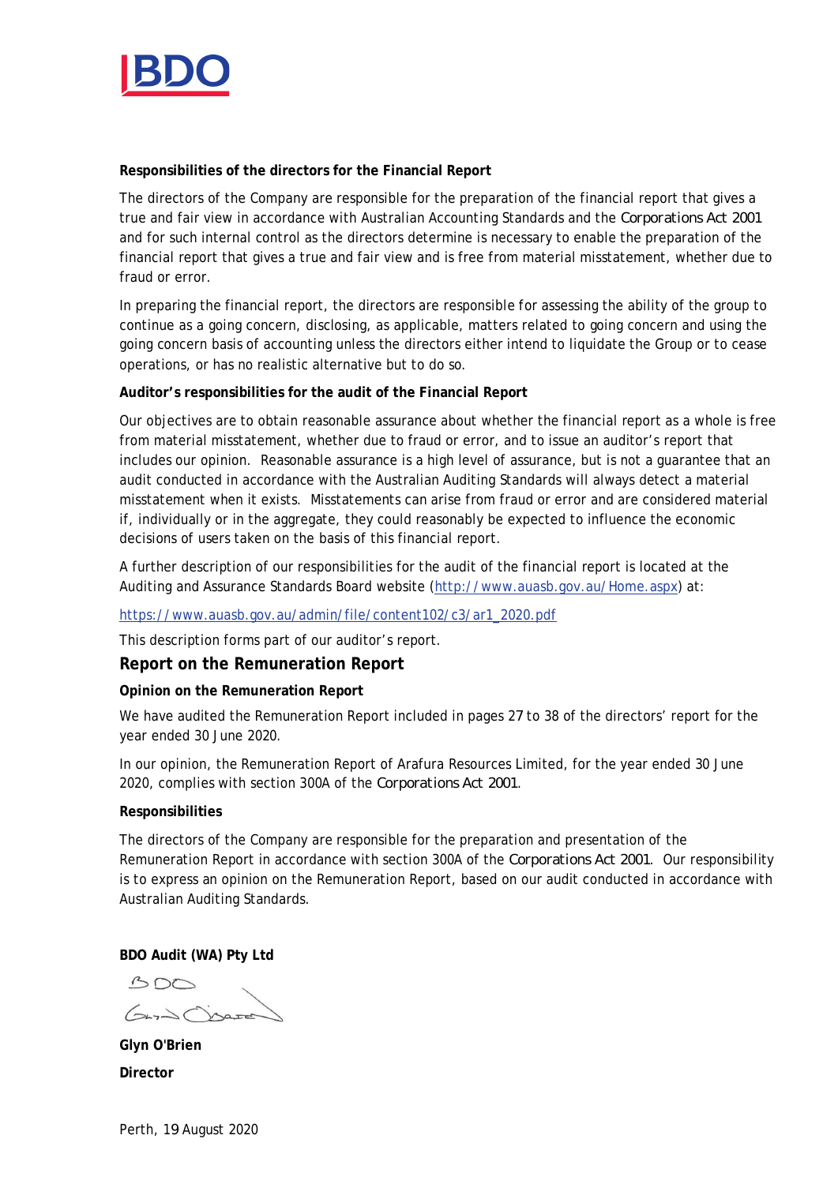**Responsibilities of the directors for the Financial Report**

The directors of the Company are responsible for the preparation of the financial report that gives a true and fair view in accordance with Australian Accounting Standards and the *Corporations Act 2001* and for such internal control as the directors determine is necessary to enable the preparation of the financial report that gives a true and fair view and is free from material misstatement, whether due to fraud or error.

In preparing the financial report, the directors are responsible for assessing the ability of the group to continue as a going concern, disclosing, as applicable, matters related to going concern and using the going concern basis of accounting unless the directors either intend to liquidate the Group or to cease operations, or has no realistic alternative but to do so.

**Auditor's responsibilities for the audit of the Financial Report**

Our objectives are to obtain reasonable assurance about whether the financial report as a whole is free from material misstatement, whether due to fraud or error, and to issue an auditor's report that includes our opinion. Reasonable assurance is a high level of assurance, but is not a guarantee that an audit conducted in accordance with the Australian Auditing Standards will always detect a material misstatement when it exists. Misstatements can arise from fraud or error and are considered material if, individually or in the aggregate, they could reasonably be expected to influence the economic decisions of users taken on the basis of this financial report.

A further description of our responsibilities for the audit of the financial report is located at the Auditing and Assurance Standards Board website (http://www.auasb.gov.au/Home.aspx) at:

https://www.auasb.gov.au/admin/file/content102/c3/ar1_2020.pdf

This description forms part of our auditor's report.

## Report on the Remuneration Report

**Opinion on the Remuneration Report**

We have audited the Remuneration Report included in pages 27 to 38 of the directors' report for the year ended 30 June 2020.

In our opinion, the Remuneration Report of Arafura Resources Limited, for the year ended 30 June 2020, complies with section 300A of the *Corporations Act 2001*.

**Responsibilities**

The directors of the Company are responsible for the preparation and presentation of the Remuneration Report in accordance with section 300A of the *Corporations Act 2001*. Our responsibility is to express an opinion on the Remuneration Report, based on our audit conducted in accordance with Australian Auditing Standards.

**BDO Audit (WA) Pty Ltd**

**Glyn O'Brien**

**Director**

Perth, 19 August 2020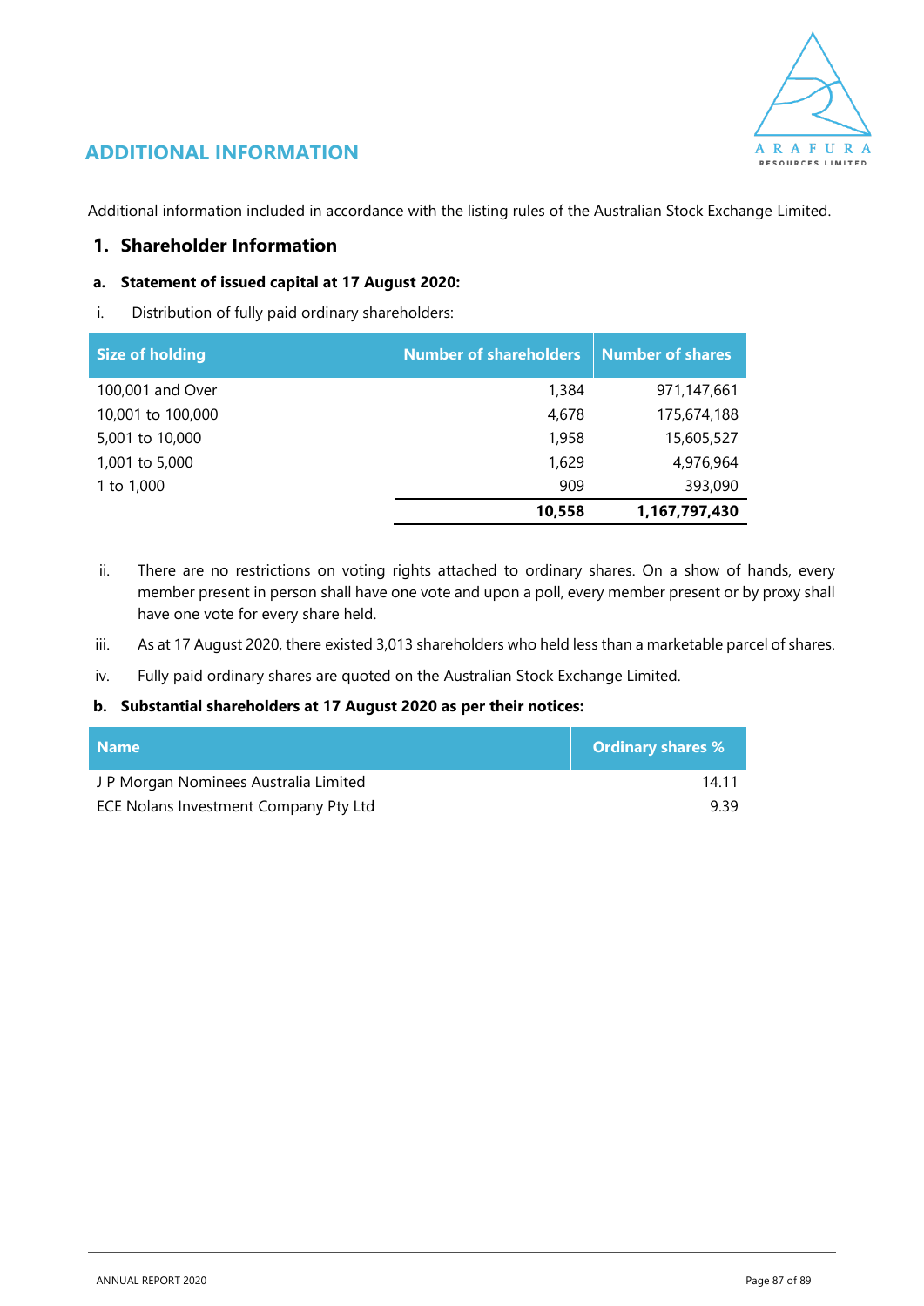# ADDITIONAL INFORMATION

Additional information included in accordance with the listing rules of the Australian Stock Exchange Limited.

## 1. Shareholder Information

### a. Statement of issued capital at 17 August 2020:

i. Distribution of fully paid ordinary shareholders:

| Size of holding | Number of shareholders | Number of shares |
|---|---|---|
| 100,001 and Over | 1,384 | 971,147,661 |
| 10,001 to 100,000 | 4,678 | 175,674,188 |
| 5,001 to 10,000 | 1,958 | 15,605,527 |
| 1,001 to 5,000 | 1,629 | 4,976,964 |
| 1 to 1,000 | 909 | 393,090 |
| | **10,558** | **1,167,797,430** |

ii. There are no restrictions on voting rights attached to ordinary shares. On a show of hands, every member present in person shall have one vote and upon a poll, every member present or by proxy shall have one vote for every share held.

iii. As at 17 August 2020, there existed 3,013 shareholders who held less than a marketable parcel of shares.

iv. Fully paid ordinary shares are quoted on the Australian Stock Exchange Limited.

### b. Substantial shareholders at 17 August 2020 as per their notices:

| Name | Ordinary shares % |
|---|---|
| J P Morgan Nominees Australia Limited | 14.11 |
| ECE Nolans Investment Company Pty Ltd | 9.39 |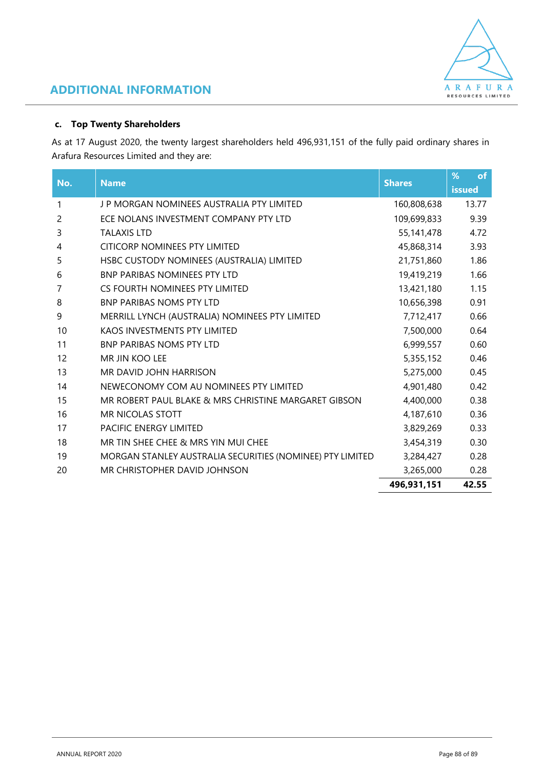# ADDITIONAL INFORMATION

### c. Top Twenty Shareholders

As at 17 August 2020, the twenty largest shareholders held 496,931,151 of the fully paid ordinary shares in Arafura Resources Limited and they are:

| No. | Name | Shares | % of issued |
|---|---|---|---|
| 1 | J P MORGAN NOMINEES AUSTRALIA PTY LIMITED | 160,808,638 | 13.77 |
| 2 | ECE NOLANS INVESTMENT COMPANY PTY LTD | 109,699,833 | 9.39 |
| 3 | TALAXIS LTD | 55,141,478 | 4.72 |
| 4 | CITICORP NOMINEES PTY LIMITED | 45,868,314 | 3.93 |
| 5 | HSBC CUSTODY NOMINEES (AUSTRALIA) LIMITED | 21,751,860 | 1.86 |
| 6 | BNP PARIBAS NOMINEES PTY LTD | 19,419,219 | 1.66 |
| 7 | CS FOURTH NOMINEES PTY LIMITED | 13,421,180 | 1.15 |
| 8 | BNP PARIBAS NOMS PTY LTD | 10,656,398 | 0.91 |
| 9 | MERRILL LYNCH (AUSTRALIA) NOMINEES PTY LIMITED | 7,712,417 | 0.66 |
| 10 | KAOS INVESTMENTS PTY LIMITED | 7,500,000 | 0.64 |
| 11 | BNP PARIBAS NOMS PTY LTD | 6,999,557 | 0.60 |
| 12 | MR JIN KOO LEE | 5,355,152 | 0.46 |
| 13 | MR DAVID JOHN HARRISON | 5,275,000 | 0.45 |
| 14 | NEWECONOMY COM AU NOMINEES PTY LIMITED | 4,901,480 | 0.42 |
| 15 | MR ROBERT PAUL BLAKE & MRS CHRISTINE MARGARET GIBSON | 4,400,000 | 0.38 |
| 16 | MR NICOLAS STOTT | 4,187,610 | 0.36 |
| 17 | PACIFIC ENERGY LIMITED | 3,829,269 | 0.33 |
| 18 | MR TIN SHEE CHEE & MRS YIN MUI CHEE | 3,454,319 | 0.30 |
| 19 | MORGAN STANLEY AUSTRALIA SECURITIES (NOMINEE) PTY LIMITED | 3,284,427 | 0.28 |
| 20 | MR CHRISTOPHER DAVID JOHNSON | 3,265,000 | 0.28 |
| | | **496,931,151** | **42.55** |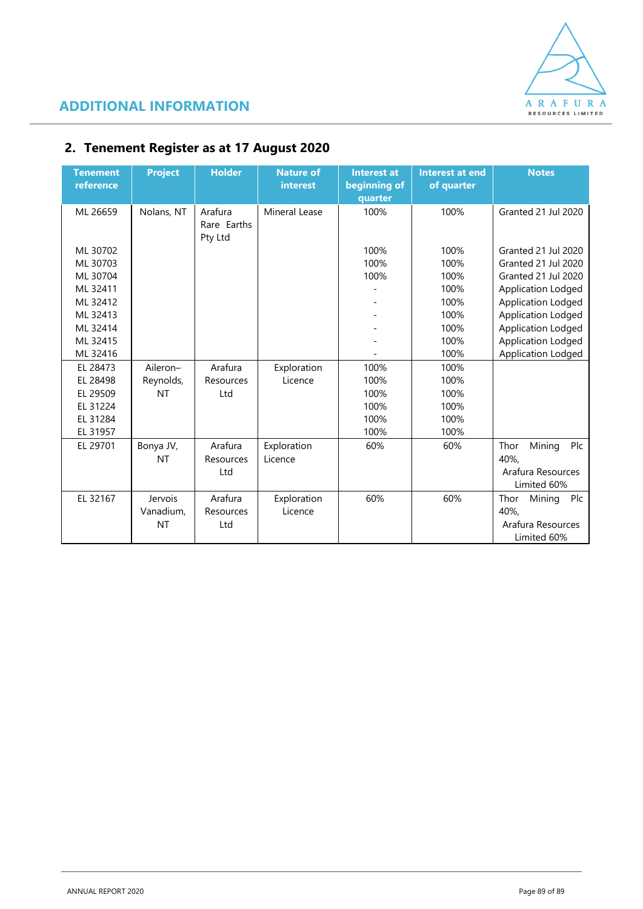## 2. Tenement Register as at 17 August 2020

| Tenement reference | Project | Holder | Nature of interest | Interest at beginning of quarter | Interest at end of quarter | Notes |
|---|---|---|---|---|---|---|
| ML 26659 | Nolans, NT | Arafura Rare Earths Pty Ltd | Mineral Lease | 100% | 100% | Granted 21 Jul 2020 |
| ML 30702 | | | | 100% | 100% | Granted 21 Jul 2020 |
| ML 30703 | | | | 100% | 100% | Granted 21 Jul 2020 |
| ML 30704 | | | | 100% | 100% | Granted 21 Jul 2020 |
| ML 32411 | | | | - | 100% | Application Lodged |
| ML 32412 | | | | - | 100% | Application Lodged |
| ML 32413 | | | | - | 100% | Application Lodged |
| ML 32414 | | | | - | 100% | Application Lodged |
| ML 32415 | | | | - | 100% | Application Lodged |
| ML 32416 | | | | - | 100% | Application Lodged |
| EL 28473 | Aileron–Reynolds, NT | Arafura Resources Ltd | Exploration Licence | 100% | 100% | |
| EL 28498 | | | | 100% | 100% | |
| EL 29509 | | | | 100% | 100% | |
| EL 31224 | | | | 100% | 100% | |
| EL 31284 | | | | 100% | 100% | |
| EL 31957 | | | | 100% | 100% | |
| EL 29701 | Bonya JV, NT | Arafura Resources Ltd | Exploration Licence | 60% | 60% | Thor Mining Plc 40%, Arafura Resources Limited 60% |
| EL 32167 | Jervois Vanadium, NT | Arafura Resources Ltd | Exploration Licence | 60% | 60% | Thor Mining Plc 40%, Arafura Resources Limited 60% |